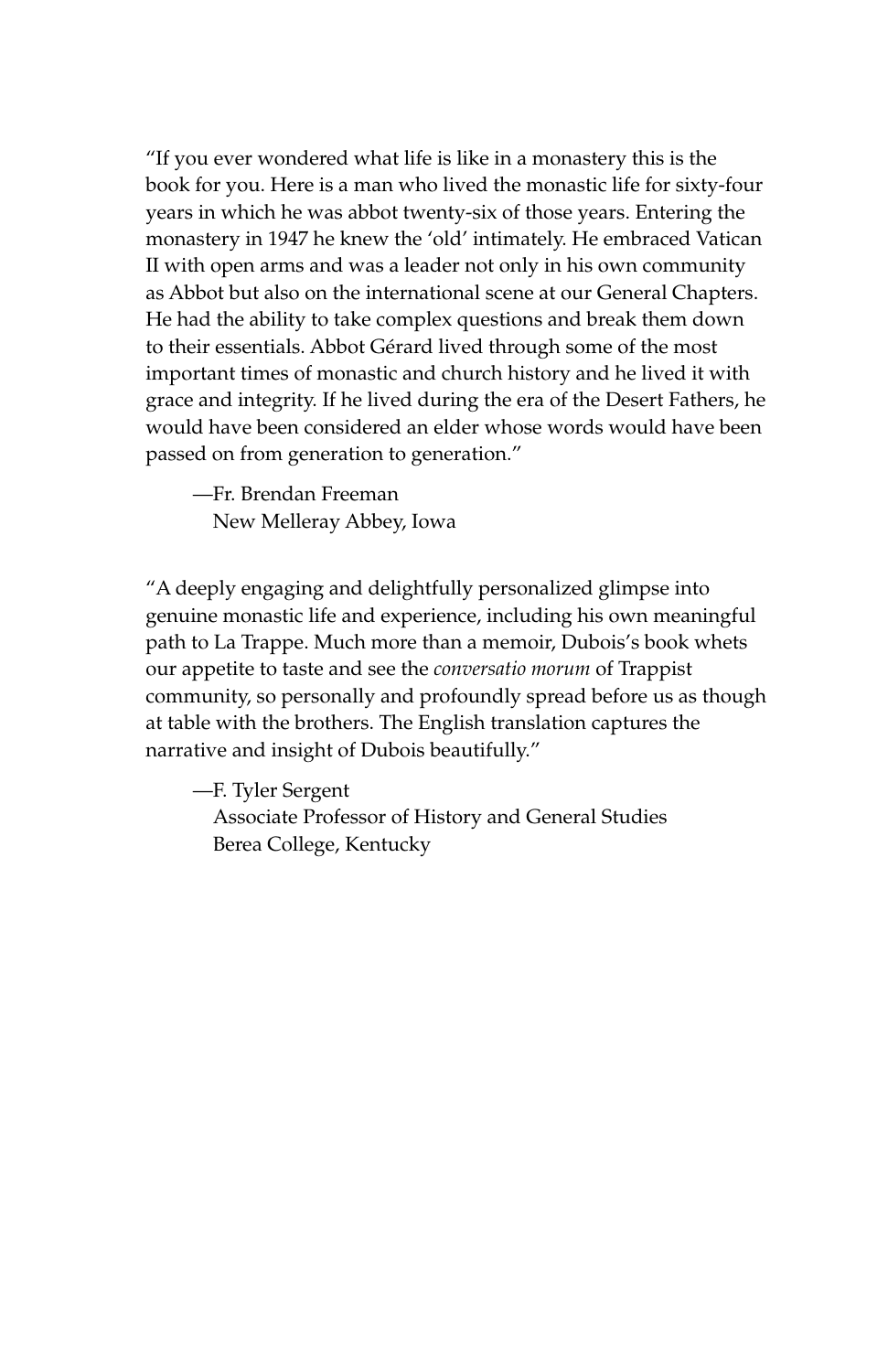"If you ever wondered what life is like in a monastery this is the book for you. Here is a man who lived the monastic life for sixty-four years in which he was abbot twenty-six of those years. Entering the monastery in 1947 he knew the 'old' intimately. He embraced Vatican II with open arms and was a leader not only in his own community as Abbot but also on the international scene at our General Chapters. He had the ability to take complex questions and break them down to their essentials. Abbot Gérard lived through some of the most important times of monastic and church history and he lived it with grace and integrity. If he lived during the era of the Desert Fathers, he would have been considered an elder whose words would have been passed on from generation to generation."

—Fr. Brendan Freeman
New Melleray Abbey, Iowa

"A deeply engaging and delightfully personalized glimpse into genuine monastic life and experience, including his own meaningful path to La Trappe. Much more than a memoir, Dubois's book whets our appetite to taste and see the *conversatio morum* of Trappist community, so personally and profoundly spread before us as though at table with the brothers. The English translation captures the narrative and insight of Dubois beautifully."

—F. Tyler Sergent
Associate Professor of History and General Studies
Berea College, Kentucky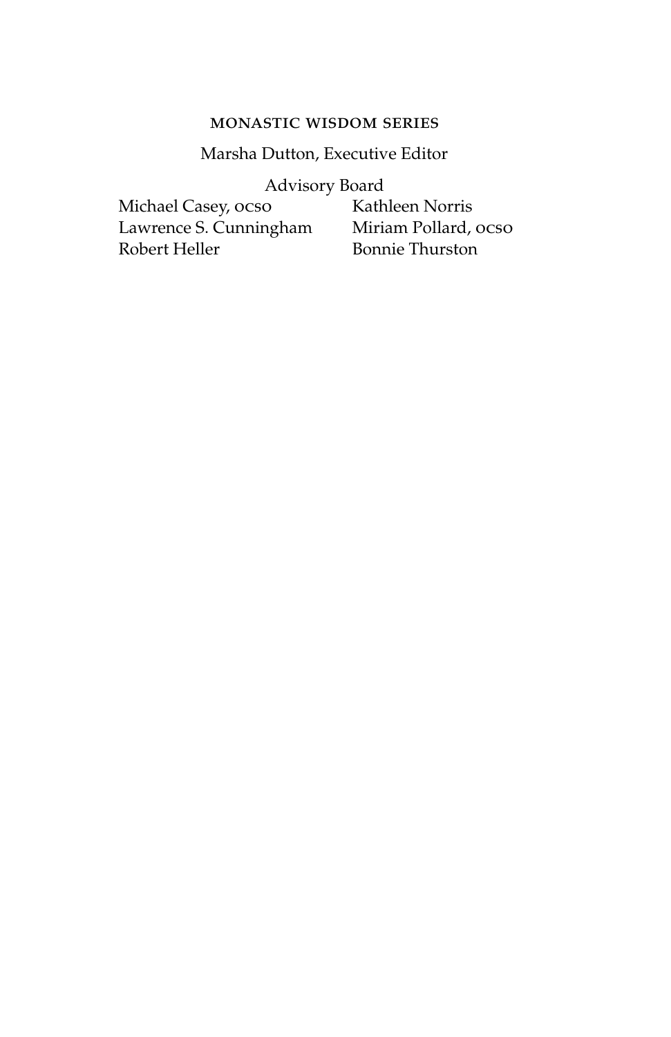MONASTIC WISDOM SERIES

Marsha Dutton, Executive Editor

Advisory Board

Michael Casey, OCSO
Lawrence S. Cunningham
Robert Heller
Kathleen Norris
Miriam Pollard, OCSO
Bonnie Thurston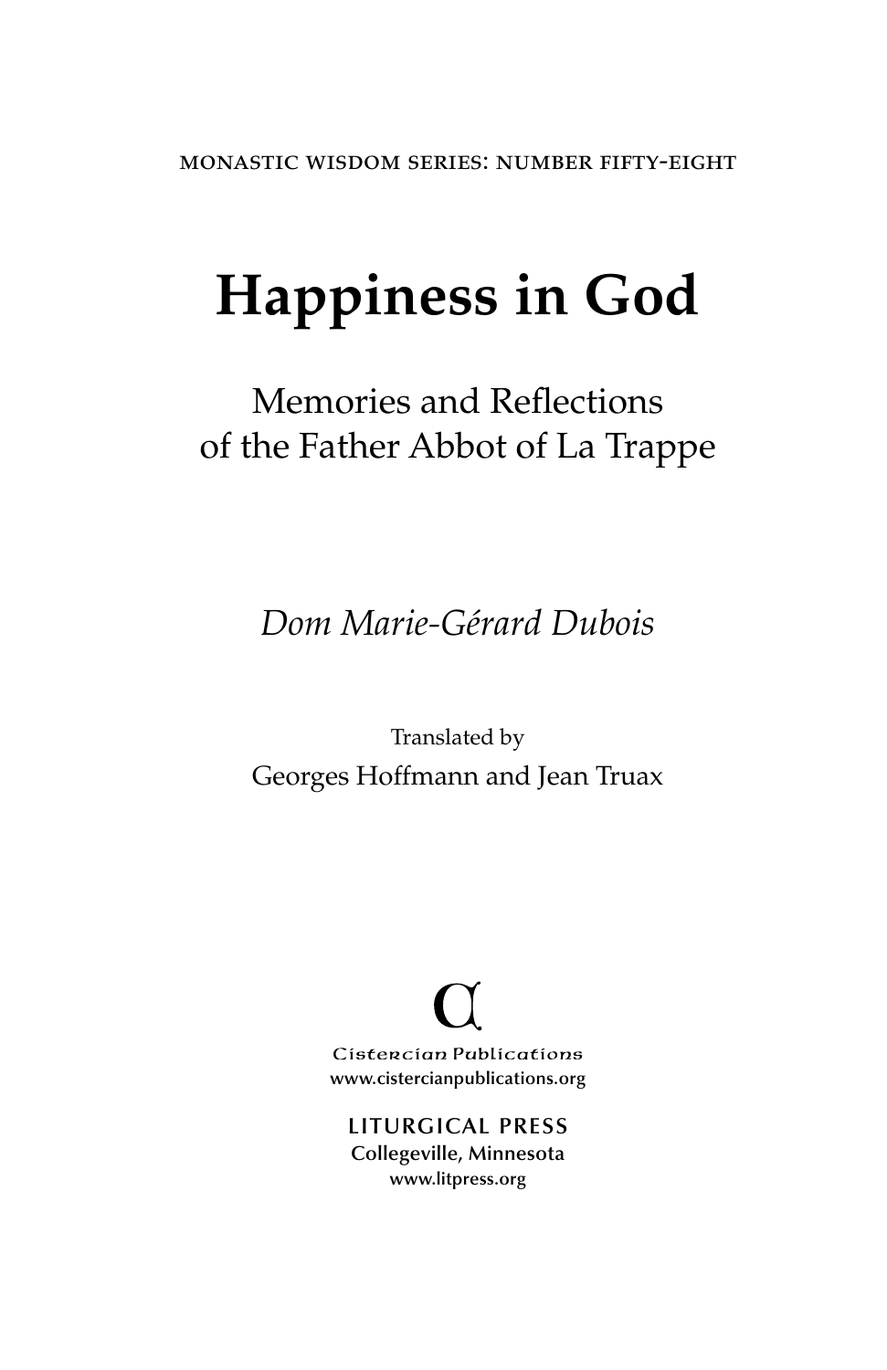MONASTIC WISDOM SERIES: NUMBER FIFTY-EIGHT

# Happiness in God

## Memories and Reflections of the Father Abbot of La Trappe

*Dom Marie-Gérard Dubois*

Translated by

Georges Hoffmann and Jean Truax

Cistercian Publications
www.cistercianpublications.org

LITURGICAL PRESS
Collegeville, Minnesota
www.litpress.org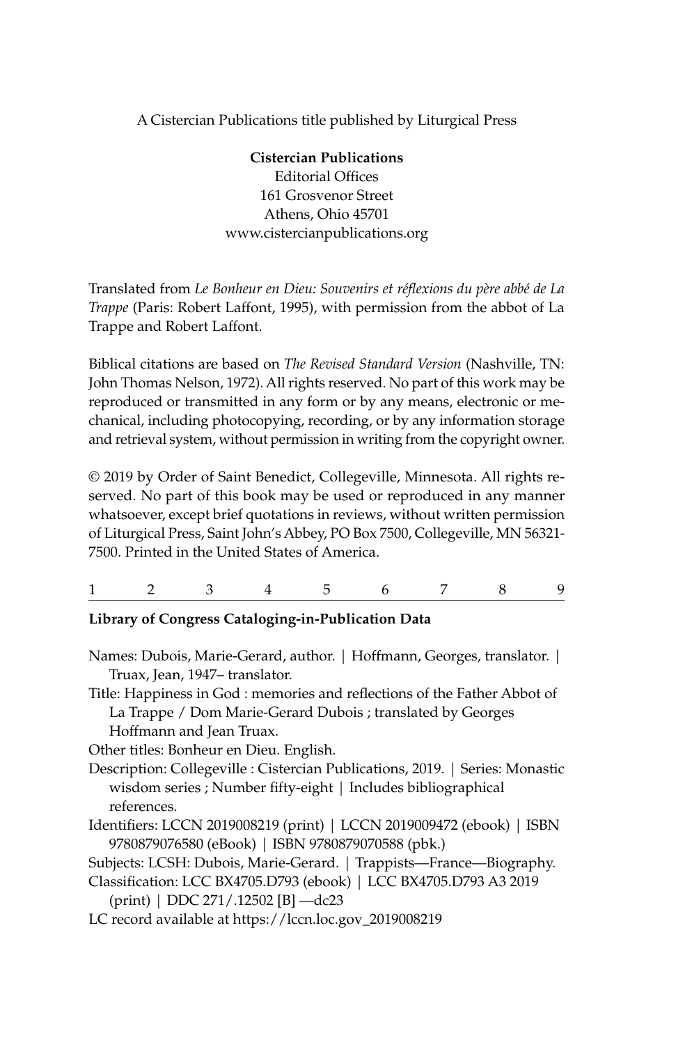A Cistercian Publications title published by Liturgical Press

**Cistercian Publications**
Editorial Offices
161 Grosvenor Street
Athens, Ohio 45701
www.cistercianpublications.org

Translated from *Le Bonheur en Dieu: Souvenirs et réflexions du père abbé de La Trappe* (Paris: Robert Laffont, 1995), with permission from the abbot of La Trappe and Robert Laffont.

Biblical citations are based on *The Revised Standard Version* (Nashville, TN: John Thomas Nelson, 1972). All rights reserved. No part of this work may be reproduced or transmitted in any form or by any means, electronic or mechanical, including photocopying, recording, or by any information storage and retrieval system, without permission in writing from the copyright owner.

© 2019 by Order of Saint Benedict, Collegeville, Minnesota. All rights reserved. No part of this book may be used or reproduced in any manner whatsoever, except brief quotations in reviews, without written permission of Liturgical Press, Saint John's Abbey, PO Box 7500, Collegeville, MN 56321-7500. Printed in the United States of America.

1 2 3 4 5 6 7 8 9

**Library of Congress Cataloging-in-Publication Data**

Names: Dubois, Marie-Gerard, author. | Hoffmann, Georges, translator. | Truax, Jean, 1947– translator.
Title: Happiness in God : memories and reflections of the Father Abbot of La Trappe / Dom Marie-Gerard Dubois ; translated by Georges Hoffmann and Jean Truax.
Other titles: Bonheur en Dieu. English.
Description: Collegeville : Cistercian Publications, 2019. | Series: Monastic wisdom series ; Number fifty-eight | Includes bibliographical references.
Identifiers: LCCN 2019008219 (print) | LCCN 2019009472 (ebook) | ISBN 9780879076580 (eBook) | ISBN 9780879070588 (pbk.)
Subjects: LCSH: Dubois, Marie-Gerard. | Trappists—France—Biography.
Classification: LCC BX4705.D793 (ebook) | LCC BX4705.D793 A3 2019 (print) | DDC 271/.12502 [B] —dc23
LC record available at https://lccn.loc.gov_2019008219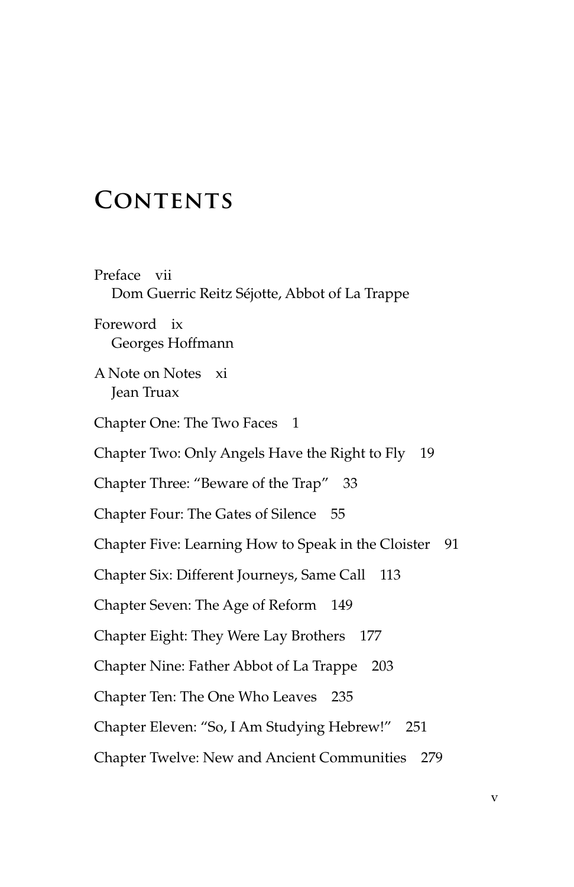# Contents

Preface vii
Dom Guerric Reitz Séjotte, Abbot of La Trappe

Foreword ix
Georges Hoffmann

A Note on Notes xi
Jean Truax

Chapter One: The Two Faces 1

Chapter Two: Only Angels Have the Right to Fly 19

Chapter Three: "Beware of the Trap" 33

Chapter Four: The Gates of Silence 55

Chapter Five: Learning How to Speak in the Cloister 91

Chapter Six: Different Journeys, Same Call 113

Chapter Seven: The Age of Reform 149

Chapter Eight: They Were Lay Brothers 177

Chapter Nine: Father Abbot of La Trappe 203

Chapter Ten: The One Who Leaves 235

Chapter Eleven: "So, I Am Studying Hebrew!" 251

Chapter Twelve: New and Ancient Communities 279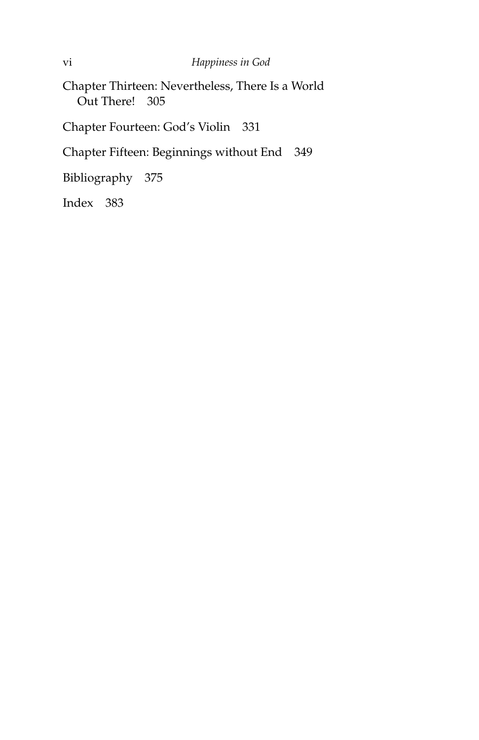Chapter Thirteen: Nevertheless, There Is a World Out There! 305

Chapter Fourteen: God's Violin 331

Chapter Fifteen: Beginnings without End 349

Bibliography 375

Index 383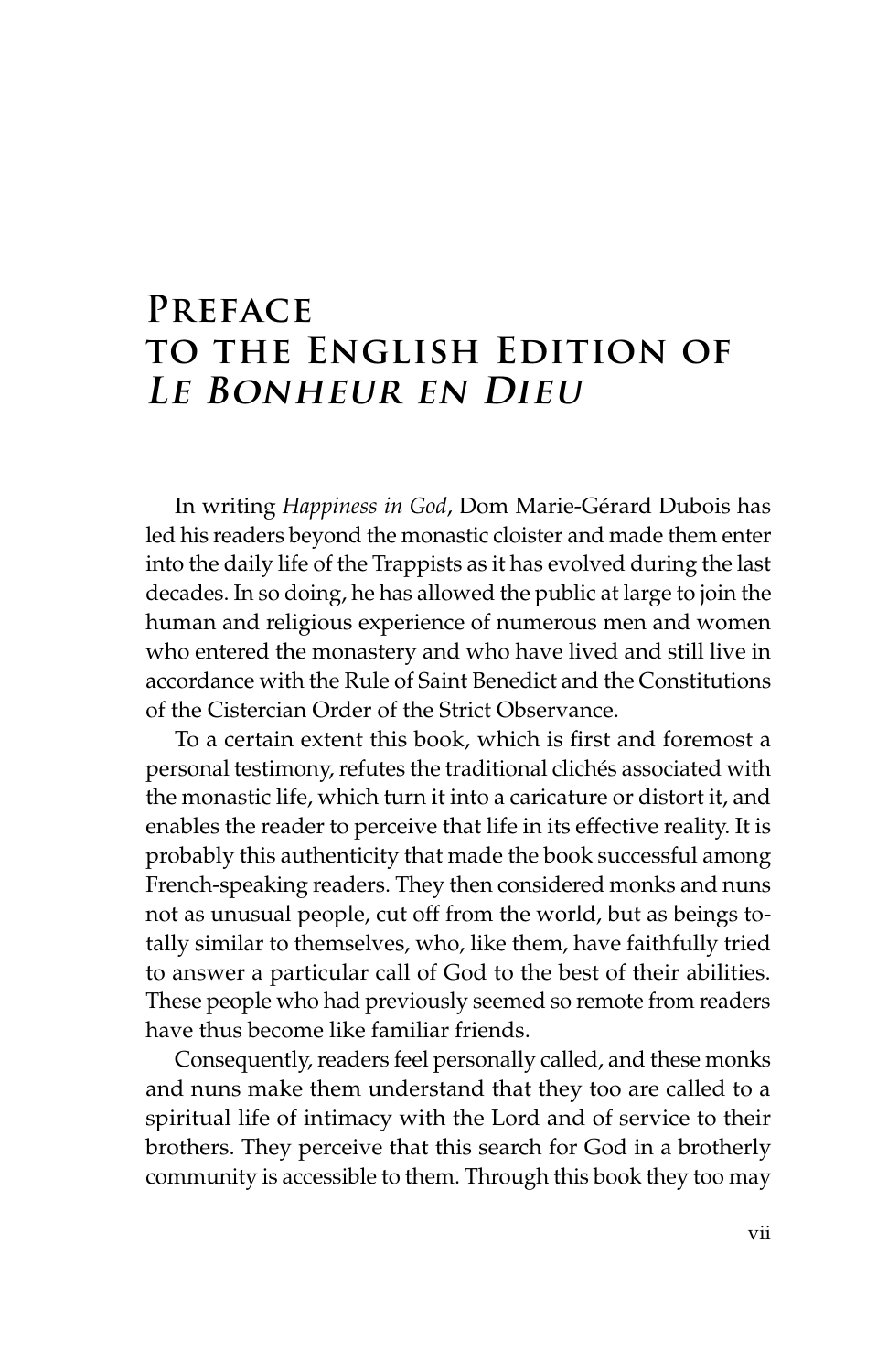# Preface to the English Edition of *Le Bonheur en Dieu*

In writing *Happiness in God*, Dom Marie-Gérard Dubois has led his readers beyond the monastic cloister and made them enter into the daily life of the Trappists as it has evolved during the last decades. In so doing, he has allowed the public at large to join the human and religious experience of numerous men and women who entered the monastery and who have lived and still live in accordance with the Rule of Saint Benedict and the Constitutions of the Cistercian Order of the Strict Observance.

To a certain extent this book, which is first and foremost a personal testimony, refutes the traditional clichés associated with the monastic life, which turn it into a caricature or distort it, and enables the reader to perceive that life in its effective reality. It is probably this authenticity that made the book successful among French-speaking readers. They then considered monks and nuns not as unusual people, cut off from the world, but as beings totally similar to themselves, who, like them, have faithfully tried to answer a particular call of God to the best of their abilities. These people who had previously seemed so remote from readers have thus become like familiar friends.

Consequently, readers feel personally called, and these monks and nuns make them understand that they too are called to a spiritual life of intimacy with the Lord and of service to their brothers. They perceive that this search for God in a brotherly community is accessible to them. Through this book they too may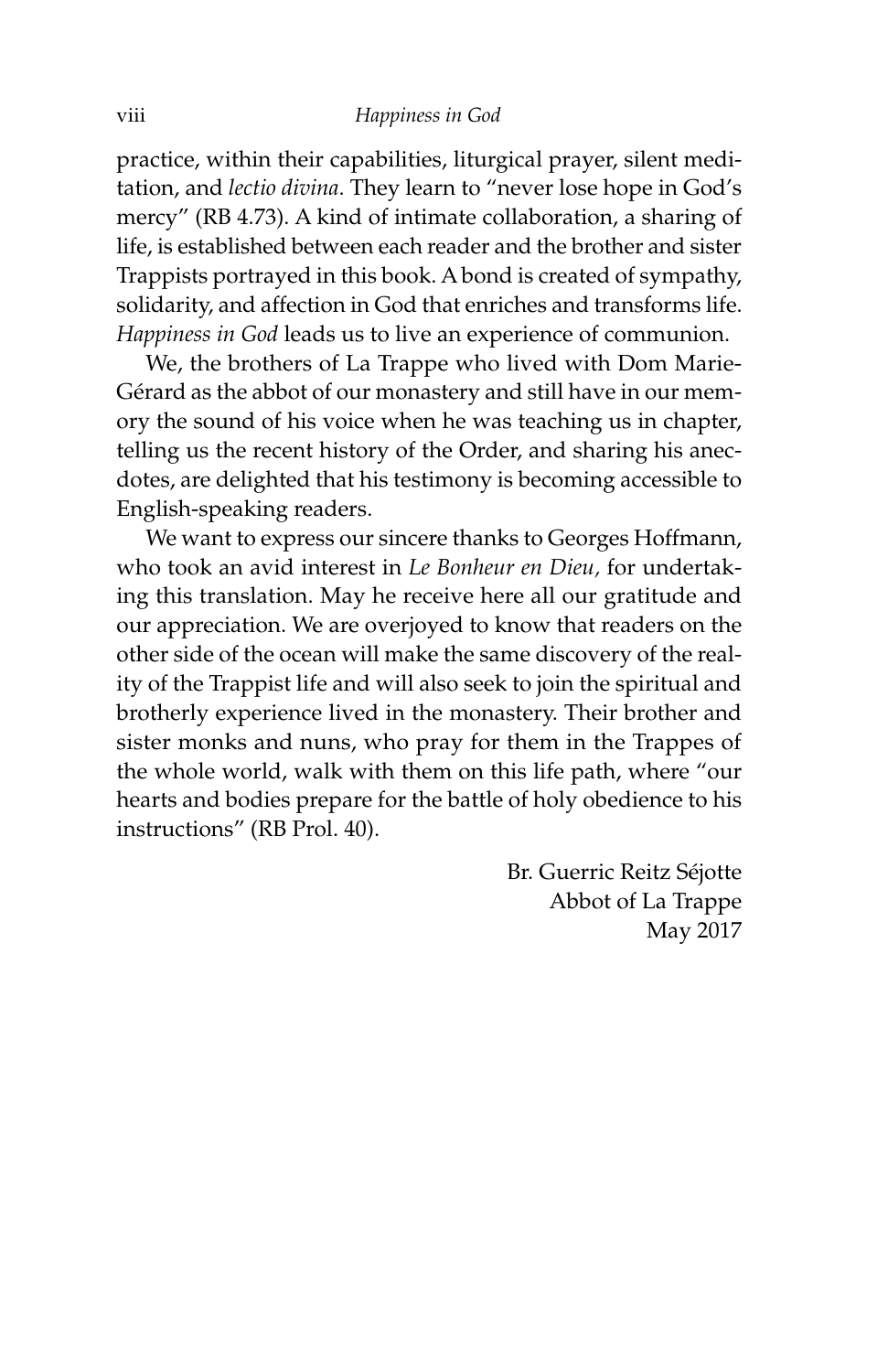practice, within their capabilities, liturgical prayer, silent meditation, and *lectio divina*. They learn to "never lose hope in God's mercy" (RB 4.73). A kind of intimate collaboration, a sharing of life, is established between each reader and the brother and sister Trappists portrayed in this book. A bond is created of sympathy, solidarity, and affection in God that enriches and transforms life. *Happiness in God* leads us to live an experience of communion.

We, the brothers of La Trappe who lived with Dom Marie-Gérard as the abbot of our monastery and still have in our memory the sound of his voice when he was teaching us in chapter, telling us the recent history of the Order, and sharing his anecdotes, are delighted that his testimony is becoming accessible to English-speaking readers.

We want to express our sincere thanks to Georges Hoffmann, who took an avid interest in *Le Bonheur en Dieu,* for undertaking this translation. May he receive here all our gratitude and our appreciation. We are overjoyed to know that readers on the other side of the ocean will make the same discovery of the reality of the Trappist life and will also seek to join the spiritual and brotherly experience lived in the monastery. Their brother and sister monks and nuns, who pray for them in the Trappes of the whole world, walk with them on this life path, where "our hearts and bodies prepare for the battle of holy obedience to his instructions" (RB Prol. 40).

Br. Guerric Reitz Séjotte
Abbot of La Trappe
May 2017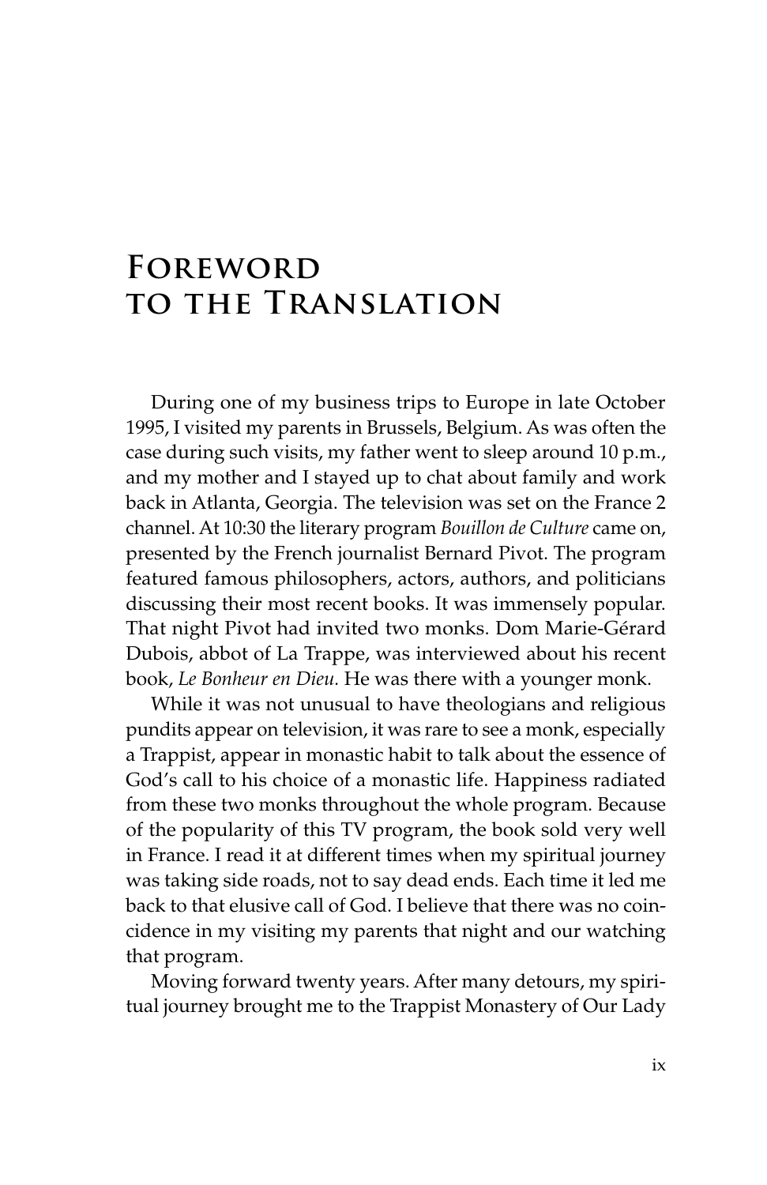# Foreword to the Translation

During one of my business trips to Europe in late October 1995, I visited my parents in Brussels, Belgium. As was often the case during such visits, my father went to sleep around 10 p.m., and my mother and I stayed up to chat about family and work back in Atlanta, Georgia. The television was set on the France 2 channel. At 10:30 the literary program *Bouillon de Culture* came on, presented by the French journalist Bernard Pivot. The program featured famous philosophers, actors, authors, and politicians discussing their most recent books. It was immensely popular. That night Pivot had invited two monks. Dom Marie-Gérard Dubois, abbot of La Trappe, was interviewed about his recent book, *Le Bonheur en Dieu.* He was there with a younger monk.

While it was not unusual to have theologians and religious pundits appear on television, it was rare to see a monk, especially a Trappist, appear in monastic habit to talk about the essence of God's call to his choice of a monastic life. Happiness radiated from these two monks throughout the whole program. Because of the popularity of this TV program, the book sold very well in France. I read it at different times when my spiritual journey was taking side roads, not to say dead ends. Each time it led me back to that elusive call of God. I believe that there was no coincidence in my visiting my parents that night and our watching that program.

Moving forward twenty years. After many detours, my spiritual journey brought me to the Trappist Monastery of Our Lady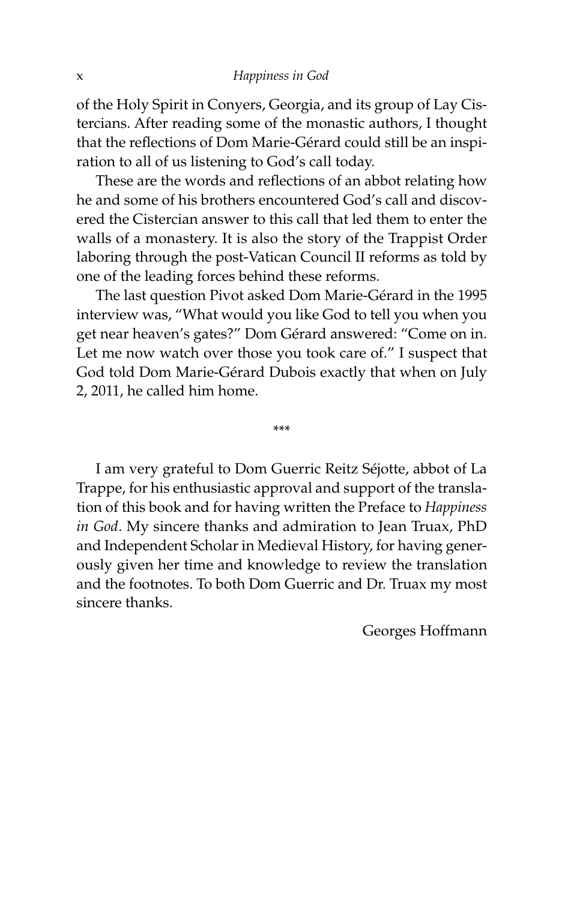of the Holy Spirit in Conyers, Georgia, and its group of Lay Cistercians. After reading some of the monastic authors, I thought that the reflections of Dom Marie-Gérard could still be an inspiration to all of us listening to God's call today.

These are the words and reflections of an abbot relating how he and some of his brothers encountered God's call and discovered the Cistercian answer to this call that led them to enter the walls of a monastery. It is also the story of the Trappist Order laboring through the post-Vatican Council II reforms as told by one of the leading forces behind these reforms.

The last question Pivot asked Dom Marie-Gérard in the 1995 interview was, "What would you like God to tell you when you get near heaven's gates?" Dom Gérard answered: "Come on in. Let me now watch over those you took care of." I suspect that God told Dom Marie-Gérard Dubois exactly that when on July 2, 2011, he called him home.

\*\*\*

I am very grateful to Dom Guerric Reitz Séjotte, abbot of La Trappe, for his enthusiastic approval and support of the translation of this book and for having written the Preface to *Happiness in God*. My sincere thanks and admiration to Jean Truax, PhD and Independent Scholar in Medieval History, for having generously given her time and knowledge to review the translation and the footnotes. To both Dom Guerric and Dr. Truax my most sincere thanks.

Georges Hoffmann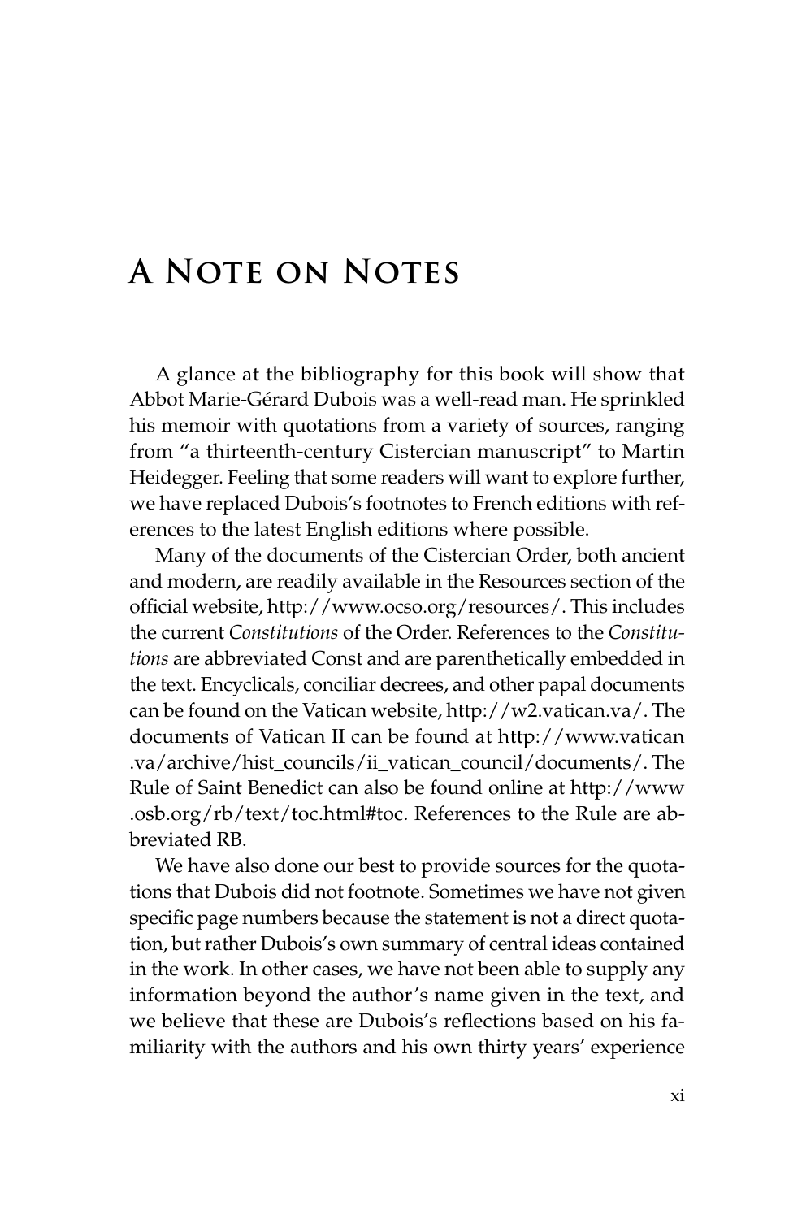# A Note on Notes

A glance at the bibliography for this book will show that Abbot Marie-Gérard Dubois was a well-read man. He sprinkled his memoir with quotations from a variety of sources, ranging from "a thirteenth-century Cistercian manuscript" to Martin Heidegger. Feeling that some readers will want to explore further, we have replaced Dubois's footnotes to French editions with references to the latest English editions where possible.

Many of the documents of the Cistercian Order, both ancient and modern, are readily available in the Resources section of the official website, http://www.ocso.org/resources/. This includes the current *Constitutions* of the Order. References to the *Constitutions* are abbreviated Const and are parenthetically embedded in the text. Encyclicals, conciliar decrees, and other papal documents can be found on the Vatican website, http://w2.vatican.va/. The documents of Vatican II can be found at http://www.vatican.va/archive/hist_councils/ii_vatican_council/documents/. The Rule of Saint Benedict can also be found online at http://www.osb.org/rb/text/toc.html#toc. References to the Rule are abbreviated RB.

We have also done our best to provide sources for the quotations that Dubois did not footnote. Sometimes we have not given specific page numbers because the statement is not a direct quotation, but rather Dubois's own summary of central ideas contained in the work. In other cases, we have not been able to supply any information beyond the author's name given in the text, and we believe that these are Dubois's reflections based on his familiarity with the authors and his own thirty years' experience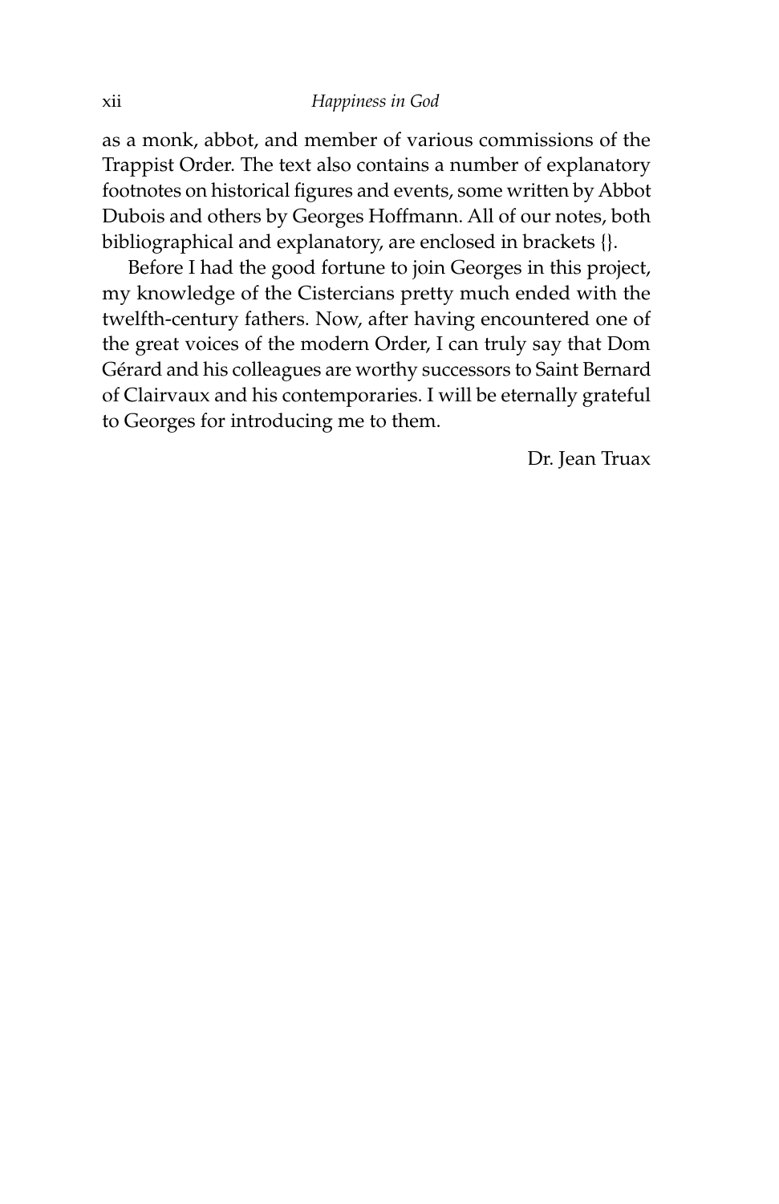as a monk, abbot, and member of various commissions of the Trappist Order. The text also contains a number of explanatory footnotes on historical figures and events, some written by Abbot Dubois and others by Georges Hoffmann. All of our notes, both bibliographical and explanatory, are enclosed in brackets {}.

Before I had the good fortune to join Georges in this project, my knowledge of the Cistercians pretty much ended with the twelfth-century fathers. Now, after having encountered one of the great voices of the modern Order, I can truly say that Dom Gérard and his colleagues are worthy successors to Saint Bernard of Clairvaux and his contemporaries. I will be eternally grateful to Georges for introducing me to them.

Dr. Jean Truax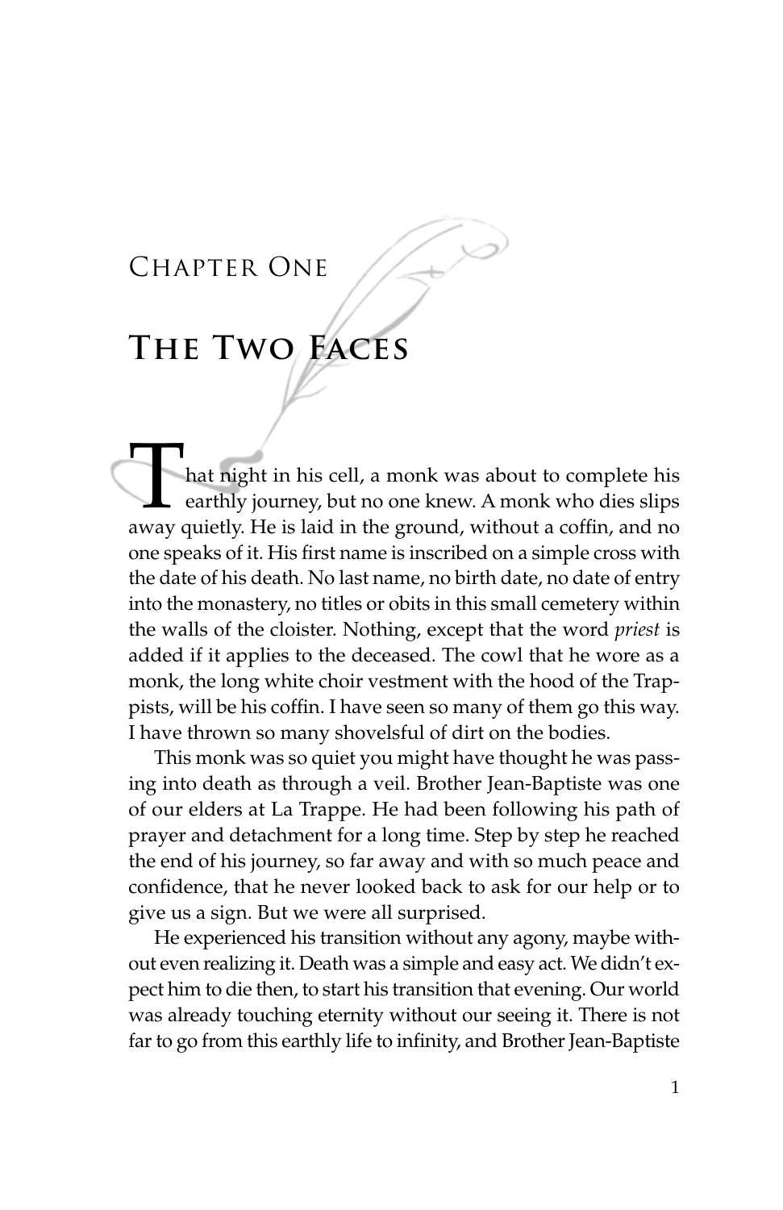# Chapter One

## The Two Faces

That night in his cell, a monk was about to complete his earthly journey, but no one knew. A monk who dies slips away quietly. He is laid in the ground, without a coffin, and no one speaks of it. His first name is inscribed on a simple cross with the date of his death. No last name, no birth date, no date of entry into the monastery, no titles or obits in this small cemetery within the walls of the cloister. Nothing, except that the word *priest* is added if it applies to the deceased. The cowl that he wore as a monk, the long white choir vestment with the hood of the Trappists, will be his coffin. I have seen so many of them go this way. I have thrown so many shovelsful of dirt on the bodies.

This monk was so quiet you might have thought he was passing into death as through a veil. Brother Jean-Baptiste was one of our elders at La Trappe. He had been following his path of prayer and detachment for a long time. Step by step he reached the end of his journey, so far away and with so much peace and confidence, that he never looked back to ask for our help or to give us a sign. But we were all surprised.

He experienced his transition without any agony, maybe without even realizing it. Death was a simple and easy act. We didn't expect him to die then, to start his transition that evening. Our world was already touching eternity without our seeing it. There is not far to go from this earthly life to infinity, and Brother Jean-Baptiste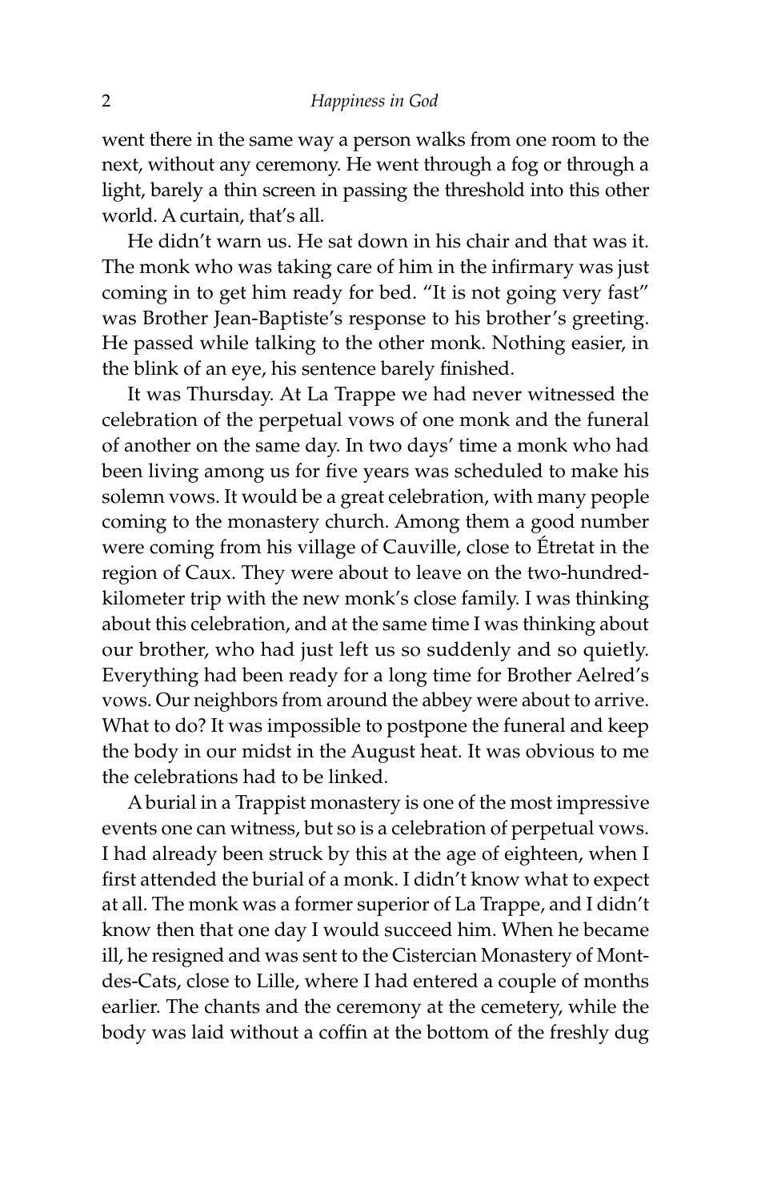went there in the same way a person walks from one room to the next, without any ceremony. He went through a fog or through a light, barely a thin screen in passing the threshold into this other world. A curtain, that's all.

He didn't warn us. He sat down in his chair and that was it. The monk who was taking care of him in the infirmary was just coming in to get him ready for bed. "It is not going very fast" was Brother Jean-Baptiste's response to his brother's greeting. He passed while talking to the other monk. Nothing easier, in the blink of an eye, his sentence barely finished.

It was Thursday. At La Trappe we had never witnessed the celebration of the perpetual vows of one monk and the funeral of another on the same day. In two days' time a monk who had been living among us for five years was scheduled to make his solemn vows. It would be a great celebration, with many people coming to the monastery church. Among them a good number were coming from his village of Cauville, close to Étretat in the region of Caux. They were about to leave on the two-hundred-kilometer trip with the new monk's close family. I was thinking about this celebration, and at the same time I was thinking about our brother, who had just left us so suddenly and so quietly. Everything had been ready for a long time for Brother Aelred's vows. Our neighbors from around the abbey were about to arrive. What to do? It was impossible to postpone the funeral and keep the body in our midst in the August heat. It was obvious to me the celebrations had to be linked.

A burial in a Trappist monastery is one of the most impressive events one can witness, but so is a celebration of perpetual vows. I had already been struck by this at the age of eighteen, when I first attended the burial of a monk. I didn't know what to expect at all. The monk was a former superior of La Trappe, and I didn't know then that one day I would succeed him. When he became ill, he resigned and was sent to the Cistercian Monastery of Mont-des-Cats, close to Lille, where I had entered a couple of months earlier. The chants and the ceremony at the cemetery, while the body was laid without a coffin at the bottom of the freshly dug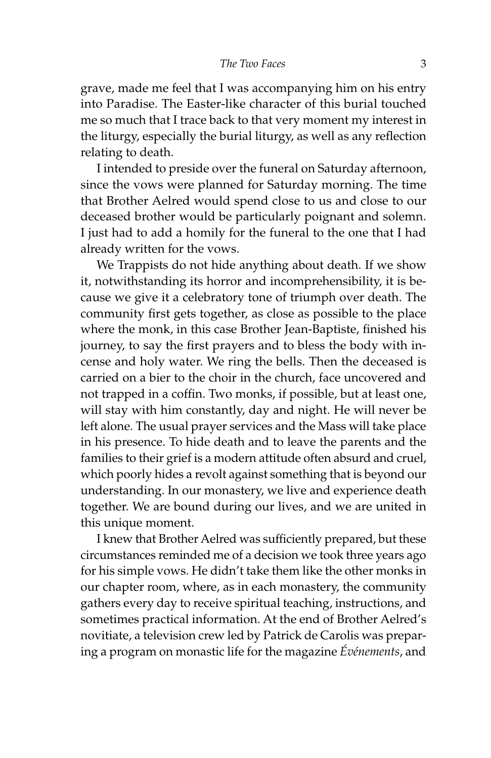grave, made me feel that I was accompanying him on his entry into Paradise. The Easter-like character of this burial touched me so much that I trace back to that very moment my interest in the liturgy, especially the burial liturgy, as well as any reflection relating to death.

I intended to preside over the funeral on Saturday afternoon, since the vows were planned for Saturday morning. The time that Brother Aelred would spend close to us and close to our deceased brother would be particularly poignant and solemn. I just had to add a homily for the funeral to the one that I had already written for the vows.

We Trappists do not hide anything about death. If we show it, notwithstanding its horror and incomprehensibility, it is because we give it a celebratory tone of triumph over death. The community first gets together, as close as possible to the place where the monk, in this case Brother Jean-Baptiste, finished his journey, to say the first prayers and to bless the body with incense and holy water. We ring the bells. Then the deceased is carried on a bier to the choir in the church, face uncovered and not trapped in a coffin. Two monks, if possible, but at least one, will stay with him constantly, day and night. He will never be left alone. The usual prayer services and the Mass will take place in his presence. To hide death and to leave the parents and the families to their grief is a modern attitude often absurd and cruel, which poorly hides a revolt against something that is beyond our understanding. In our monastery, we live and experience death together. We are bound during our lives, and we are united in this unique moment.

I knew that Brother Aelred was sufficiently prepared, but these circumstances reminded me of a decision we took three years ago for his simple vows. He didn't take them like the other monks in our chapter room, where, as in each monastery, the community gathers every day to receive spiritual teaching, instructions, and sometimes practical information. At the end of Brother Aelred's novitiate, a television crew led by Patrick de Carolis was preparing a program on monastic life for the magazine *Événements*, and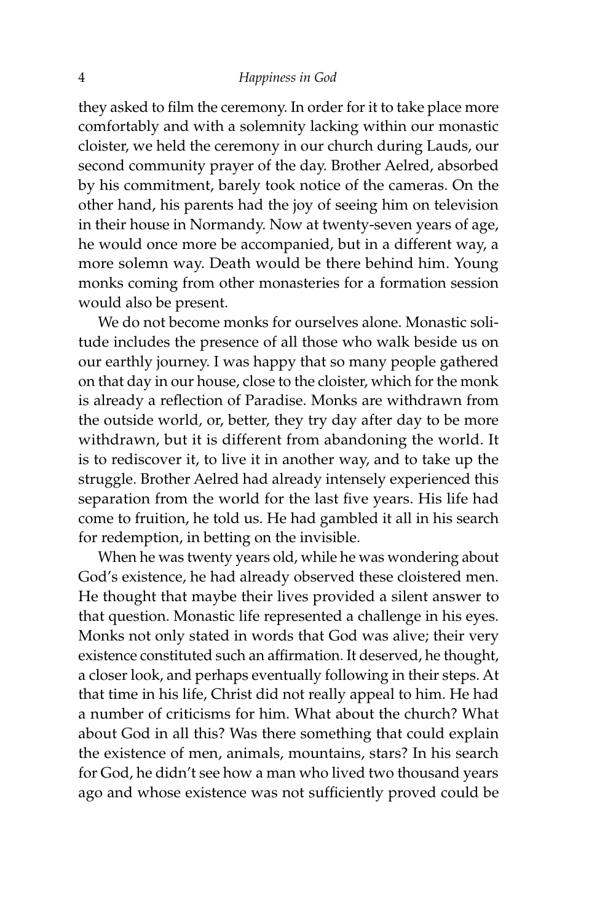they asked to film the ceremony. In order for it to take place more comfortably and with a solemnity lacking within our monastic cloister, we held the ceremony in our church during Lauds, our second community prayer of the day. Brother Aelred, absorbed by his commitment, barely took notice of the cameras. On the other hand, his parents had the joy of seeing him on television in their house in Normandy. Now at twenty-seven years of age, he would once more be accompanied, but in a different way, a more solemn way. Death would be there behind him. Young monks coming from other monasteries for a formation session would also be present.

We do not become monks for ourselves alone. Monastic solitude includes the presence of all those who walk beside us on our earthly journey. I was happy that so many people gathered on that day in our house, close to the cloister, which for the monk is already a reflection of Paradise. Monks are withdrawn from the outside world, or, better, they try day after day to be more withdrawn, but it is different from abandoning the world. It is to rediscover it, to live it in another way, and to take up the struggle. Brother Aelred had already intensely experienced this separation from the world for the last five years. His life had come to fruition, he told us. He had gambled it all in his search for redemption, in betting on the invisible.

When he was twenty years old, while he was wondering about God's existence, he had already observed these cloistered men. He thought that maybe their lives provided a silent answer to that question. Monastic life represented a challenge in his eyes. Monks not only stated in words that God was alive; their very existence constituted such an affirmation. It deserved, he thought, a closer look, and perhaps eventually following in their steps. At that time in his life, Christ did not really appeal to him. He had a number of criticisms for him. What about the church? What about God in all this? Was there something that could explain the existence of men, animals, mountains, stars? In his search for God, he didn't see how a man who lived two thousand years ago and whose existence was not sufficiently proved could be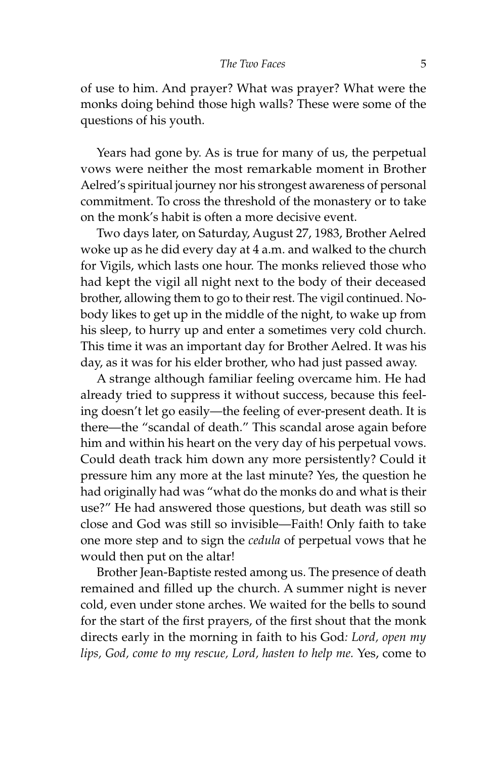of use to him. And prayer? What was prayer? What were the monks doing behind those high walls? These were some of the questions of his youth.

Years had gone by. As is true for many of us, the perpetual vows were neither the most remarkable moment in Brother Aelred's spiritual journey nor his strongest awareness of personal commitment. To cross the threshold of the monastery or to take on the monk's habit is often a more decisive event.

Two days later, on Saturday, August 27, 1983, Brother Aelred woke up as he did every day at 4 a.m. and walked to the church for Vigils, which lasts one hour. The monks relieved those who had kept the vigil all night next to the body of their deceased brother, allowing them to go to their rest. The vigil continued. Nobody likes to get up in the middle of the night, to wake up from his sleep, to hurry up and enter a sometimes very cold church. This time it was an important day for Brother Aelred. It was his day, as it was for his elder brother, who had just passed away.

A strange although familiar feeling overcame him. He had already tried to suppress it without success, because this feeling doesn't let go easily—the feeling of ever-present death. It is there—the "scandal of death." This scandal arose again before him and within his heart on the very day of his perpetual vows. Could death track him down any more persistently? Could it pressure him any more at the last minute? Yes, the question he had originally had was "what do the monks do and what is their use?" He had answered those questions, but death was still so close and God was still so invisible—Faith! Only faith to take one more step and to sign the *cedula* of perpetual vows that he would then put on the altar!

Brother Jean-Baptiste rested among us. The presence of death remained and filled up the church. A summer night is never cold, even under stone arches. We waited for the bells to sound for the start of the first prayers, of the first shout that the monk directs early in the morning in faith to his God*: Lord, open my lips, God, come to my rescue, Lord, hasten to help me.* Yes, come to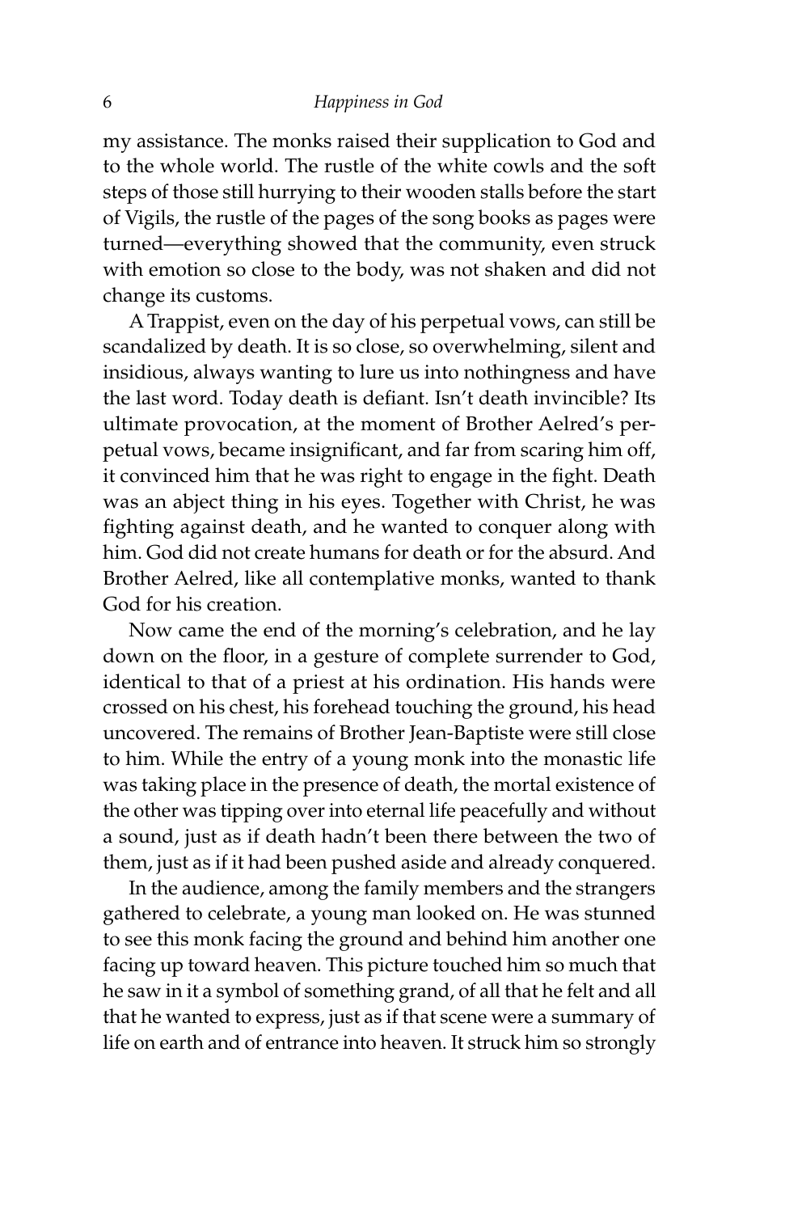my assistance. The monks raised their supplication to God and to the whole world. The rustle of the white cowls and the soft steps of those still hurrying to their wooden stalls before the start of Vigils, the rustle of the pages of the song books as pages were turned—everything showed that the community, even struck with emotion so close to the body, was not shaken and did not change its customs.

A Trappist, even on the day of his perpetual vows, can still be scandalized by death. It is so close, so overwhelming, silent and insidious, always wanting to lure us into nothingness and have the last word. Today death is defiant. Isn't death invincible? Its ultimate provocation, at the moment of Brother Aelred's perpetual vows, became insignificant, and far from scaring him off, it convinced him that he was right to engage in the fight. Death was an abject thing in his eyes. Together with Christ, he was fighting against death, and he wanted to conquer along with him. God did not create humans for death or for the absurd. And Brother Aelred, like all contemplative monks, wanted to thank God for his creation.

Now came the end of the morning's celebration, and he lay down on the floor, in a gesture of complete surrender to God, identical to that of a priest at his ordination. His hands were crossed on his chest, his forehead touching the ground, his head uncovered. The remains of Brother Jean-Baptiste were still close to him. While the entry of a young monk into the monastic life was taking place in the presence of death, the mortal existence of the other was tipping over into eternal life peacefully and without a sound, just as if death hadn't been there between the two of them, just as if it had been pushed aside and already conquered.

In the audience, among the family members and the strangers gathered to celebrate, a young man looked on. He was stunned to see this monk facing the ground and behind him another one facing up toward heaven. This picture touched him so much that he saw in it a symbol of something grand, of all that he felt and all that he wanted to express, just as if that scene were a summary of life on earth and of entrance into heaven. It struck him so strongly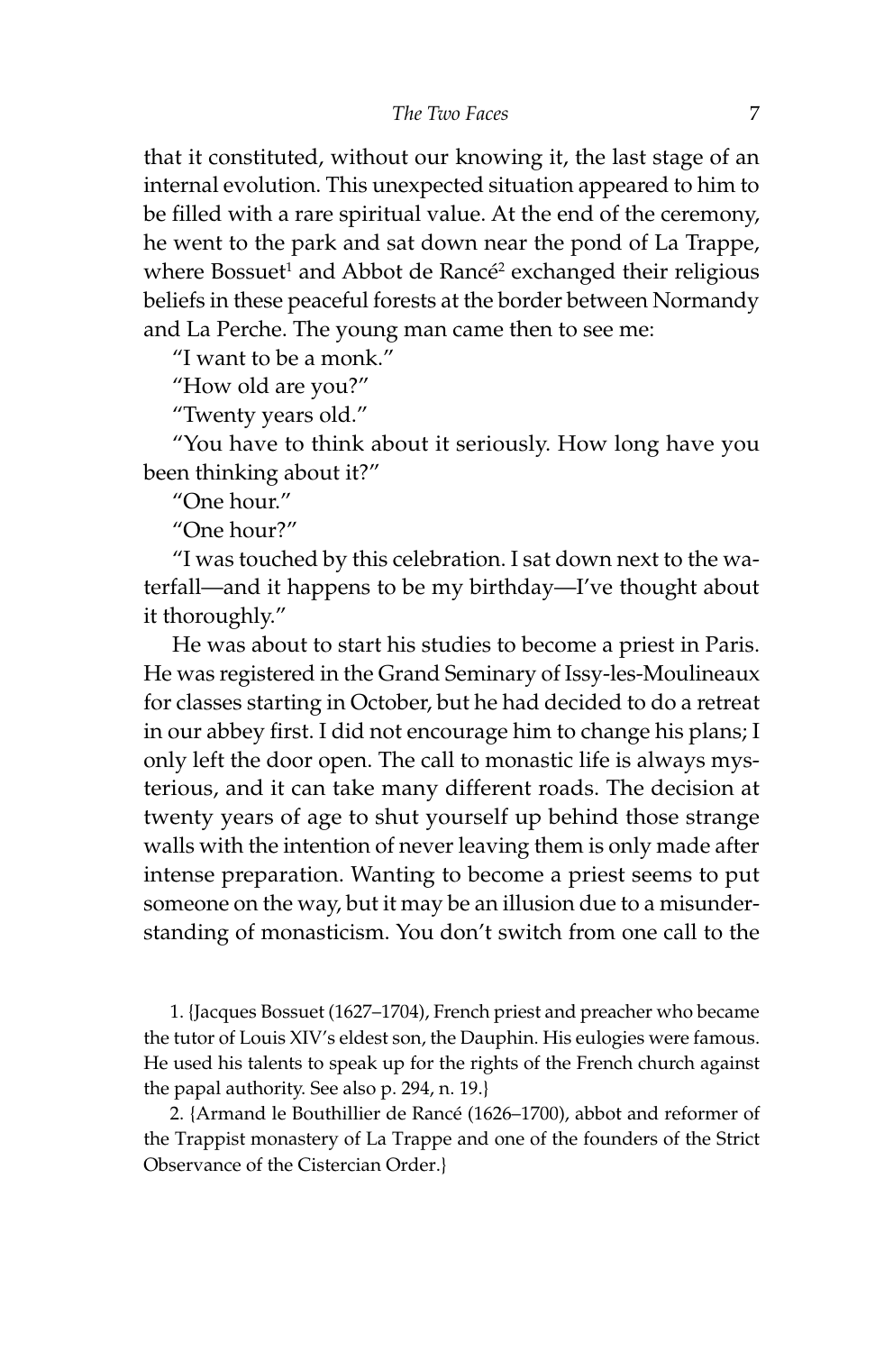that it constituted, without our knowing it, the last stage of an internal evolution. This unexpected situation appeared to him to be filled with a rare spiritual value. At the end of the ceremony, he went to the park and sat down near the pond of La Trappe, where Bossuet[1] and Abbot de Rancé[2] exchanged their religious beliefs in these peaceful forests at the border between Normandy and La Perche. The young man came then to see me:

"I want to be a monk."

"How old are you?"

"Twenty years old."

"You have to think about it seriously. How long have you been thinking about it?"

"One hour."

"One hour?"

"I was touched by this celebration. I sat down next to the waterfall—and it happens to be my birthday—I've thought about it thoroughly."

He was about to start his studies to become a priest in Paris. He was registered in the Grand Seminary of Issy-les-Moulineaux for classes starting in October, but he had decided to do a retreat in our abbey first. I did not encourage him to change his plans; I only left the door open. The call to monastic life is always mysterious, and it can take many different roads. The decision at twenty years of age to shut yourself up behind those strange walls with the intention of never leaving them is only made after intense preparation. Wanting to become a priest seems to put someone on the way, but it may be an illusion due to a misunderstanding of monasticism. You don't switch from one call to the

1. {Jacques Bossuet (1627–1704), French priest and preacher who became the tutor of Louis XIV's eldest son, the Dauphin. His eulogies were famous. He used his talents to speak up for the rights of the French church against the papal authority. See also p. 294, n. 19.}

2. {Armand le Bouthillier de Rancé (1626–1700), abbot and reformer of the Trappist monastery of La Trappe and one of the founders of the Strict Observance of the Cistercian Order.}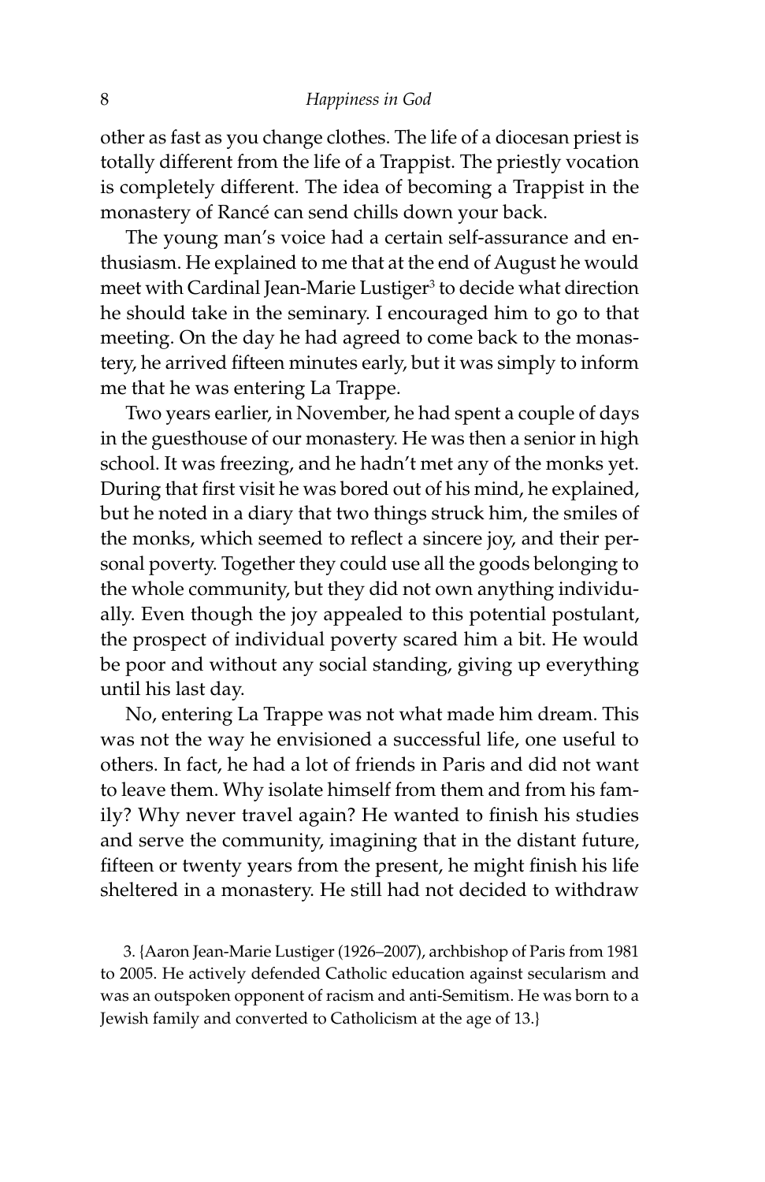other as fast as you change clothes. The life of a diocesan priest is totally different from the life of a Trappist. The priestly vocation is completely different. The idea of becoming a Trappist in the monastery of Rancé can send chills down your back.

The young man's voice had a certain self-assurance and enthusiasm. He explained to me that at the end of August he would meet with Cardinal Jean-Marie Lustiger[3] to decide what direction he should take in the seminary. I encouraged him to go to that meeting. On the day he had agreed to come back to the monastery, he arrived fifteen minutes early, but it was simply to inform me that he was entering La Trappe.

Two years earlier, in November, he had spent a couple of days in the guesthouse of our monastery. He was then a senior in high school. It was freezing, and he hadn't met any of the monks yet. During that first visit he was bored out of his mind, he explained, but he noted in a diary that two things struck him, the smiles of the monks, which seemed to reflect a sincere joy, and their personal poverty. Together they could use all the goods belonging to the whole community, but they did not own anything individually. Even though the joy appealed to this potential postulant, the prospect of individual poverty scared him a bit. He would be poor and without any social standing, giving up everything until his last day.

No, entering La Trappe was not what made him dream. This was not the way he envisioned a successful life, one useful to others. In fact, he had a lot of friends in Paris and did not want to leave them. Why isolate himself from them and from his family? Why never travel again? He wanted to finish his studies and serve the community, imagining that in the distant future, fifteen or twenty years from the present, he might finish his life sheltered in a monastery. He still had not decided to withdraw

3. {Aaron Jean-Marie Lustiger (1926–2007), archbishop of Paris from 1981 to 2005. He actively defended Catholic education against secularism and was an outspoken opponent of racism and anti-Semitism. He was born to a Jewish family and converted to Catholicism at the age of 13.}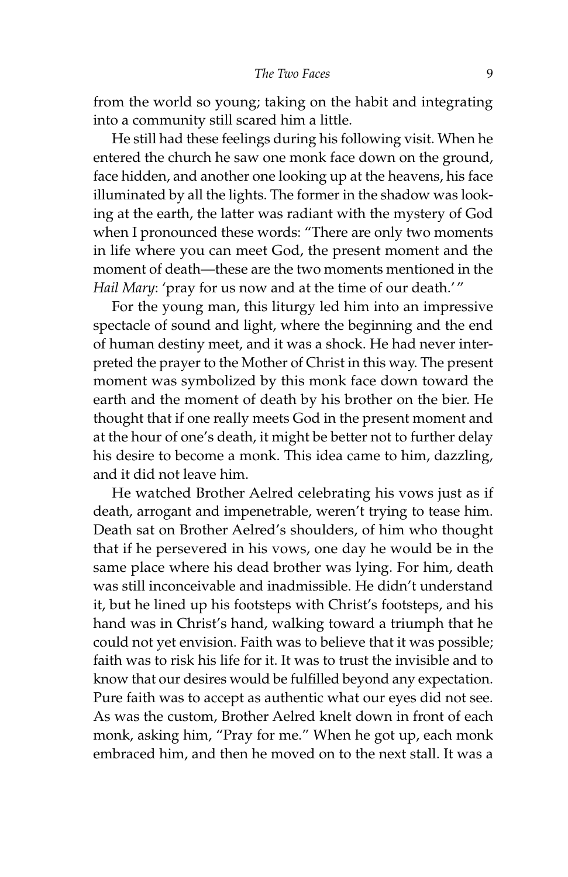from the world so young; taking on the habit and integrating into a community still scared him a little.

He still had these feelings during his following visit. When he entered the church he saw one monk face down on the ground, face hidden, and another one looking up at the heavens, his face illuminated by all the lights. The former in the shadow was looking at the earth, the latter was radiant with the mystery of God when I pronounced these words: "There are only two moments in life where you can meet God, the present moment and the moment of death—these are the two moments mentioned in the *Hail Mary*: 'pray for us now and at the time of our death.'"

For the young man, this liturgy led him into an impressive spectacle of sound and light, where the beginning and the end of human destiny meet, and it was a shock. He had never interpreted the prayer to the Mother of Christ in this way. The present moment was symbolized by this monk face down toward the earth and the moment of death by his brother on the bier. He thought that if one really meets God in the present moment and at the hour of one's death, it might be better not to further delay his desire to become a monk. This idea came to him, dazzling, and it did not leave him.

He watched Brother Aelred celebrating his vows just as if death, arrogant and impenetrable, weren't trying to tease him. Death sat on Brother Aelred's shoulders, of him who thought that if he persevered in his vows, one day he would be in the same place where his dead brother was lying. For him, death was still inconceivable and inadmissible. He didn't understand it, but he lined up his footsteps with Christ's footsteps, and his hand was in Christ's hand, walking toward a triumph that he could not yet envision. Faith was to believe that it was possible; faith was to risk his life for it. It was to trust the invisible and to know that our desires would be fulfilled beyond any expectation. Pure faith was to accept as authentic what our eyes did not see. As was the custom, Brother Aelred knelt down in front of each monk, asking him, "Pray for me." When he got up, each monk embraced him, and then he moved on to the next stall. It was a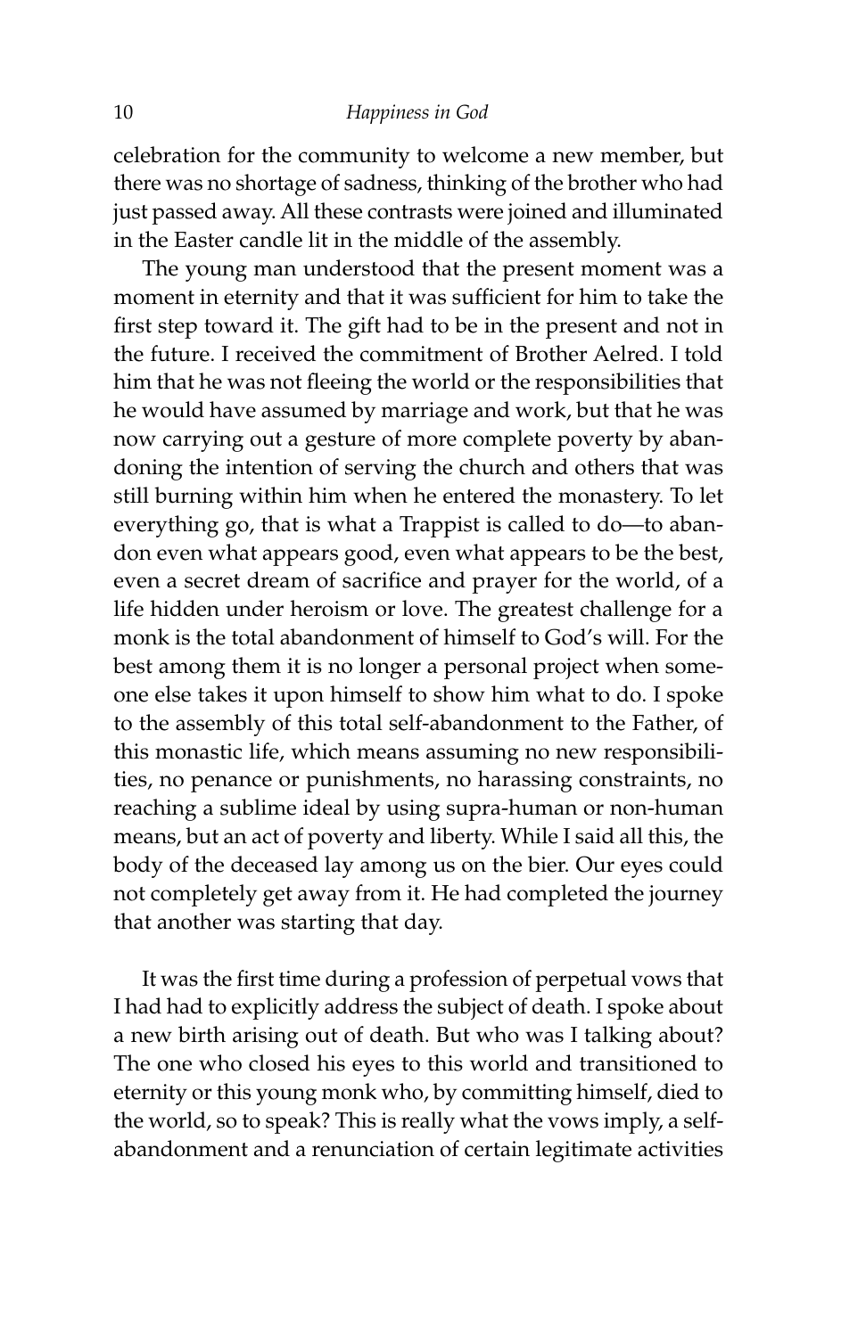celebration for the community to welcome a new member, but there was no shortage of sadness, thinking of the brother who had just passed away. All these contrasts were joined and illuminated in the Easter candle lit in the middle of the assembly.

The young man understood that the present moment was a moment in eternity and that it was sufficient for him to take the first step toward it. The gift had to be in the present and not in the future. I received the commitment of Brother Aelred. I told him that he was not fleeing the world or the responsibilities that he would have assumed by marriage and work, but that he was now carrying out a gesture of more complete poverty by abandoning the intention of serving the church and others that was still burning within him when he entered the monastery. To let everything go, that is what a Trappist is called to do—to abandon even what appears good, even what appears to be the best, even a secret dream of sacrifice and prayer for the world, of a life hidden under heroism or love. The greatest challenge for a monk is the total abandonment of himself to God's will. For the best among them it is no longer a personal project when someone else takes it upon himself to show him what to do. I spoke to the assembly of this total self-abandonment to the Father, of this monastic life, which means assuming no new responsibilities, no penance or punishments, no harassing constraints, no reaching a sublime ideal by using supra-human or non-human means, but an act of poverty and liberty. While I said all this, the body of the deceased lay among us on the bier. Our eyes could not completely get away from it. He had completed the journey that another was starting that day.

It was the first time during a profession of perpetual vows that I had had to explicitly address the subject of death. I spoke about a new birth arising out of death. But who was I talking about? The one who closed his eyes to this world and transitioned to eternity or this young monk who, by committing himself, died to the world, so to speak? This is really what the vows imply, a self-abandonment and a renunciation of certain legitimate activities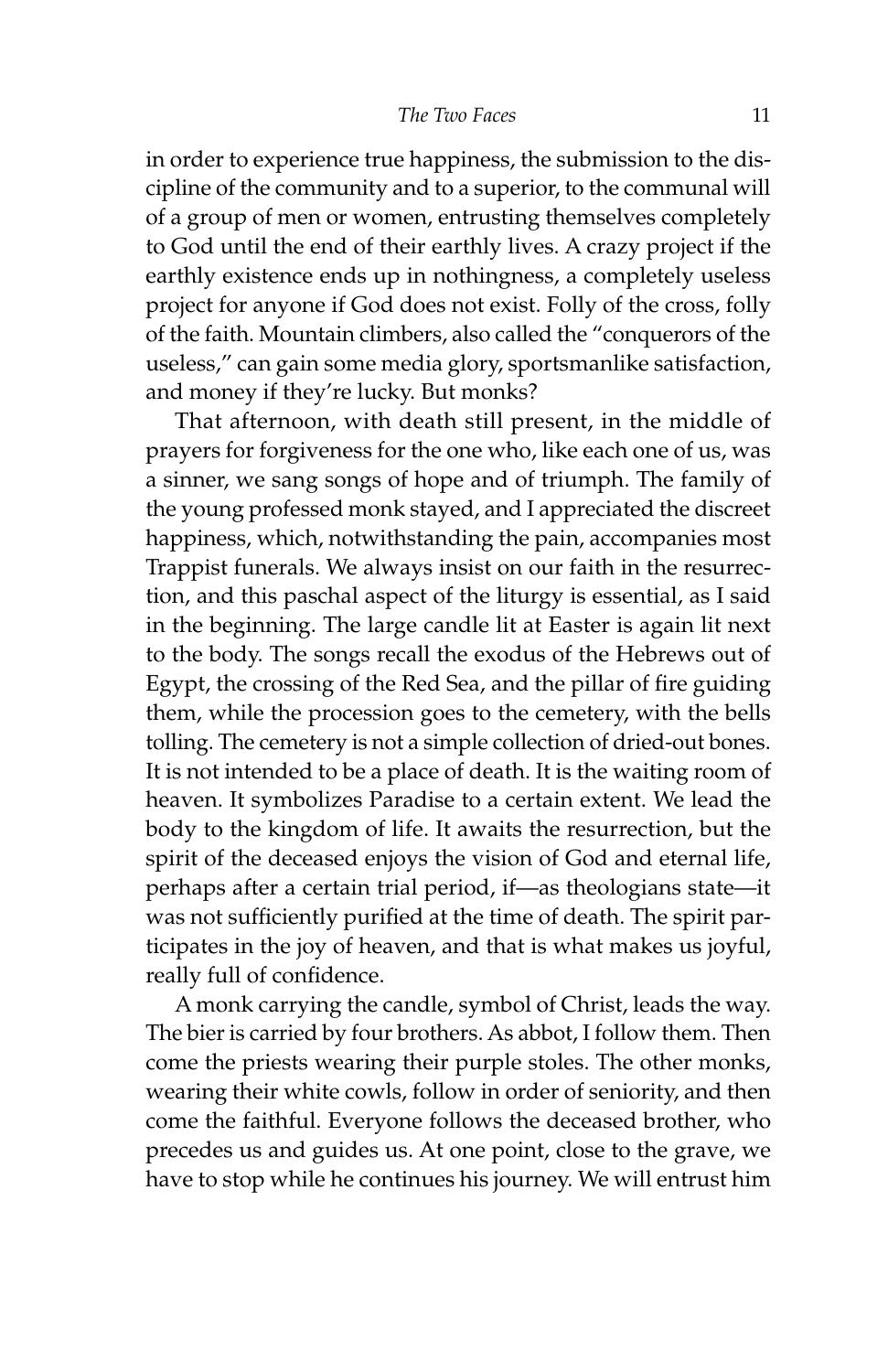in order to experience true happiness, the submission to the discipline of the community and to a superior, to the communal will of a group of men or women, entrusting themselves completely to God until the end of their earthly lives. A crazy project if the earthly existence ends up in nothingness, a completely useless project for anyone if God does not exist. Folly of the cross, folly of the faith. Mountain climbers, also called the "conquerors of the useless," can gain some media glory, sportsmanlike satisfaction, and money if they're lucky. But monks?

That afternoon, with death still present, in the middle of prayers for forgiveness for the one who, like each one of us, was a sinner, we sang songs of hope and of triumph. The family of the young professed monk stayed, and I appreciated the discreet happiness, which, notwithstanding the pain, accompanies most Trappist funerals. We always insist on our faith in the resurrection, and this paschal aspect of the liturgy is essential, as I said in the beginning. The large candle lit at Easter is again lit next to the body. The songs recall the exodus of the Hebrews out of Egypt, the crossing of the Red Sea, and the pillar of fire guiding them, while the procession goes to the cemetery, with the bells tolling. The cemetery is not a simple collection of dried-out bones. It is not intended to be a place of death. It is the waiting room of heaven. It symbolizes Paradise to a certain extent. We lead the body to the kingdom of life. It awaits the resurrection, but the spirit of the deceased enjoys the vision of God and eternal life, perhaps after a certain trial period, if—as theologians state—it was not sufficiently purified at the time of death. The spirit participates in the joy of heaven, and that is what makes us joyful, really full of confidence.

A monk carrying the candle, symbol of Christ, leads the way. The bier is carried by four brothers. As abbot, I follow them. Then come the priests wearing their purple stoles. The other monks, wearing their white cowls, follow in order of seniority, and then come the faithful. Everyone follows the deceased brother, who precedes us and guides us. At one point, close to the grave, we have to stop while he continues his journey. We will entrust him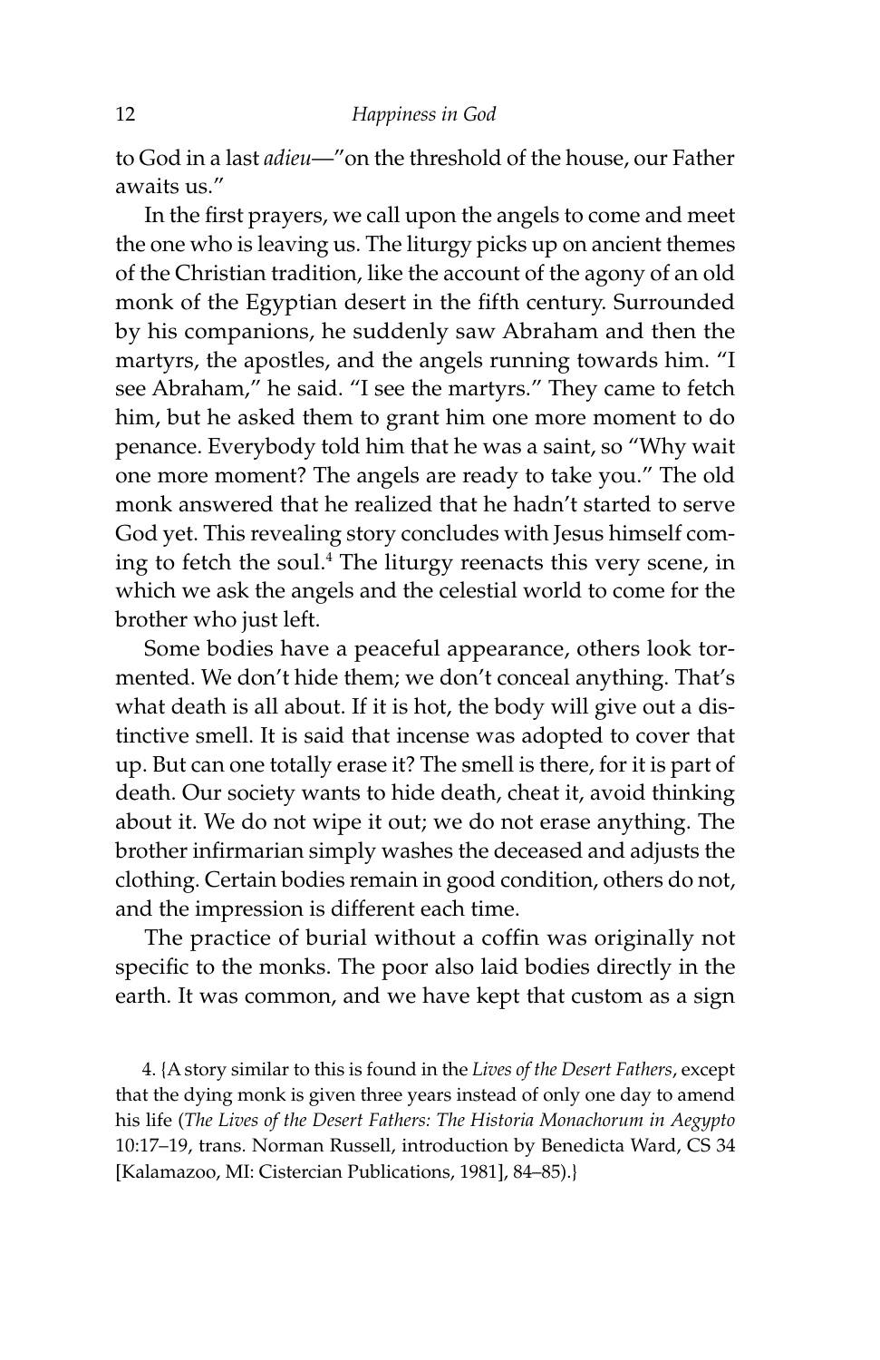to God in a last *adieu*—"on the threshold of the house, our Father awaits us."

In the first prayers, we call upon the angels to come and meet the one who is leaving us. The liturgy picks up on ancient themes of the Christian tradition, like the account of the agony of an old monk of the Egyptian desert in the fifth century. Surrounded by his companions, he suddenly saw Abraham and then the martyrs, the apostles, and the angels running towards him. "I see Abraham," he said. "I see the martyrs." They came to fetch him, but he asked them to grant him one more moment to do penance. Everybody told him that he was a saint, so "Why wait one more moment? The angels are ready to take you." The old monk answered that he realized that he hadn't started to serve God yet. This revealing story concludes with Jesus himself coming to fetch the soul.[4] The liturgy reenacts this very scene, in which we ask the angels and the celestial world to come for the brother who just left.

Some bodies have a peaceful appearance, others look tormented. We don't hide them; we don't conceal anything. That's what death is all about. If it is hot, the body will give out a distinctive smell. It is said that incense was adopted to cover that up. But can one totally erase it? The smell is there, for it is part of death. Our society wants to hide death, cheat it, avoid thinking about it. We do not wipe it out; we do not erase anything. The brother infirmarian simply washes the deceased and adjusts the clothing. Certain bodies remain in good condition, others do not, and the impression is different each time.

The practice of burial without a coffin was originally not specific to the monks. The poor also laid bodies directly in the earth. It was common, and we have kept that custom as a sign

4. {A story similar to this is found in the *Lives of the Desert Fathers*, except that the dying monk is given three years instead of only one day to amend his life (*The Lives of the Desert Fathers: The Historia Monachorum in Aegypto* 10:17–19, trans. Norman Russell, introduction by Benedicta Ward, CS 34 [Kalamazoo, MI: Cistercian Publications, 1981], 84–85).}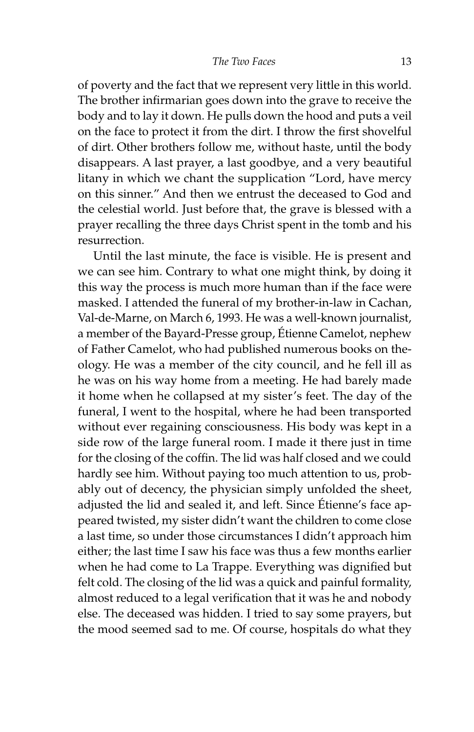of poverty and the fact that we represent very little in this world. The brother infirmarian goes down into the grave to receive the body and to lay it down. He pulls down the hood and puts a veil on the face to protect it from the dirt. I throw the first shovelful of dirt. Other brothers follow me, without haste, until the body disappears. A last prayer, a last goodbye, and a very beautiful litany in which we chant the supplication "Lord, have mercy on this sinner." And then we entrust the deceased to God and the celestial world. Just before that, the grave is blessed with a prayer recalling the three days Christ spent in the tomb and his resurrection.

Until the last minute, the face is visible. He is present and we can see him. Contrary to what one might think, by doing it this way the process is much more human than if the face were masked. I attended the funeral of my brother-in-law in Cachan, Val-de-Marne, on March 6, 1993. He was a well-known journalist, a member of the Bayard-Presse group, Étienne Camelot, nephew of Father Camelot, who had published numerous books on theology. He was a member of the city council, and he fell ill as he was on his way home from a meeting. He had barely made it home when he collapsed at my sister's feet. The day of the funeral, I went to the hospital, where he had been transported without ever regaining consciousness. His body was kept in a side row of the large funeral room. I made it there just in time for the closing of the coffin. The lid was half closed and we could hardly see him. Without paying too much attention to us, probably out of decency, the physician simply unfolded the sheet, adjusted the lid and sealed it, and left. Since Étienne's face appeared twisted, my sister didn't want the children to come close a last time, so under those circumstances I didn't approach him either; the last time I saw his face was thus a few months earlier when he had come to La Trappe. Everything was dignified but felt cold. The closing of the lid was a quick and painful formality, almost reduced to a legal verification that it was he and nobody else. The deceased was hidden. I tried to say some prayers, but the mood seemed sad to me. Of course, hospitals do what they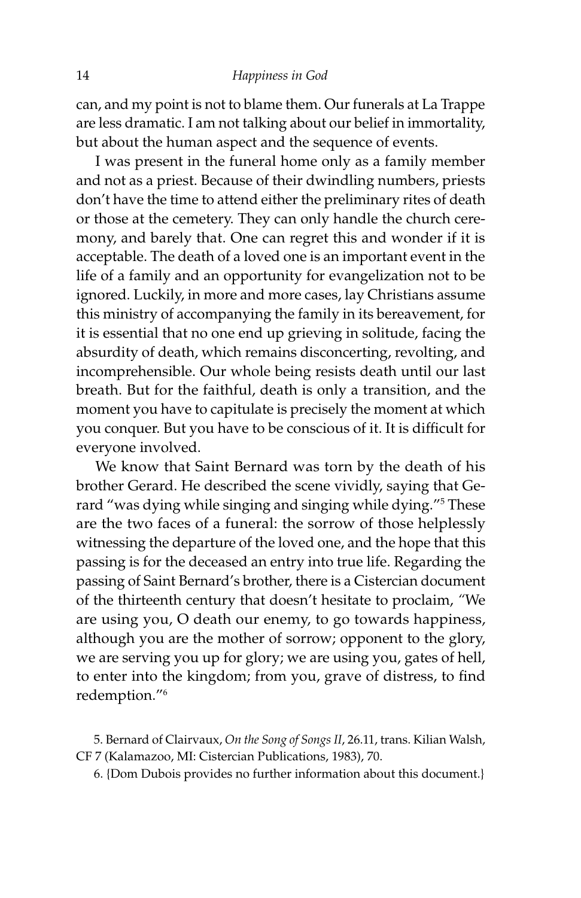can, and my point is not to blame them. Our funerals at La Trappe are less dramatic. I am not talking about our belief in immortality, but about the human aspect and the sequence of events.

I was present in the funeral home only as a family member and not as a priest. Because of their dwindling numbers, priests don't have the time to attend either the preliminary rites of death or those at the cemetery. They can only handle the church ceremony, and barely that. One can regret this and wonder if it is acceptable. The death of a loved one is an important event in the life of a family and an opportunity for evangelization not to be ignored. Luckily, in more and more cases, lay Christians assume this ministry of accompanying the family in its bereavement, for it is essential that no one end up grieving in solitude, facing the absurdity of death, which remains disconcerting, revolting, and incomprehensible. Our whole being resists death until our last breath. But for the faithful, death is only a transition, and the moment you have to capitulate is precisely the moment at which you conquer. But you have to be conscious of it. It is difficult for everyone involved.

We know that Saint Bernard was torn by the death of his brother Gerard. He described the scene vividly, saying that Gerard "was dying while singing and singing while dying."[5] These are the two faces of a funeral: the sorrow of those helplessly witnessing the departure of the loved one, and the hope that this passing is for the deceased an entry into true life. Regarding the passing of Saint Bernard's brother, there is a Cistercian document of the thirteenth century that doesn't hesitate to proclaim, "We are using you, O death our enemy, to go towards happiness, although you are the mother of sorrow; opponent to the glory, we are serving you up for glory; we are using you, gates of hell, to enter into the kingdom; from you, grave of distress, to find redemption."[6]

5. Bernard of Clairvaux, *On the Song of Songs II*, 26.11, trans. Kilian Walsh, CF 7 (Kalamazoo, MI: Cistercian Publications, 1983), 70.

6. {Dom Dubois provides no further information about this document.}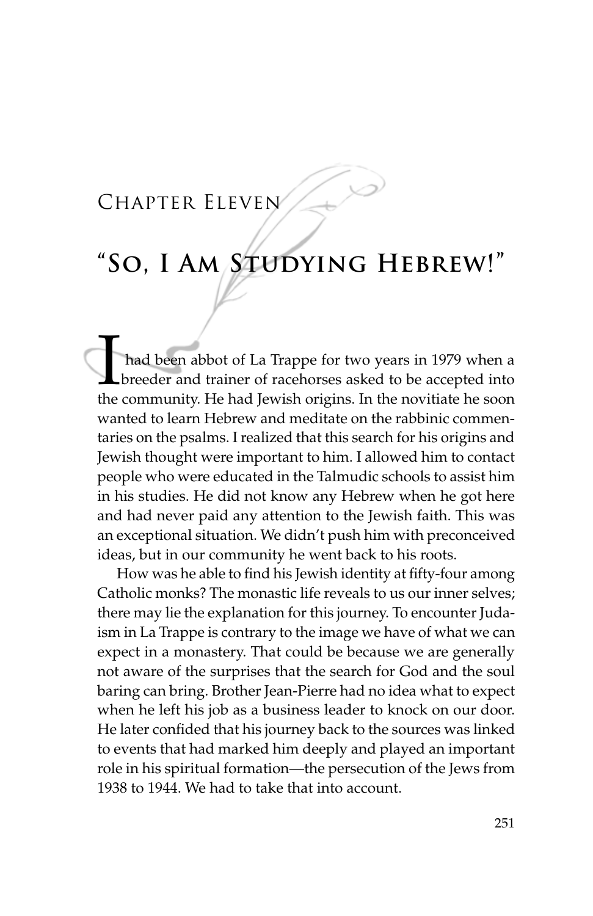## Chapter Eleven

# "So, I Am Studying Hebrew!"

I had been abbot of La Trappe for two years in 1979 when a breeder and trainer of racehorses asked to be accepted into the community. He had Jewish origins. In the novitiate he soon wanted to learn Hebrew and meditate on the rabbinic commentaries on the psalms. I realized that this search for his origins and Jewish thought were important to him. I allowed him to contact people who were educated in the Talmudic schools to assist him in his studies. He did not know any Hebrew when he got here and had never paid any attention to the Jewish faith. This was an exceptional situation. We didn't push him with preconceived ideas, but in our community he went back to his roots.

How was he able to find his Jewish identity at fifty-four among Catholic monks? The monastic life reveals to us our inner selves; there may lie the explanation for this journey. To encounter Judaism in La Trappe is contrary to the image we have of what we can expect in a monastery. That could be because we are generally not aware of the surprises that the search for God and the soul baring can bring. Brother Jean-Pierre had no idea what to expect when he left his job as a business leader to knock on our door. He later confided that his journey back to the sources was linked to events that had marked him deeply and played an important role in his spiritual formation—the persecution of the Jews from 1938 to 1944. We had to take that into account.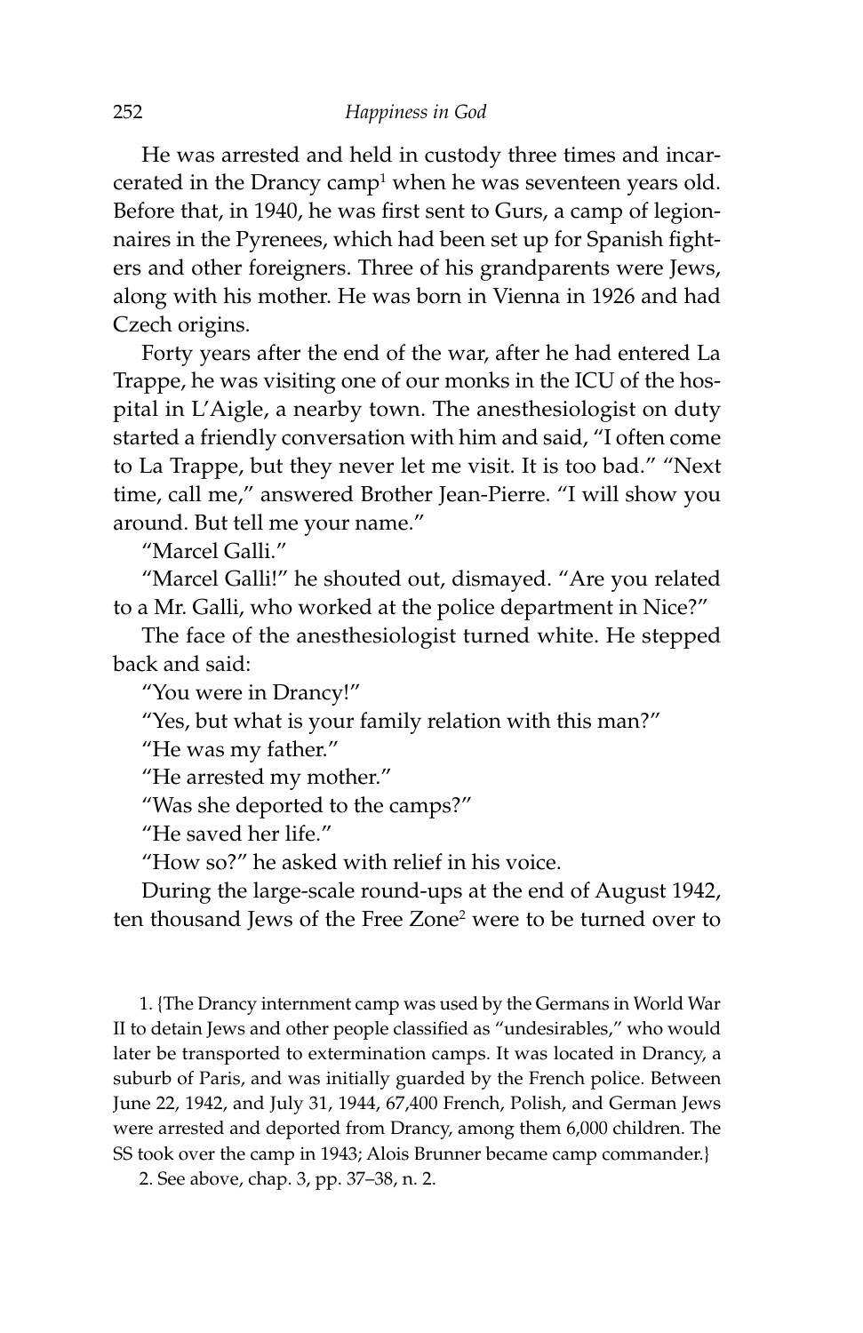He was arrested and held in custody three times and incarcerated in the Drancy camp[1] when he was seventeen years old. Before that, in 1940, he was first sent to Gurs, a camp of legionnaires in the Pyrenees, which had been set up for Spanish fighters and other foreigners. Three of his grandparents were Jews, along with his mother. He was born in Vienna in 1926 and had Czech origins.

Forty years after the end of the war, after he had entered La Trappe, he was visiting one of our monks in the ICU of the hospital in L'Aigle, a nearby town. The anesthesiologist on duty started a friendly conversation with him and said, "I often come to La Trappe, but they never let me visit. It is too bad." "Next time, call me," answered Brother Jean-Pierre. "I will show you around. But tell me your name."

"Marcel Galli."

"Marcel Galli!" he shouted out, dismayed. "Are you related to a Mr. Galli, who worked at the police department in Nice?"

The face of the anesthesiologist turned white. He stepped back and said:

"You were in Drancy!"

"Yes, but what is your family relation with this man?"

"He was my father."

"He arrested my mother."

"Was she deported to the camps?"

"He saved her life."

"How so?" he asked with relief in his voice.

During the large-scale round-ups at the end of August 1942, ten thousand Jews of the Free Zone[2] were to be turned over to

1. {The Drancy internment camp was used by the Germans in World War II to detain Jews and other people classified as "undesirables," who would later be transported to extermination camps. It was located in Drancy, a suburb of Paris, and was initially guarded by the French police. Between June 22, 1942, and July 31, 1944, 67,400 French, Polish, and German Jews were arrested and deported from Drancy, among them 6,000 children. The SS took over the camp in 1943; Alois Brunner became camp commander.}

2. See above, chap. 3, pp. 37–38, n. 2.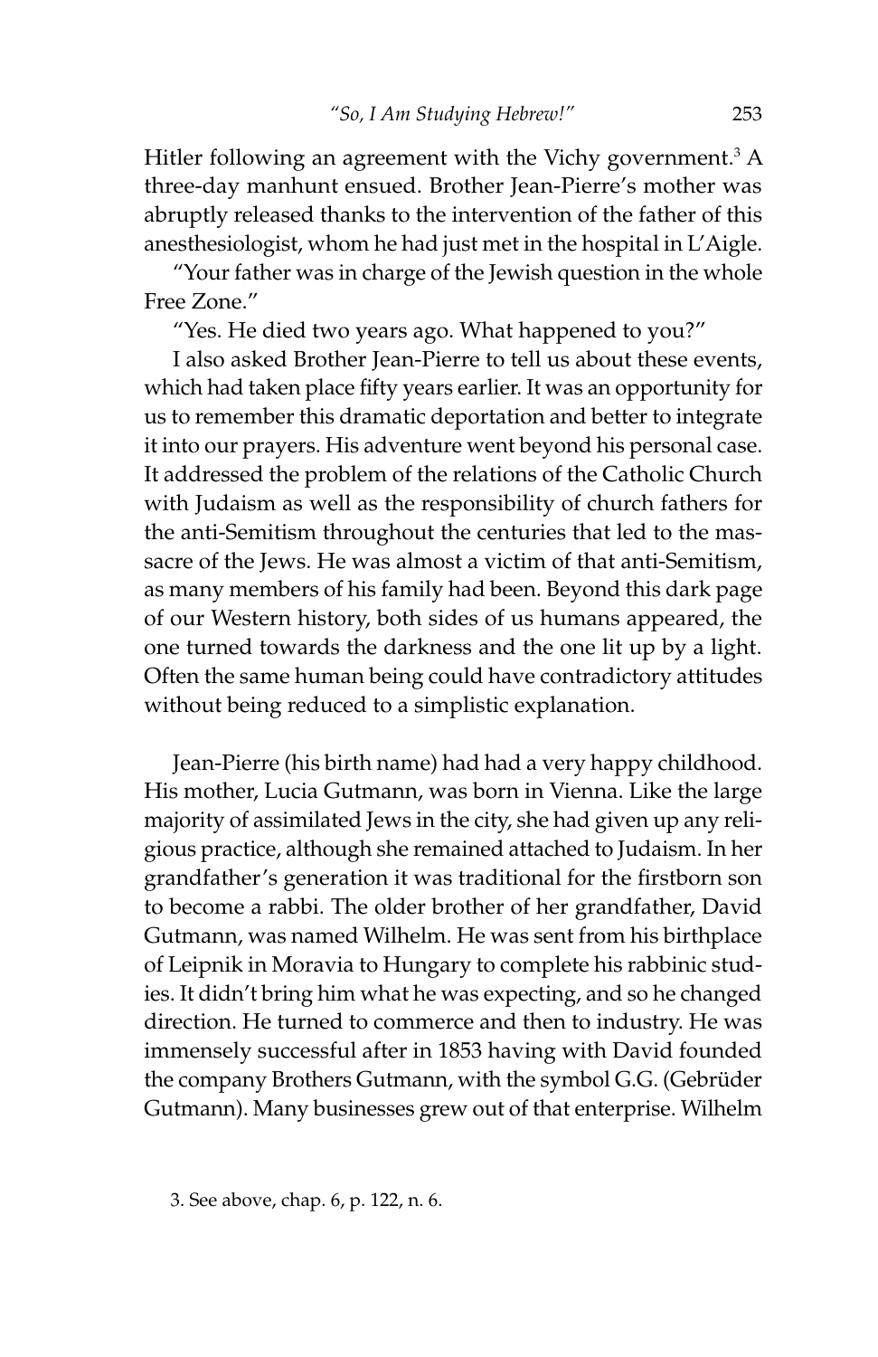Hitler following an agreement with the Vichy government.[3] A three-day manhunt ensued. Brother Jean-Pierre's mother was abruptly released thanks to the intervention of the father of this anesthesiologist, whom he had just met in the hospital in L'Aigle.

"Your father was in charge of the Jewish question in the whole Free Zone."

"Yes. He died two years ago. What happened to you?"

I also asked Brother Jean-Pierre to tell us about these events, which had taken place fifty years earlier. It was an opportunity for us to remember this dramatic deportation and better to integrate it into our prayers. His adventure went beyond his personal case. It addressed the problem of the relations of the Catholic Church with Judaism as well as the responsibility of church fathers for the anti-Semitism throughout the centuries that led to the massacre of the Jews. He was almost a victim of that anti-Semitism, as many members of his family had been. Beyond this dark page of our Western history, both sides of us humans appeared, the one turned towards the darkness and the one lit up by a light. Often the same human being could have contradictory attitudes without being reduced to a simplistic explanation.

Jean-Pierre (his birth name) had had a very happy childhood. His mother, Lucia Gutmann, was born in Vienna. Like the large majority of assimilated Jews in the city, she had given up any religious practice, although she remained attached to Judaism. In her grandfather's generation it was traditional for the firstborn son to become a rabbi. The older brother of her grandfather, David Gutmann, was named Wilhelm. He was sent from his birthplace of Leipnik in Moravia to Hungary to complete his rabbinic studies. It didn't bring him what he was expecting, and so he changed direction. He turned to commerce and then to industry. He was immensely successful after in 1853 having with David founded the company Brothers Gutmann, with the symbol G.G. (Gebrüder Gutmann). Many businesses grew out of that enterprise. Wilhelm

3. See above, chap. 6, p. 122, n. 6.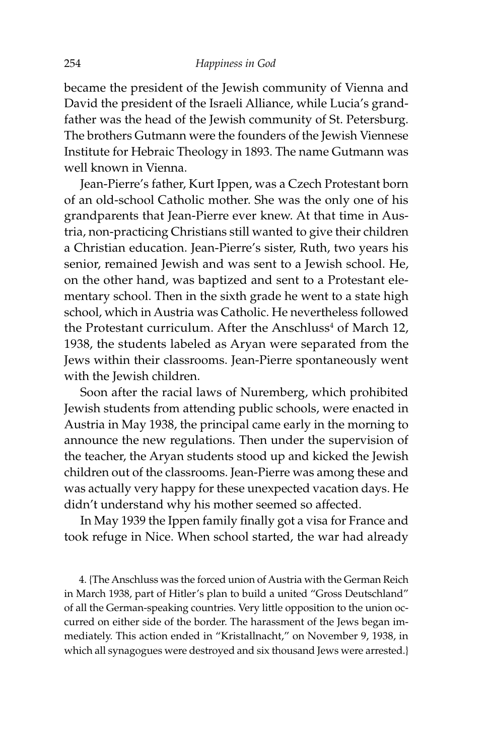became the president of the Jewish community of Vienna and David the president of the Israeli Alliance, while Lucia's grandfather was the head of the Jewish community of St. Petersburg. The brothers Gutmann were the founders of the Jewish Viennese Institute for Hebraic Theology in 1893. The name Gutmann was well known in Vienna.

Jean-Pierre's father, Kurt Ippen, was a Czech Protestant born of an old-school Catholic mother. She was the only one of his grandparents that Jean-Pierre ever knew. At that time in Austria, non-practicing Christians still wanted to give their children a Christian education. Jean-Pierre's sister, Ruth, two years his senior, remained Jewish and was sent to a Jewish school. He, on the other hand, was baptized and sent to a Protestant elementary school. Then in the sixth grade he went to a state high school, which in Austria was Catholic. He nevertheless followed the Protestant curriculum. After the Anschluss[4] of March 12, 1938, the students labeled as Aryan were separated from the Jews within their classrooms. Jean-Pierre spontaneously went with the Jewish children.

Soon after the racial laws of Nuremberg, which prohibited Jewish students from attending public schools, were enacted in Austria in May 1938, the principal came early in the morning to announce the new regulations. Then under the supervision of the teacher, the Aryan students stood up and kicked the Jewish children out of the classrooms. Jean-Pierre was among these and was actually very happy for these unexpected vacation days. He didn't understand why his mother seemed so affected.

In May 1939 the Ippen family finally got a visa for France and took refuge in Nice. When school started, the war had already

4. {The Anschluss was the forced union of Austria with the German Reich in March 1938, part of Hitler's plan to build a united "Gross Deutschland" of all the German-speaking countries. Very little opposition to the union occurred on either side of the border. The harassment of the Jews began immediately. This action ended in "Kristallnacht," on November 9, 1938, in which all synagogues were destroyed and six thousand Jews were arrested.}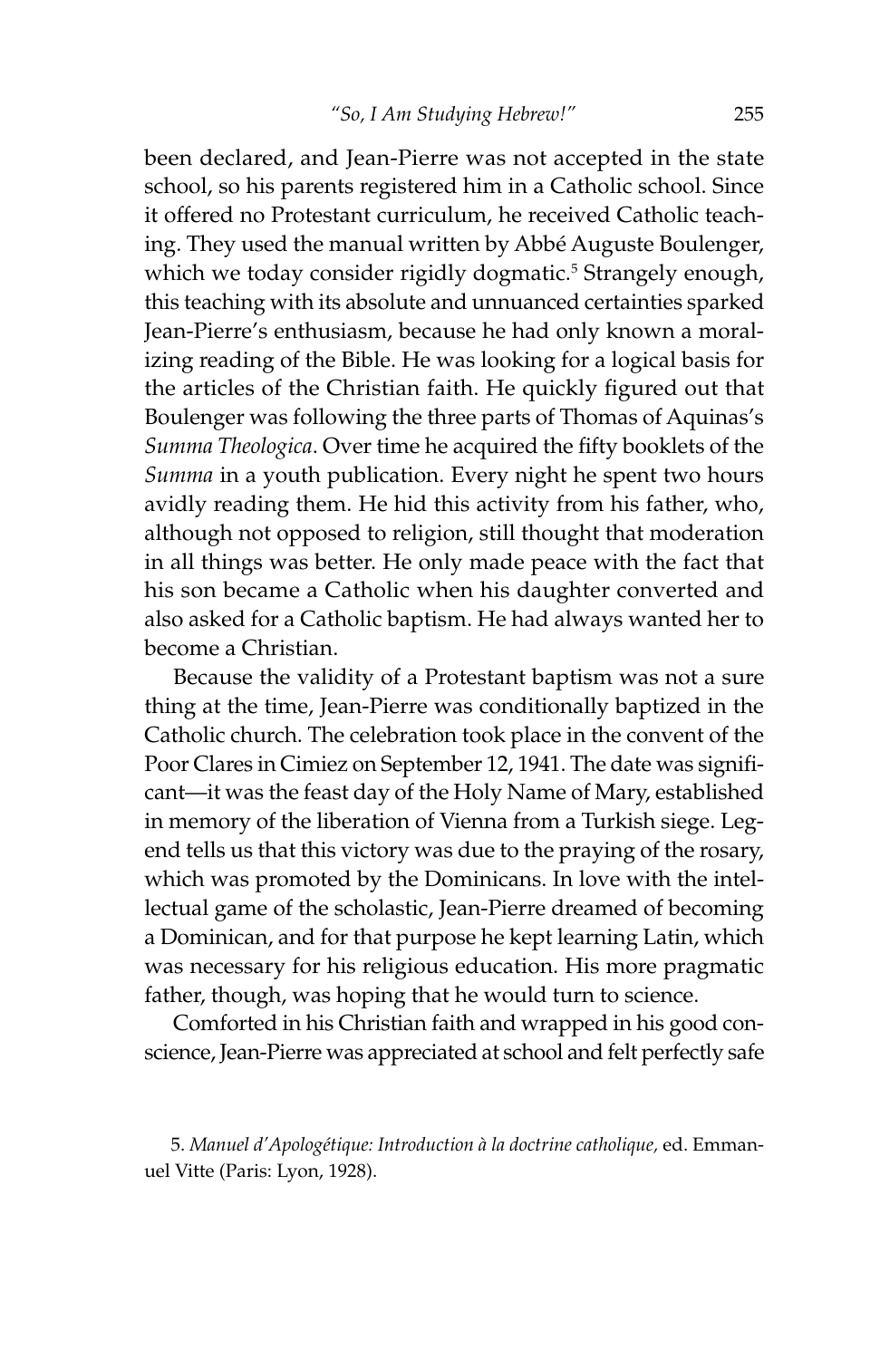been declared, and Jean-Pierre was not accepted in the state school, so his parents registered him in a Catholic school. Since it offered no Protestant curriculum, he received Catholic teaching. They used the manual written by Abbé Auguste Boulenger, which we today consider rigidly dogmatic.[5] Strangely enough, this teaching with its absolute and unnuanced certainties sparked Jean-Pierre's enthusiasm, because he had only known a moralizing reading of the Bible. He was looking for a logical basis for the articles of the Christian faith. He quickly figured out that Boulenger was following the three parts of Thomas of Aquinas's *Summa Theologica*. Over time he acquired the fifty booklets of the *Summa* in a youth publication. Every night he spent two hours avidly reading them. He hid this activity from his father, who, although not opposed to religion, still thought that moderation in all things was better. He only made peace with the fact that his son became a Catholic when his daughter converted and also asked for a Catholic baptism. He had always wanted her to become a Christian.

Because the validity of a Protestant baptism was not a sure thing at the time, Jean-Pierre was conditionally baptized in the Catholic church. The celebration took place in the convent of the Poor Clares in Cimiez on September 12, 1941. The date was significant—it was the feast day of the Holy Name of Mary, established in memory of the liberation of Vienna from a Turkish siege. Legend tells us that this victory was due to the praying of the rosary, which was promoted by the Dominicans. In love with the intellectual game of the scholastic, Jean-Pierre dreamed of becoming a Dominican, and for that purpose he kept learning Latin, which was necessary for his religious education. His more pragmatic father, though, was hoping that he would turn to science.

Comforted in his Christian faith and wrapped in his good conscience, Jean-Pierre was appreciated at school and felt perfectly safe

5. *Manuel d'Apologétique: Introduction à la doctrine catholique,* ed. Emmanuel Vitte (Paris: Lyon, 1928).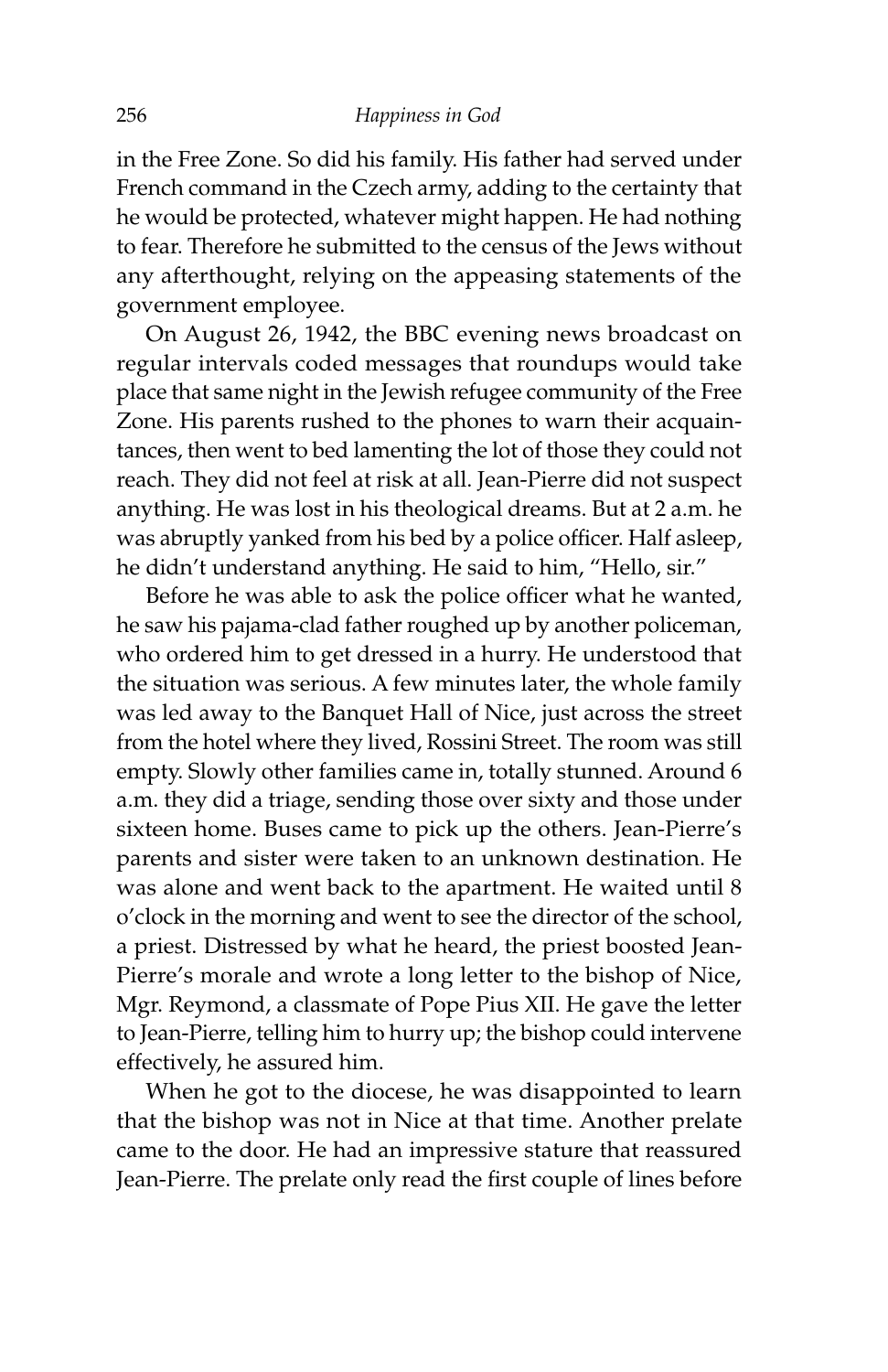in the Free Zone. So did his family. His father had served under French command in the Czech army, adding to the certainty that he would be protected, whatever might happen. He had nothing to fear. Therefore he submitted to the census of the Jews without any afterthought, relying on the appeasing statements of the government employee.

On August 26, 1942, the BBC evening news broadcast on regular intervals coded messages that roundups would take place that same night in the Jewish refugee community of the Free Zone. His parents rushed to the phones to warn their acquaintances, then went to bed lamenting the lot of those they could not reach. They did not feel at risk at all. Jean-Pierre did not suspect anything. He was lost in his theological dreams. But at 2 a.m. he was abruptly yanked from his bed by a police officer. Half asleep, he didn't understand anything. He said to him, "Hello, sir."

Before he was able to ask the police officer what he wanted, he saw his pajama-clad father roughed up by another policeman, who ordered him to get dressed in a hurry. He understood that the situation was serious. A few minutes later, the whole family was led away to the Banquet Hall of Nice, just across the street from the hotel where they lived, Rossini Street. The room was still empty. Slowly other families came in, totally stunned. Around 6 a.m. they did a triage, sending those over sixty and those under sixteen home. Buses came to pick up the others. Jean-Pierre's parents and sister were taken to an unknown destination. He was alone and went back to the apartment. He waited until 8 o'clock in the morning and went to see the director of the school, a priest. Distressed by what he heard, the priest boosted Jean-Pierre's morale and wrote a long letter to the bishop of Nice, Mgr. Reymond, a classmate of Pope Pius XII. He gave the letter to Jean-Pierre, telling him to hurry up; the bishop could intervene effectively, he assured him.

When he got to the diocese, he was disappointed to learn that the bishop was not in Nice at that time. Another prelate came to the door. He had an impressive stature that reassured Jean-Pierre. The prelate only read the first couple of lines before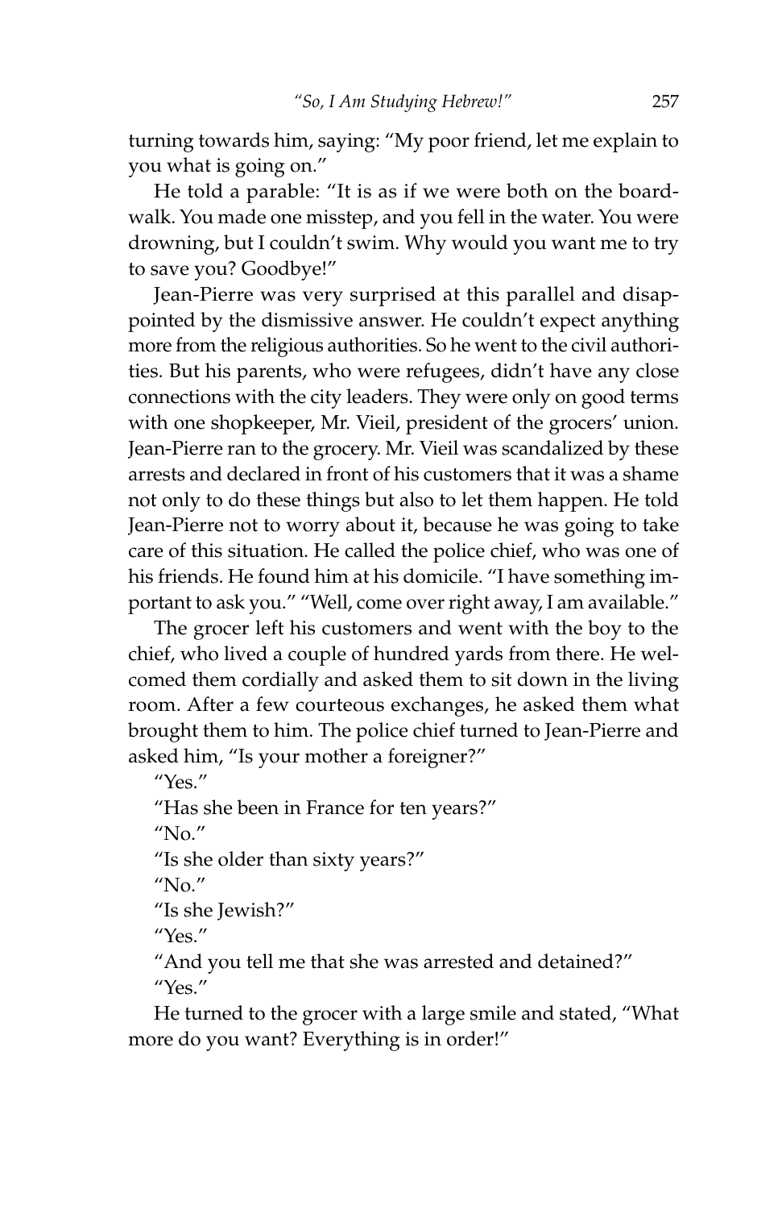turning towards him, saying: "My poor friend, let me explain to you what is going on."

He told a parable: "It is as if we were both on the boardwalk. You made one misstep, and you fell in the water. You were drowning, but I couldn't swim. Why would you want me to try to save you? Goodbye!"

Jean-Pierre was very surprised at this parallel and disappointed by the dismissive answer. He couldn't expect anything more from the religious authorities. So he went to the civil authorities. But his parents, who were refugees, didn't have any close connections with the city leaders. They were only on good terms with one shopkeeper, Mr. Vieil, president of the grocers' union. Jean-Pierre ran to the grocery. Mr. Vieil was scandalized by these arrests and declared in front of his customers that it was a shame not only to do these things but also to let them happen. He told Jean-Pierre not to worry about it, because he was going to take care of this situation. He called the police chief, who was one of his friends. He found him at his domicile. "I have something important to ask you." "Well, come over right away, I am available."

The grocer left his customers and went with the boy to the chief, who lived a couple of hundred yards from there. He welcomed them cordially and asked them to sit down in the living room. After a few courteous exchanges, he asked them what brought them to him. The police chief turned to Jean-Pierre and asked him, "Is your mother a foreigner?"

"Yes."

"Has she been in France for ten years?"

"No."

"Is she older than sixty years?"

"No."

"Is she Jewish?"

"Yes."

"And you tell me that she was arrested and detained?"

"Yes."

He turned to the grocer with a large smile and stated, "What more do you want? Everything is in order!"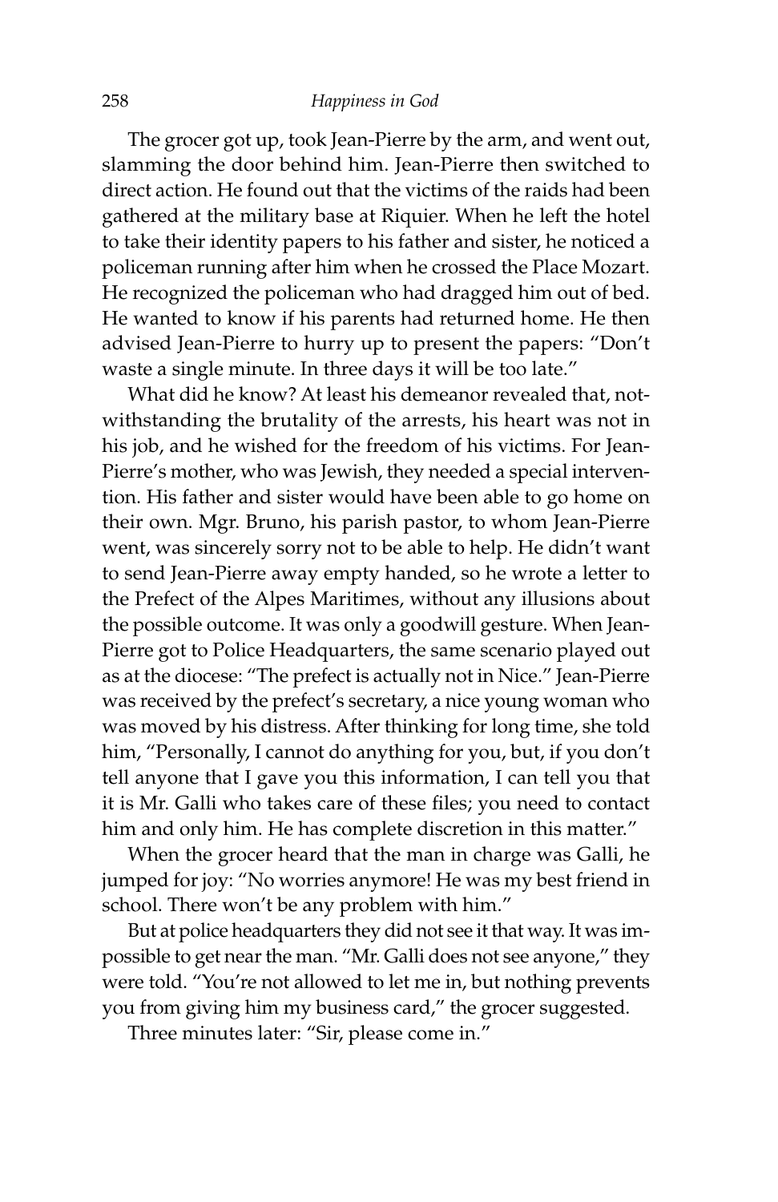The grocer got up, took Jean-Pierre by the arm, and went out, slamming the door behind him. Jean-Pierre then switched to direct action. He found out that the victims of the raids had been gathered at the military base at Riquier. When he left the hotel to take their identity papers to his father and sister, he noticed a policeman running after him when he crossed the Place Mozart. He recognized the policeman who had dragged him out of bed. He wanted to know if his parents had returned home. He then advised Jean-Pierre to hurry up to present the papers: "Don't waste a single minute. In three days it will be too late."

What did he know? At least his demeanor revealed that, notwithstanding the brutality of the arrests, his heart was not in his job, and he wished for the freedom of his victims. For Jean-Pierre's mother, who was Jewish, they needed a special intervention. His father and sister would have been able to go home on their own. Mgr. Bruno, his parish pastor, to whom Jean-Pierre went, was sincerely sorry not to be able to help. He didn't want to send Jean-Pierre away empty handed, so he wrote a letter to the Prefect of the Alpes Maritimes, without any illusions about the possible outcome. It was only a goodwill gesture. When Jean-Pierre got to Police Headquarters, the same scenario played out as at the diocese: "The prefect is actually not in Nice." Jean-Pierre was received by the prefect's secretary, a nice young woman who was moved by his distress. After thinking for long time, she told him, "Personally, I cannot do anything for you, but, if you don't tell anyone that I gave you this information, I can tell you that it is Mr. Galli who takes care of these files; you need to contact him and only him. He has complete discretion in this matter."

When the grocer heard that the man in charge was Galli, he jumped for joy: "No worries anymore! He was my best friend in school. There won't be any problem with him."

But at police headquarters they did not see it that way. It was impossible to get near the man. "Mr. Galli does not see anyone," they were told. "You're not allowed to let me in, but nothing prevents you from giving him my business card," the grocer suggested.

Three minutes later: "Sir, please come in."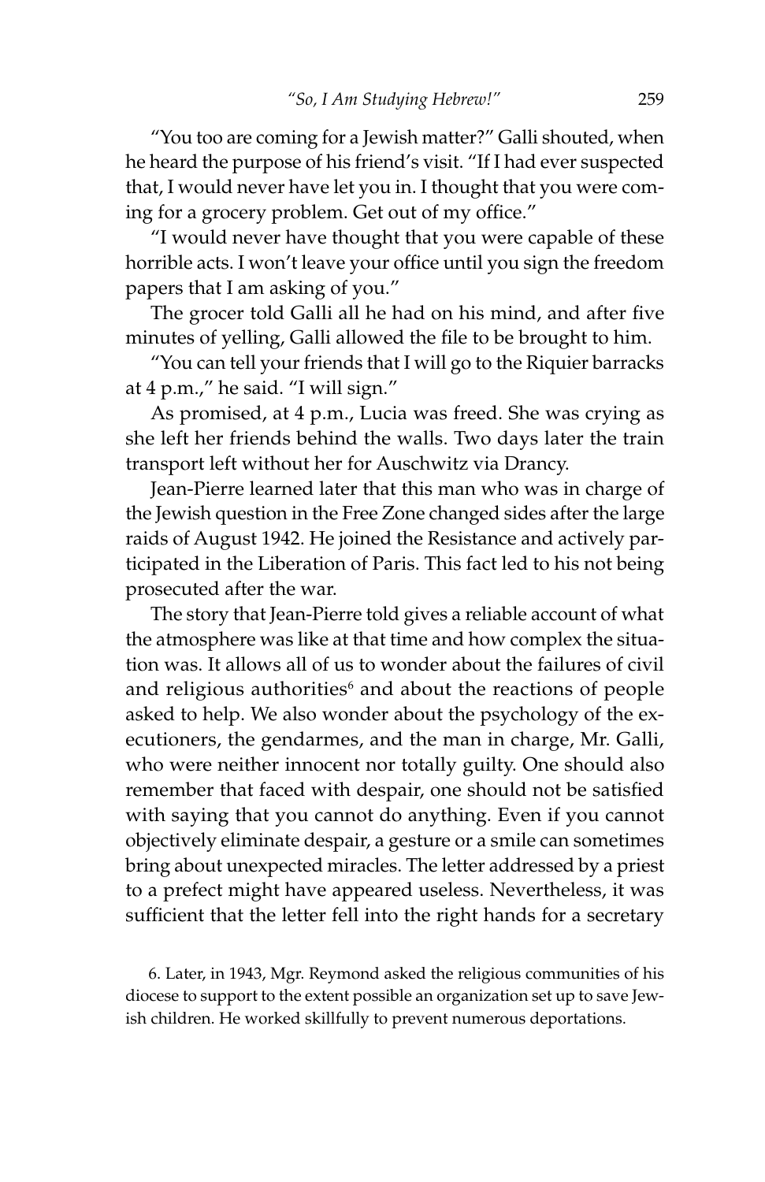"You too are coming for a Jewish matter?" Galli shouted, when he heard the purpose of his friend's visit. "If I had ever suspected that, I would never have let you in. I thought that you were coming for a grocery problem. Get out of my office."

"I would never have thought that you were capable of these horrible acts. I won't leave your office until you sign the freedom papers that I am asking of you."

The grocer told Galli all he had on his mind, and after five minutes of yelling, Galli allowed the file to be brought to him.

"You can tell your friends that I will go to the Riquier barracks at 4 p.m.," he said. "I will sign."

As promised, at 4 p.m., Lucia was freed. She was crying as she left her friends behind the walls. Two days later the train transport left without her for Auschwitz via Drancy.

Jean-Pierre learned later that this man who was in charge of the Jewish question in the Free Zone changed sides after the large raids of August 1942. He joined the Resistance and actively participated in the Liberation of Paris. This fact led to his not being prosecuted after the war.

The story that Jean-Pierre told gives a reliable account of what the atmosphere was like at that time and how complex the situation was. It allows all of us to wonder about the failures of civil and religious authorities[6] and about the reactions of people asked to help. We also wonder about the psychology of the executioners, the gendarmes, and the man in charge, Mr. Galli, who were neither innocent nor totally guilty. One should also remember that faced with despair, one should not be satisfied with saying that you cannot do anything. Even if you cannot objectively eliminate despair, a gesture or a smile can sometimes bring about unexpected miracles. The letter addressed by a priest to a prefect might have appeared useless. Nevertheless, it was sufficient that the letter fell into the right hands for a secretary

6. Later, in 1943, Mgr. Reymond asked the religious communities of his diocese to support to the extent possible an organization set up to save Jewish children. He worked skillfully to prevent numerous deportations.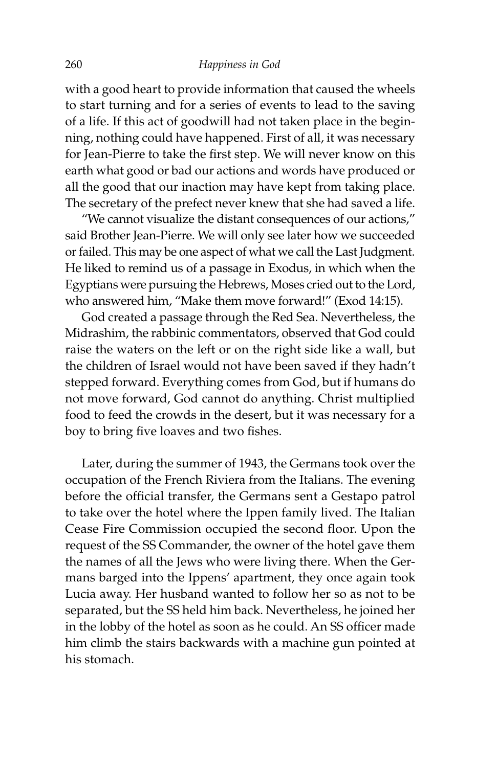with a good heart to provide information that caused the wheels to start turning and for a series of events to lead to the saving of a life. If this act of goodwill had not taken place in the beginning, nothing could have happened. First of all, it was necessary for Jean-Pierre to take the first step. We will never know on this earth what good or bad our actions and words have produced or all the good that our inaction may have kept from taking place. The secretary of the prefect never knew that she had saved a life.

"We cannot visualize the distant consequences of our actions," said Brother Jean-Pierre. We will only see later how we succeeded or failed. This may be one aspect of what we call the Last Judgment. He liked to remind us of a passage in Exodus, in which when the Egyptians were pursuing the Hebrews, Moses cried out to the Lord, who answered him, "Make them move forward!" (Exod 14:15).

God created a passage through the Red Sea. Nevertheless, the Midrashim, the rabbinic commentators, observed that God could raise the waters on the left or on the right side like a wall, but the children of Israel would not have been saved if they hadn't stepped forward. Everything comes from God, but if humans do not move forward, God cannot do anything. Christ multiplied food to feed the crowds in the desert, but it was necessary for a boy to bring five loaves and two fishes.

Later, during the summer of 1943, the Germans took over the occupation of the French Riviera from the Italians. The evening before the official transfer, the Germans sent a Gestapo patrol to take over the hotel where the Ippen family lived. The Italian Cease Fire Commission occupied the second floor. Upon the request of the SS Commander, the owner of the hotel gave them the names of all the Jews who were living there. When the Germans barged into the Ippens' apartment, they once again took Lucia away. Her husband wanted to follow her so as not to be separated, but the SS held him back. Nevertheless, he joined her in the lobby of the hotel as soon as he could. An SS officer made him climb the stairs backwards with a machine gun pointed at his stomach.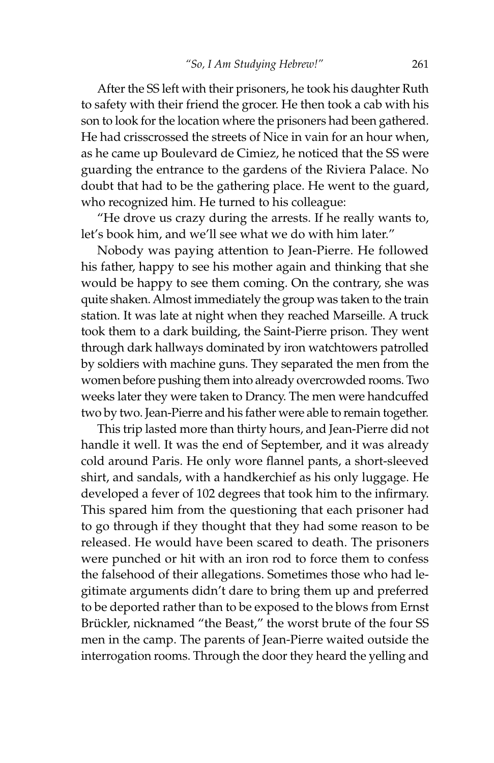After the SS left with their prisoners, he took his daughter Ruth to safety with their friend the grocer. He then took a cab with his son to look for the location where the prisoners had been gathered. He had crisscrossed the streets of Nice in vain for an hour when, as he came up Boulevard de Cimiez, he noticed that the SS were guarding the entrance to the gardens of the Riviera Palace. No doubt that had to be the gathering place. He went to the guard, who recognized him. He turned to his colleague:

"He drove us crazy during the arrests. If he really wants to, let's book him, and we'll see what we do with him later."

Nobody was paying attention to Jean-Pierre. He followed his father, happy to see his mother again and thinking that she would be happy to see them coming. On the contrary, she was quite shaken. Almost immediately the group was taken to the train station. It was late at night when they reached Marseille. A truck took them to a dark building, the Saint-Pierre prison. They went through dark hallways dominated by iron watchtowers patrolled by soldiers with machine guns. They separated the men from the women before pushing them into already overcrowded rooms. Two weeks later they were taken to Drancy. The men were handcuffed two by two. Jean-Pierre and his father were able to remain together.

This trip lasted more than thirty hours, and Jean-Pierre did not handle it well. It was the end of September, and it was already cold around Paris. He only wore flannel pants, a short-sleeved shirt, and sandals, with a handkerchief as his only luggage. He developed a fever of 102 degrees that took him to the infirmary. This spared him from the questioning that each prisoner had to go through if they thought that they had some reason to be released. He would have been scared to death. The prisoners were punched or hit with an iron rod to force them to confess the falsehood of their allegations. Sometimes those who had legitimate arguments didn't dare to bring them up and preferred to be deported rather than to be exposed to the blows from Ernst Brückler, nicknamed "the Beast," the worst brute of the four SS men in the camp. The parents of Jean-Pierre waited outside the interrogation rooms. Through the door they heard the yelling and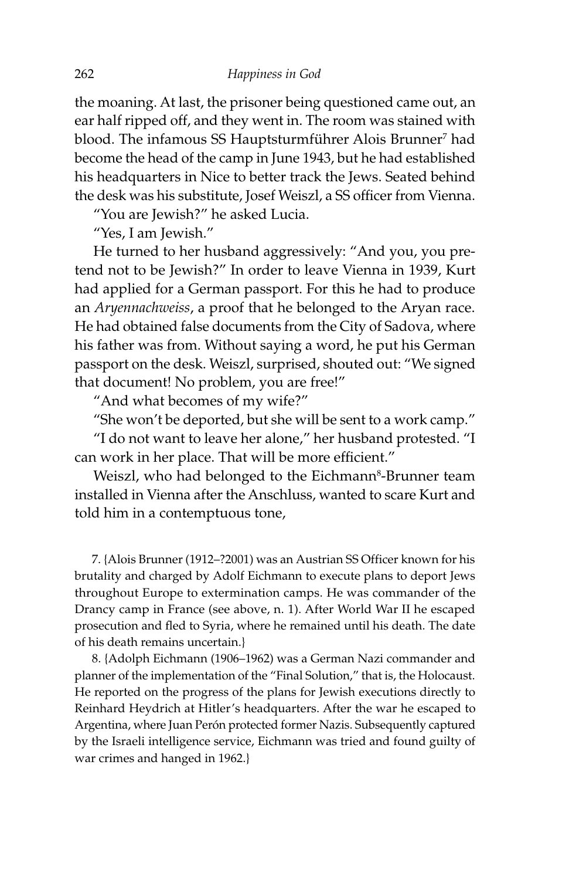the moaning. At last, the prisoner being questioned came out, an ear half ripped off, and they went in. The room was stained with blood. The infamous SS Hauptsturmführer Alois Brunner[7] had become the head of the camp in June 1943, but he had established his headquarters in Nice to better track the Jews. Seated behind the desk was his substitute, Josef Weiszl, a SS officer from Vienna.

"You are Jewish?" he asked Lucia.

"Yes, I am Jewish."

He turned to her husband aggressively: "And you, you pretend not to be Jewish?" In order to leave Vienna in 1939, Kurt had applied for a German passport. For this he had to produce an *Aryennachweiss*, a proof that he belonged to the Aryan race. He had obtained false documents from the City of Sadova, where his father was from. Without saying a word, he put his German passport on the desk. Weiszl, surprised, shouted out: "We signed that document! No problem, you are free!"

"And what becomes of my wife?"

"She won't be deported, but she will be sent to a work camp."

"I do not want to leave her alone," her husband protested. "I can work in her place. That will be more efficient."

Weiszl, who had belonged to the Eichmann[8]-Brunner team installed in Vienna after the Anschluss, wanted to scare Kurt and told him in a contemptuous tone,

7. {Alois Brunner (1912–?2001) was an Austrian SS Officer known for his brutality and charged by Adolf Eichmann to execute plans to deport Jews throughout Europe to extermination camps. He was commander of the Drancy camp in France (see above, n. 1). After World War II he escaped prosecution and fled to Syria, where he remained until his death. The date of his death remains uncertain.}

8. {Adolph Eichmann (1906–1962) was a German Nazi commander and planner of the implementation of the "Final Solution," that is, the Holocaust. He reported on the progress of the plans for Jewish executions directly to Reinhard Heydrich at Hitler's headquarters. After the war he escaped to Argentina, where Juan Perón protected former Nazis. Subsequently captured by the Israeli intelligence service, Eichmann was tried and found guilty of war crimes and hanged in 1962.}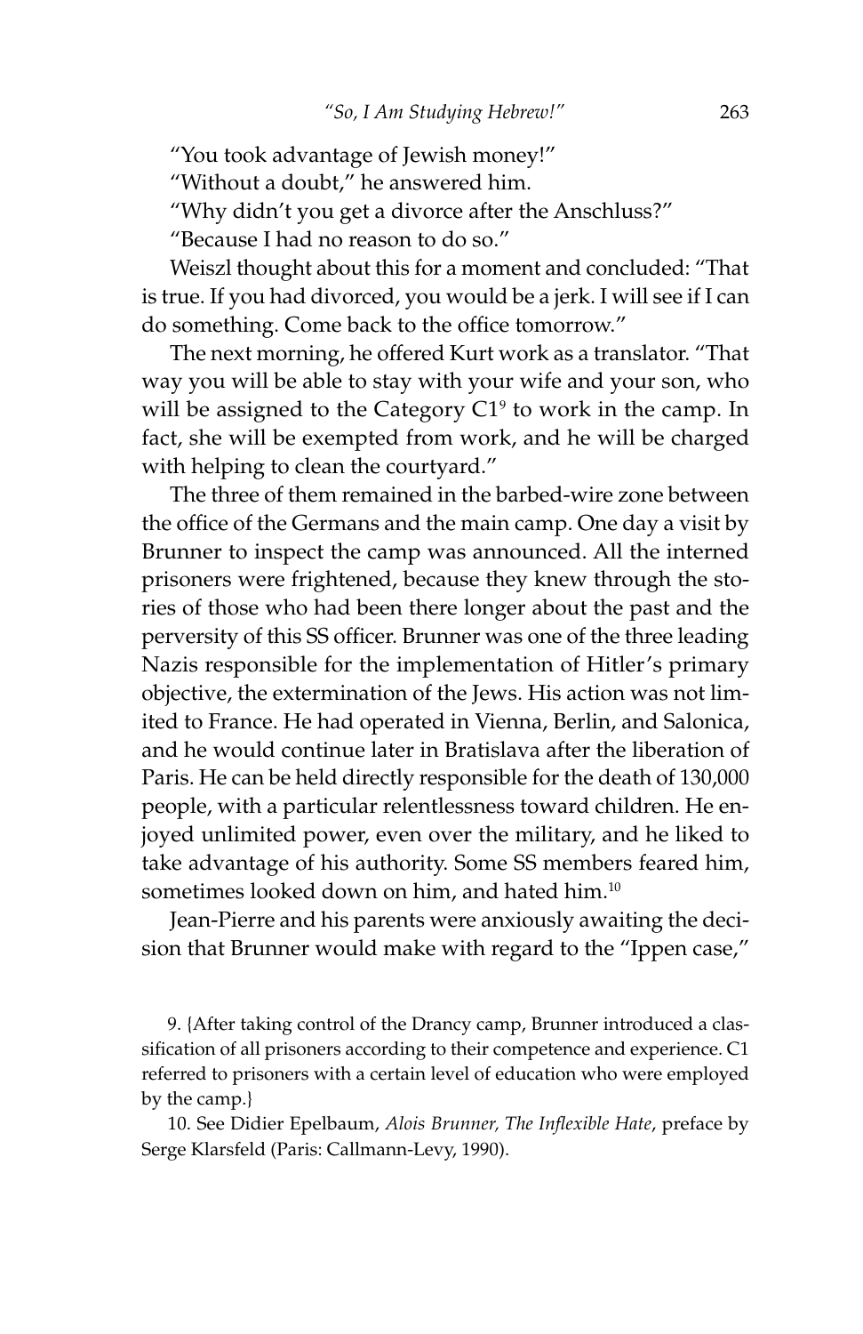"You took advantage of Jewish money!"

"Without a doubt," he answered him.

"Why didn't you get a divorce after the Anschluss?"

"Because I had no reason to do so."

Weiszl thought about this for a moment and concluded: "That is true. If you had divorced, you would be a jerk. I will see if I can do something. Come back to the office tomorrow."

The next morning, he offered Kurt work as a translator. "That way you will be able to stay with your wife and your son, who will be assigned to the Category C1[9] to work in the camp. In fact, she will be exempted from work, and he will be charged with helping to clean the courtyard."

The three of them remained in the barbed-wire zone between the office of the Germans and the main camp. One day a visit by Brunner to inspect the camp was announced. All the interned prisoners were frightened, because they knew through the stories of those who had been there longer about the past and the perversity of this SS officer. Brunner was one of the three leading Nazis responsible for the implementation of Hitler's primary objective, the extermination of the Jews. His action was not limited to France. He had operated in Vienna, Berlin, and Salonica, and he would continue later in Bratislava after the liberation of Paris. He can be held directly responsible for the death of 130,000 people, with a particular relentlessness toward children. He enjoyed unlimited power, even over the military, and he liked to take advantage of his authority. Some SS members feared him, sometimes looked down on him, and hated him.[10]

Jean-Pierre and his parents were anxiously awaiting the decision that Brunner would make with regard to the "Ippen case,"

9. {After taking control of the Drancy camp, Brunner introduced a classification of all prisoners according to their competence and experience. C1 referred to prisoners with a certain level of education who were employed by the camp.}

10. See Didier Epelbaum, *Alois Brunner, The Inflexible Hate*, preface by Serge Klarsfeld (Paris: Callmann-Levy, 1990).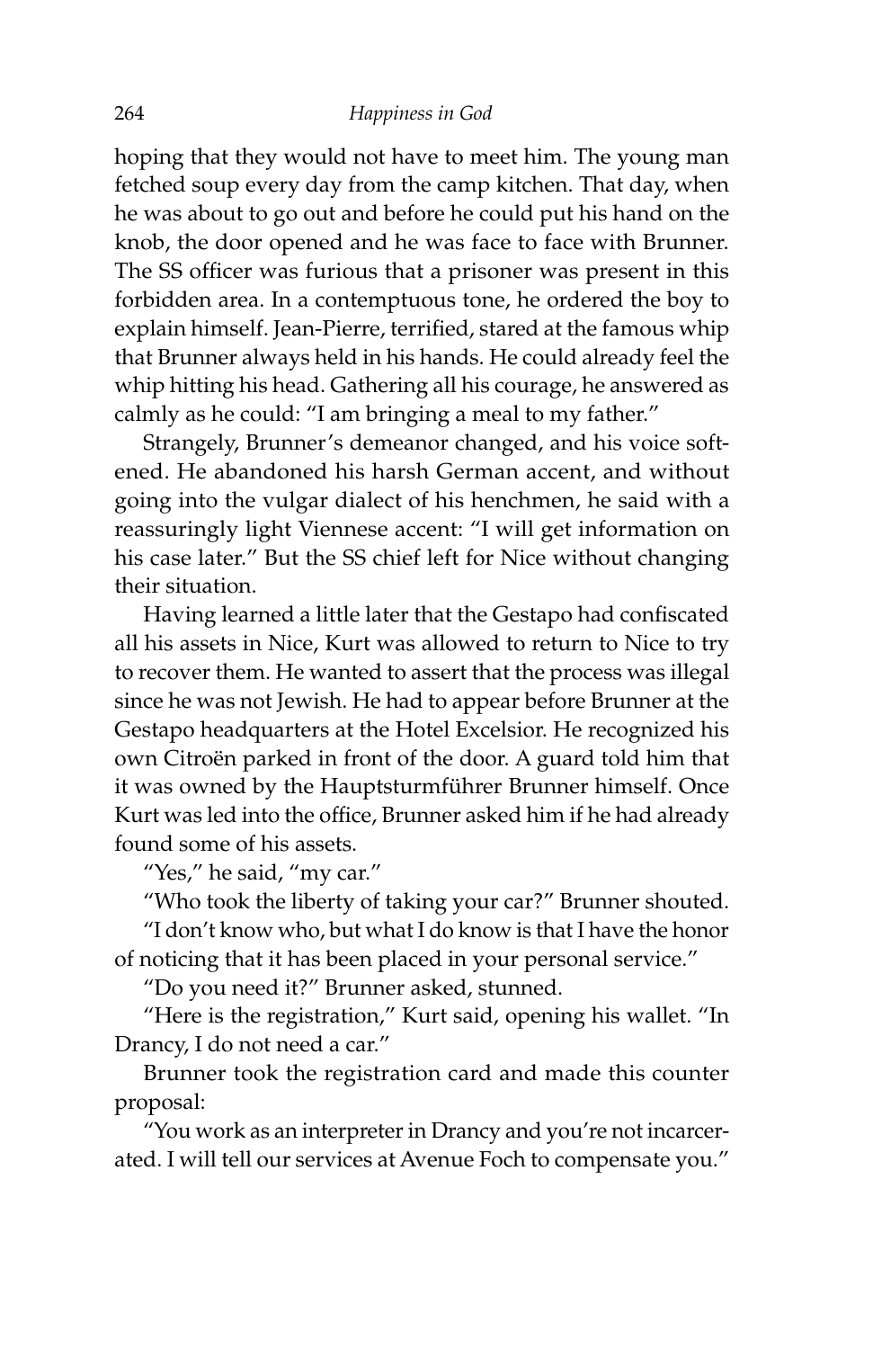hoping that they would not have to meet him. The young man fetched soup every day from the camp kitchen. That day, when he was about to go out and before he could put his hand on the knob, the door opened and he was face to face with Brunner. The SS officer was furious that a prisoner was present in this forbidden area. In a contemptuous tone, he ordered the boy to explain himself. Jean-Pierre, terrified, stared at the famous whip that Brunner always held in his hands. He could already feel the whip hitting his head. Gathering all his courage, he answered as calmly as he could: "I am bringing a meal to my father."

Strangely, Brunner's demeanor changed, and his voice softened. He abandoned his harsh German accent, and without going into the vulgar dialect of his henchmen, he said with a reassuringly light Viennese accent: "I will get information on his case later." But the SS chief left for Nice without changing their situation.

Having learned a little later that the Gestapo had confiscated all his assets in Nice, Kurt was allowed to return to Nice to try to recover them. He wanted to assert that the process was illegal since he was not Jewish. He had to appear before Brunner at the Gestapo headquarters at the Hotel Excelsior. He recognized his own Citroën parked in front of the door. A guard told him that it was owned by the Hauptsturmführer Brunner himself. Once Kurt was led into the office, Brunner asked him if he had already found some of his assets.

"Yes," he said, "my car."

"Who took the liberty of taking your car?" Brunner shouted.

"I don't know who, but what I do know is that I have the honor of noticing that it has been placed in your personal service."

"Do you need it?" Brunner asked, stunned.

"Here is the registration," Kurt said, opening his wallet. "In Drancy, I do not need a car."

Brunner took the registration card and made this counter proposal:

"You work as an interpreter in Drancy and you're not incarcerated. I will tell our services at Avenue Foch to compensate you."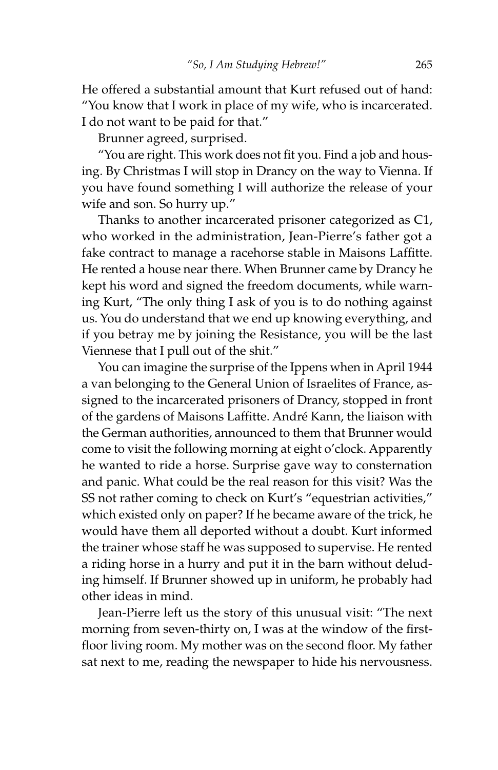He offered a substantial amount that Kurt refused out of hand: "You know that I work in place of my wife, who is incarcerated. I do not want to be paid for that."

Brunner agreed, surprised.

"You are right. This work does not fit you. Find a job and housing. By Christmas I will stop in Drancy on the way to Vienna. If you have found something I will authorize the release of your wife and son. So hurry up."

Thanks to another incarcerated prisoner categorized as C1, who worked in the administration, Jean-Pierre's father got a fake contract to manage a racehorse stable in Maisons Laffitte. He rented a house near there. When Brunner came by Drancy he kept his word and signed the freedom documents, while warning Kurt, "The only thing I ask of you is to do nothing against us. You do understand that we end up knowing everything, and if you betray me by joining the Resistance, you will be the last Viennese that I pull out of the shit."

You can imagine the surprise of the Ippens when in April 1944 a van belonging to the General Union of Israelites of France, assigned to the incarcerated prisoners of Drancy, stopped in front of the gardens of Maisons Laffitte. André Kann, the liaison with the German authorities, announced to them that Brunner would come to visit the following morning at eight o'clock. Apparently he wanted to ride a horse. Surprise gave way to consternation and panic. What could be the real reason for this visit? Was the SS not rather coming to check on Kurt's "equestrian activities," which existed only on paper? If he became aware of the trick, he would have them all deported without a doubt. Kurt informed the trainer whose staff he was supposed to supervise. He rented a riding horse in a hurry and put it in the barn without deluding himself. If Brunner showed up in uniform, he probably had other ideas in mind.

Jean-Pierre left us the story of this unusual visit: "The next morning from seven-thirty on, I was at the window of the first-floor living room. My mother was on the second floor. My father sat next to me, reading the newspaper to hide his nervousness.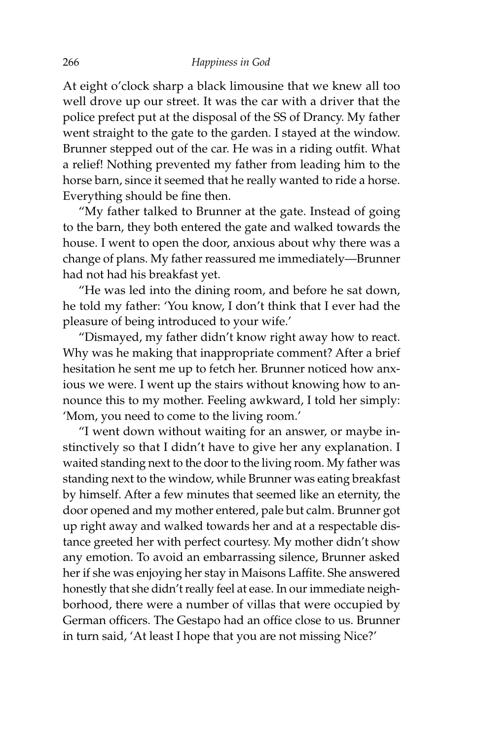At eight o'clock sharp a black limousine that we knew all too well drove up our street. It was the car with a driver that the police prefect put at the disposal of the SS of Drancy. My father went straight to the gate to the garden. I stayed at the window. Brunner stepped out of the car. He was in a riding outfit. What a relief! Nothing prevented my father from leading him to the horse barn, since it seemed that he really wanted to ride a horse. Everything should be fine then.

"My father talked to Brunner at the gate. Instead of going to the barn, they both entered the gate and walked towards the house. I went to open the door, anxious about why there was a change of plans. My father reassured me immediately—Brunner had not had his breakfast yet.

"He was led into the dining room, and before he sat down, he told my father: 'You know, I don't think that I ever had the pleasure of being introduced to your wife.'

"Dismayed, my father didn't know right away how to react. Why was he making that inappropriate comment? After a brief hesitation he sent me up to fetch her. Brunner noticed how anxious we were. I went up the stairs without knowing how to announce this to my mother. Feeling awkward, I told her simply: 'Mom, you need to come to the living room.'

"I went down without waiting for an answer, or maybe instinctively so that I didn't have to give her any explanation. I waited standing next to the door to the living room. My father was standing next to the window, while Brunner was eating breakfast by himself. After a few minutes that seemed like an eternity, the door opened and my mother entered, pale but calm. Brunner got up right away and walked towards her and at a respectable distance greeted her with perfect courtesy. My mother didn't show any emotion. To avoid an embarrassing silence, Brunner asked her if she was enjoying her stay in Maisons Laffite. She answered honestly that she didn't really feel at ease. In our immediate neighborhood, there were a number of villas that were occupied by German officers. The Gestapo had an office close to us. Brunner in turn said, 'At least I hope that you are not missing Nice?'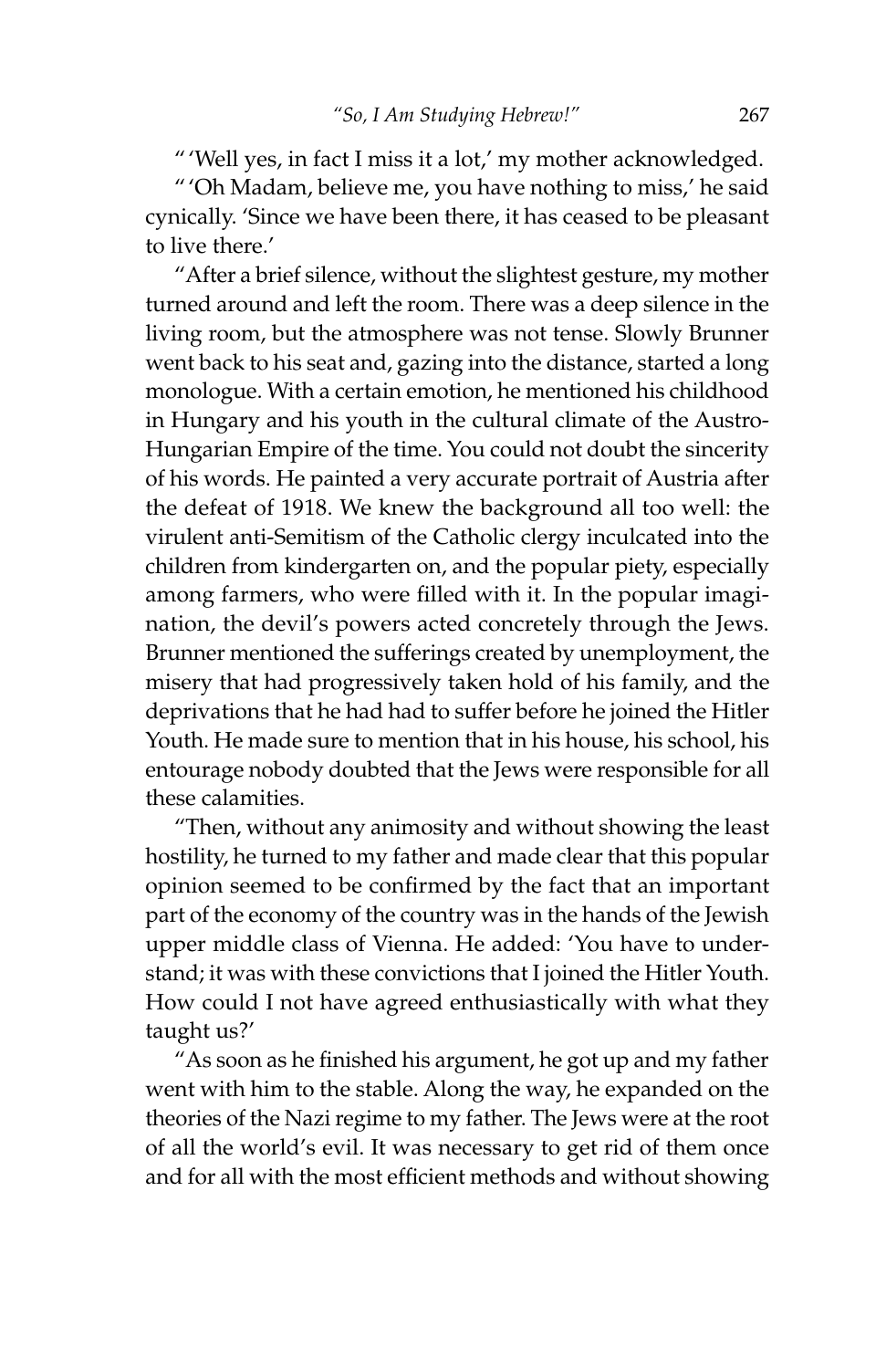"'Well yes, in fact I miss it a lot,' my mother acknowledged.

"'Oh Madam, believe me, you have nothing to miss,' he said cynically. 'Since we have been there, it has ceased to be pleasant to live there.'

"After a brief silence, without the slightest gesture, my mother turned around and left the room. There was a deep silence in the living room, but the atmosphere was not tense. Slowly Brunner went back to his seat and, gazing into the distance, started a long monologue. With a certain emotion, he mentioned his childhood in Hungary and his youth in the cultural climate of the Austro-Hungarian Empire of the time. You could not doubt the sincerity of his words. He painted a very accurate portrait of Austria after the defeat of 1918. We knew the background all too well: the virulent anti-Semitism of the Catholic clergy inculcated into the children from kindergarten on, and the popular piety, especially among farmers, who were filled with it. In the popular imagination, the devil's powers acted concretely through the Jews. Brunner mentioned the sufferings created by unemployment, the misery that had progressively taken hold of his family, and the deprivations that he had had to suffer before he joined the Hitler Youth. He made sure to mention that in his house, his school, his entourage nobody doubted that the Jews were responsible for all these calamities.

"Then, without any animosity and without showing the least hostility, he turned to my father and made clear that this popular opinion seemed to be confirmed by the fact that an important part of the economy of the country was in the hands of the Jewish upper middle class of Vienna. He added: 'You have to understand; it was with these convictions that I joined the Hitler Youth. How could I not have agreed enthusiastically with what they taught us?'

"As soon as he finished his argument, he got up and my father went with him to the stable. Along the way, he expanded on the theories of the Nazi regime to my father. The Jews were at the root of all the world's evil. It was necessary to get rid of them once and for all with the most efficient methods and without showing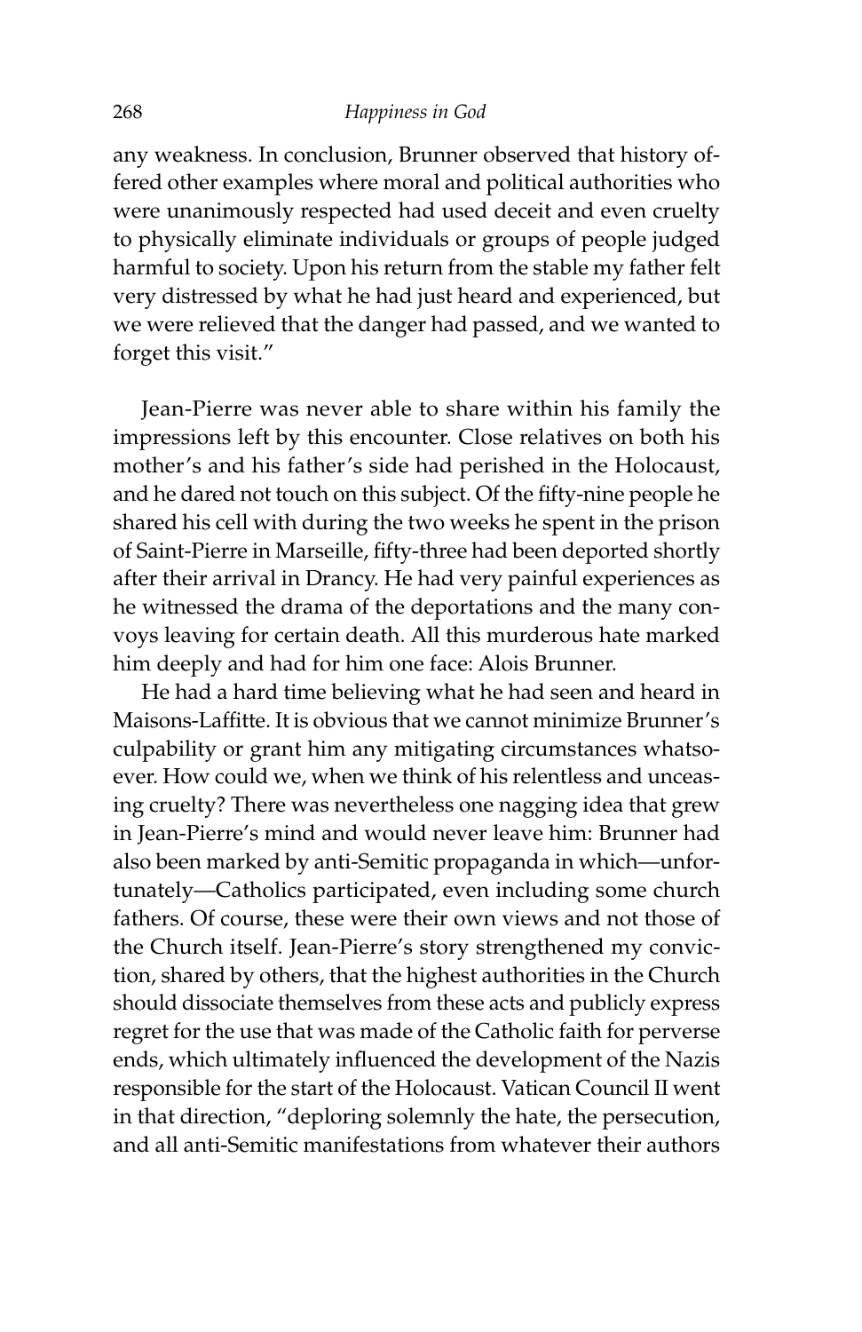any weakness. In conclusion, Brunner observed that history offered other examples where moral and political authorities who were unanimously respected had used deceit and even cruelty to physically eliminate individuals or groups of people judged harmful to society. Upon his return from the stable my father felt very distressed by what he had just heard and experienced, but we were relieved that the danger had passed, and we wanted to forget this visit."

Jean-Pierre was never able to share within his family the impressions left by this encounter. Close relatives on both his mother's and his father's side had perished in the Holocaust, and he dared not touch on this subject. Of the fifty-nine people he shared his cell with during the two weeks he spent in the prison of Saint-Pierre in Marseille, fifty-three had been deported shortly after their arrival in Drancy. He had very painful experiences as he witnessed the drama of the deportations and the many convoys leaving for certain death. All this murderous hate marked him deeply and had for him one face: Alois Brunner.

He had a hard time believing what he had seen and heard in Maisons-Laffitte. It is obvious that we cannot minimize Brunner's culpability or grant him any mitigating circumstances whatsoever. How could we, when we think of his relentless and unceasing cruelty? There was nevertheless one nagging idea that grew in Jean-Pierre's mind and would never leave him: Brunner had also been marked by anti-Semitic propaganda in which—unfortunately—Catholics participated, even including some church fathers. Of course, these were their own views and not those of the Church itself. Jean-Pierre's story strengthened my conviction, shared by others, that the highest authorities in the Church should dissociate themselves from these acts and publicly express regret for the use that was made of the Catholic faith for perverse ends, which ultimately influenced the development of the Nazis responsible for the start of the Holocaust. Vatican Council II went in that direction, "deploring solemnly the hate, the persecution, and all anti-Semitic manifestations from whatever their authors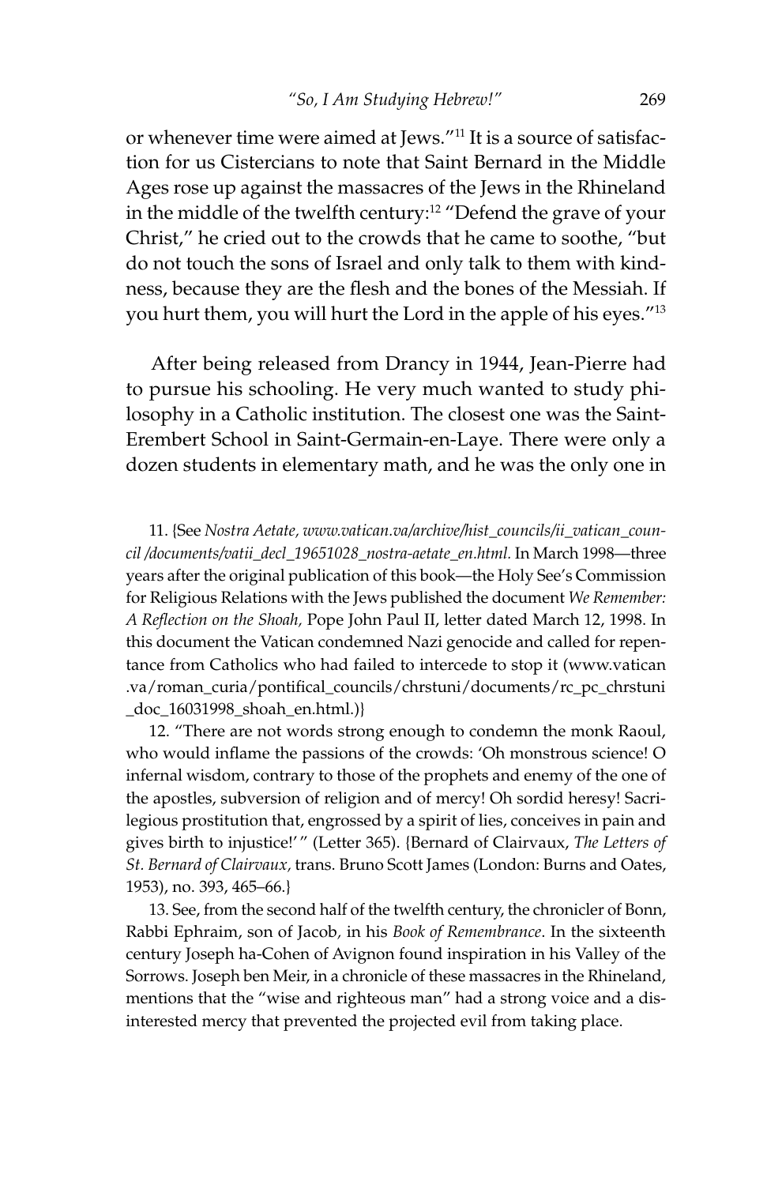or whenever time were aimed at Jews."[11] It is a source of satisfaction for us Cistercians to note that Saint Bernard in the Middle Ages rose up against the massacres of the Jews in the Rhineland in the middle of the twelfth century:[12] "Defend the grave of your Christ," he cried out to the crowds that he came to soothe, "but do not touch the sons of Israel and only talk to them with kindness, because they are the flesh and the bones of the Messiah. If you hurt them, you will hurt the Lord in the apple of his eyes."[13]

After being released from Drancy in 1944, Jean-Pierre had to pursue his schooling. He very much wanted to study philosophy in a Catholic institution. The closest one was the Saint-Erembert School in Saint-Germain-en-Laye. There were only a dozen students in elementary math, and he was the only one in

11. {See *Nostra Aetate, www.vatican.va/archive/hist_councils/ii_vatican_council /documents/vatii_decl_19651028_nostra-aetate_en.html.* In March 1998—three years after the original publication of this book—the Holy See's Commission for Religious Relations with the Jews published the document *We Remember: A Reflection on the Shoah,* Pope John Paul II, letter dated March 12, 1998. In this document the Vatican condemned Nazi genocide and called for repentance from Catholics who had failed to intercede to stop it (www.vatican .va/roman_curia/pontifical_councils/chrstuni/documents/rc_pc_chrstuni _doc_16031998_shoah_en.html.)}

12. "There are not words strong enough to condemn the monk Raoul, who would inflame the passions of the crowds: 'Oh monstrous science! O infernal wisdom, contrary to those of the prophets and enemy of the one of the apostles, subversion of religion and of mercy! Oh sordid heresy! Sacrilegious prostitution that, engrossed by a spirit of lies, conceives in pain and gives birth to injustice!' " (Letter 365). {Bernard of Clairvaux, *The Letters of St. Bernard of Clairvaux,* trans. Bruno Scott James (London: Burns and Oates, 1953), no. 393, 465–66.}

13. See, from the second half of the twelfth century, the chronicler of Bonn, Rabbi Ephraim, son of Jacob, in his *Book of Remembrance*. In the sixteenth century Joseph ha-Cohen of Avignon found inspiration in his Valley of the Sorrows. Joseph ben Meir, in a chronicle of these massacres in the Rhineland, mentions that the "wise and righteous man" had a strong voice and a disinterested mercy that prevented the projected evil from taking place.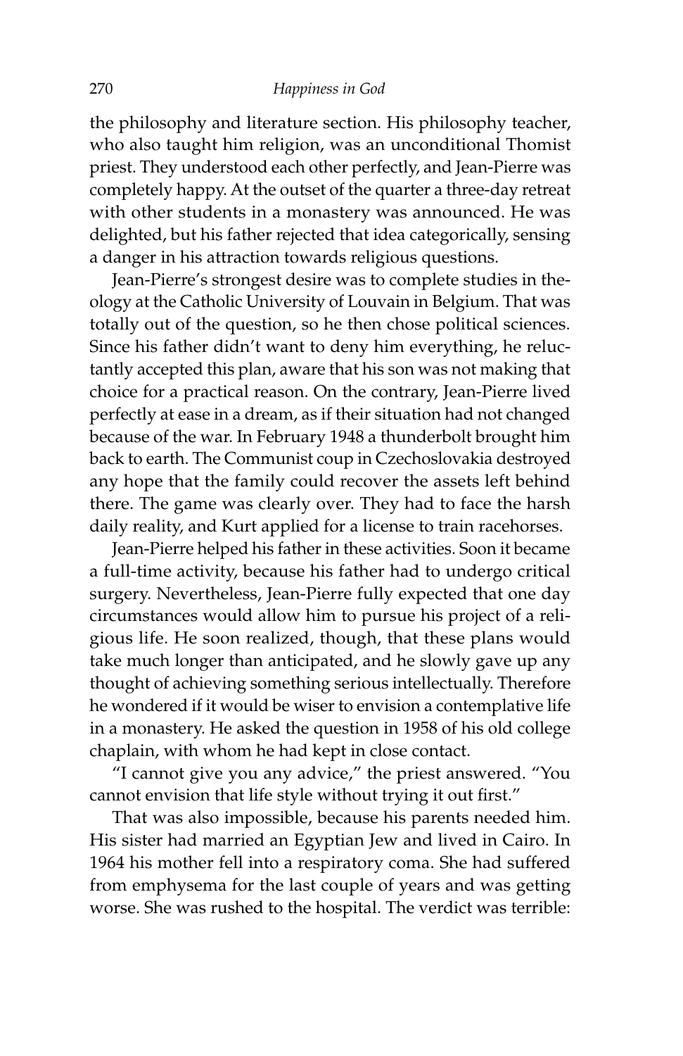the philosophy and literature section. His philosophy teacher, who also taught him religion, was an unconditional Thomist priest. They understood each other perfectly, and Jean-Pierre was completely happy. At the outset of the quarter a three-day retreat with other students in a monastery was announced. He was delighted, but his father rejected that idea categorically, sensing a danger in his attraction towards religious questions.

Jean-Pierre's strongest desire was to complete studies in theology at the Catholic University of Louvain in Belgium. That was totally out of the question, so he then chose political sciences. Since his father didn't want to deny him everything, he reluctantly accepted this plan, aware that his son was not making that choice for a practical reason. On the contrary, Jean-Pierre lived perfectly at ease in a dream, as if their situation had not changed because of the war. In February 1948 a thunderbolt brought him back to earth. The Communist coup in Czechoslovakia destroyed any hope that the family could recover the assets left behind there. The game was clearly over. They had to face the harsh daily reality, and Kurt applied for a license to train racehorses.

Jean-Pierre helped his father in these activities. Soon it became a full-time activity, because his father had to undergo critical surgery. Nevertheless, Jean-Pierre fully expected that one day circumstances would allow him to pursue his project of a religious life. He soon realized, though, that these plans would take much longer than anticipated, and he slowly gave up any thought of achieving something serious intellectually. Therefore he wondered if it would be wiser to envision a contemplative life in a monastery. He asked the question in 1958 of his old college chaplain, with whom he had kept in close contact.

"I cannot give you any advice," the priest answered. "You cannot envision that life style without trying it out first."

That was also impossible, because his parents needed him. His sister had married an Egyptian Jew and lived in Cairo. In 1964 his mother fell into a respiratory coma. She had suffered from emphysema for the last couple of years and was getting worse. She was rushed to the hospital. The verdict was terrible: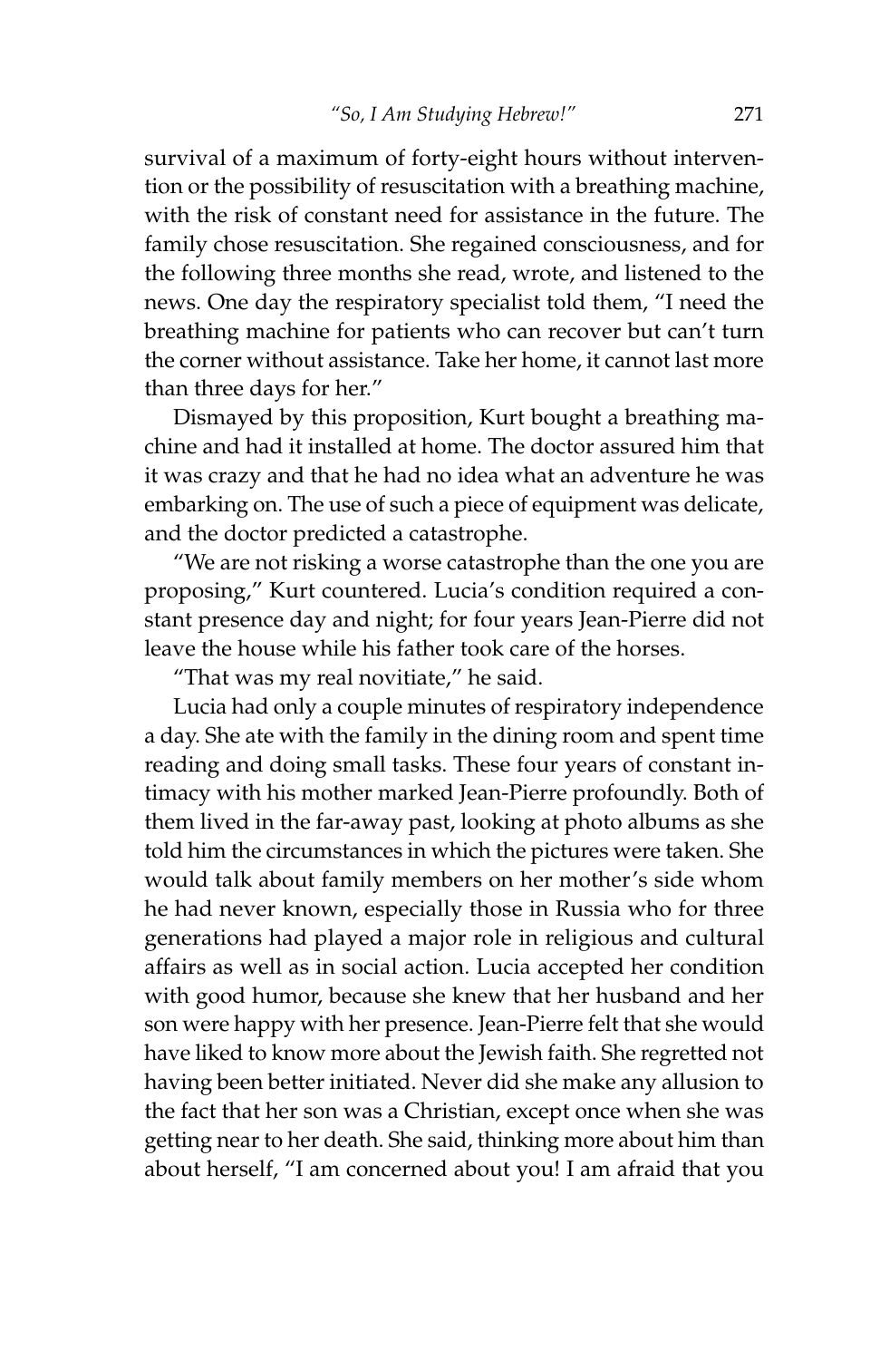survival of a maximum of forty-eight hours without intervention or the possibility of resuscitation with a breathing machine, with the risk of constant need for assistance in the future. The family chose resuscitation. She regained consciousness, and for the following three months she read, wrote, and listened to the news. One day the respiratory specialist told them, "I need the breathing machine for patients who can recover but can't turn the corner without assistance. Take her home, it cannot last more than three days for her."

Dismayed by this proposition, Kurt bought a breathing machine and had it installed at home. The doctor assured him that it was crazy and that he had no idea what an adventure he was embarking on. The use of such a piece of equipment was delicate, and the doctor predicted a catastrophe.

"We are not risking a worse catastrophe than the one you are proposing," Kurt countered. Lucia's condition required a constant presence day and night; for four years Jean-Pierre did not leave the house while his father took care of the horses.

"That was my real novitiate," he said.

Lucia had only a couple minutes of respiratory independence a day. She ate with the family in the dining room and spent time reading and doing small tasks. These four years of constant intimacy with his mother marked Jean-Pierre profoundly. Both of them lived in the far-away past, looking at photo albums as she told him the circumstances in which the pictures were taken. She would talk about family members on her mother's side whom he had never known, especially those in Russia who for three generations had played a major role in religious and cultural affairs as well as in social action. Lucia accepted her condition with good humor, because she knew that her husband and her son were happy with her presence. Jean-Pierre felt that she would have liked to know more about the Jewish faith. She regretted not having been better initiated. Never did she make any allusion to the fact that her son was a Christian, except once when she was getting near to her death. She said, thinking more about him than about herself, "I am concerned about you! I am afraid that you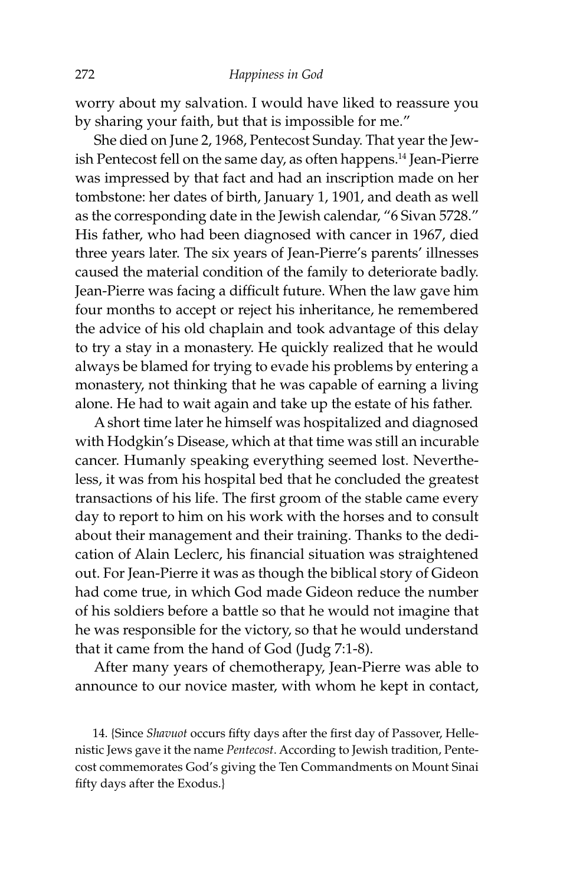worry about my salvation. I would have liked to reassure you by sharing your faith, but that is impossible for me."

She died on June 2, 1968, Pentecost Sunday. That year the Jewish Pentecost fell on the same day, as often happens.[14] Jean-Pierre was impressed by that fact and had an inscription made on her tombstone: her dates of birth, January 1, 1901, and death as well as the corresponding date in the Jewish calendar, "6 Sivan 5728." His father, who had been diagnosed with cancer in 1967, died three years later. The six years of Jean-Pierre's parents' illnesses caused the material condition of the family to deteriorate badly. Jean-Pierre was facing a difficult future. When the law gave him four months to accept or reject his inheritance, he remembered the advice of his old chaplain and took advantage of this delay to try a stay in a monastery. He quickly realized that he would always be blamed for trying to evade his problems by entering a monastery, not thinking that he was capable of earning a living alone. He had to wait again and take up the estate of his father.

A short time later he himself was hospitalized and diagnosed with Hodgkin's Disease, which at that time was still an incurable cancer. Humanly speaking everything seemed lost. Nevertheless, it was from his hospital bed that he concluded the greatest transactions of his life. The first groom of the stable came every day to report to him on his work with the horses and to consult about their management and their training. Thanks to the dedication of Alain Leclerc, his financial situation was straightened out. For Jean-Pierre it was as though the biblical story of Gideon had come true, in which God made Gideon reduce the number of his soldiers before a battle so that he would not imagine that he was responsible for the victory, so that he would understand that it came from the hand of God (Judg 7:1-8).

After many years of chemotherapy, Jean-Pierre was able to announce to our novice master, with whom he kept in contact,

14. {Since *Shavuot* occurs fifty days after the first day of Passover, Hellenistic Jews gave it the name *Pentecost*. According to Jewish tradition, Pentecost commemorates God's giving the Ten Commandments on Mount Sinai fifty days after the Exodus.}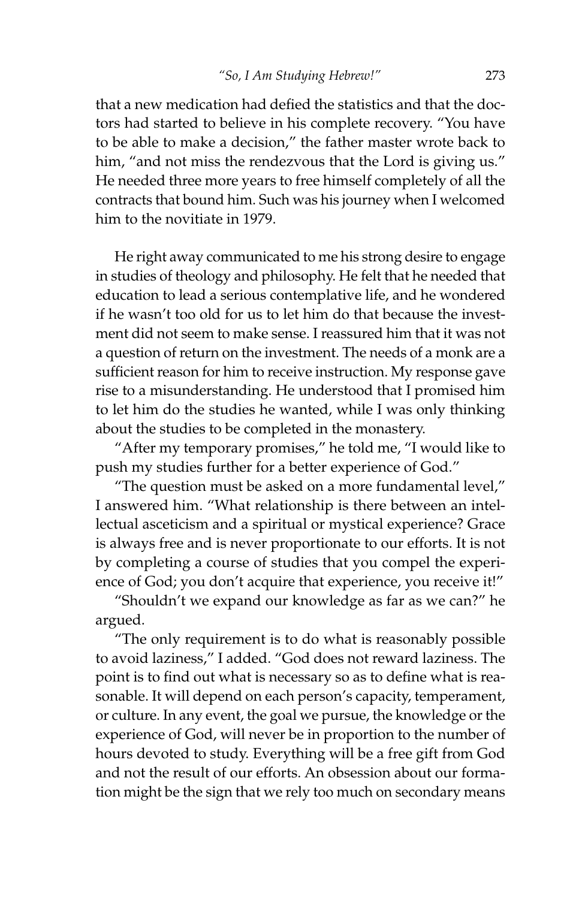that a new medication had defied the statistics and that the doctors had started to believe in his complete recovery. "You have to be able to make a decision," the father master wrote back to him, "and not miss the rendezvous that the Lord is giving us." He needed three more years to free himself completely of all the contracts that bound him. Such was his journey when I welcomed him to the novitiate in 1979.

He right away communicated to me his strong desire to engage in studies of theology and philosophy. He felt that he needed that education to lead a serious contemplative life, and he wondered if he wasn't too old for us to let him do that because the investment did not seem to make sense. I reassured him that it was not a question of return on the investment. The needs of a monk are a sufficient reason for him to receive instruction. My response gave rise to a misunderstanding. He understood that I promised him to let him do the studies he wanted, while I was only thinking about the studies to be completed in the monastery.

"After my temporary promises," he told me, "I would like to push my studies further for a better experience of God."

"The question must be asked on a more fundamental level," I answered him. "What relationship is there between an intellectual asceticism and a spiritual or mystical experience? Grace is always free and is never proportionate to our efforts. It is not by completing a course of studies that you compel the experience of God; you don't acquire that experience, you receive it!"

"Shouldn't we expand our knowledge as far as we can?" he argued.

"The only requirement is to do what is reasonably possible to avoid laziness," I added. "God does not reward laziness. The point is to find out what is necessary so as to define what is reasonable. It will depend on each person's capacity, temperament, or culture. In any event, the goal we pursue, the knowledge or the experience of God, will never be in proportion to the number of hours devoted to study. Everything will be a free gift from God and not the result of our efforts. An obsession about our formation might be the sign that we rely too much on secondary means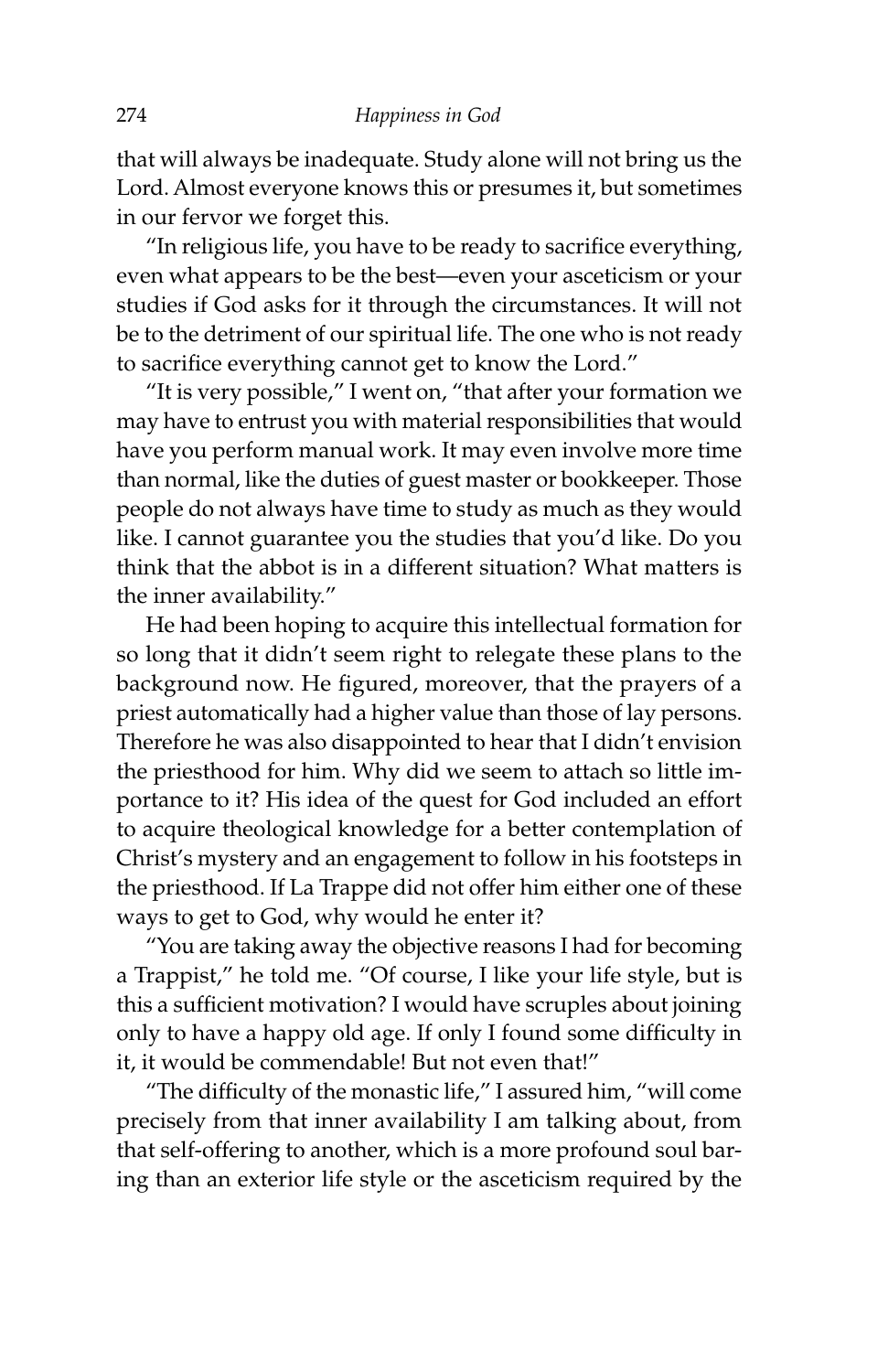that will always be inadequate. Study alone will not bring us the Lord. Almost everyone knows this or presumes it, but sometimes in our fervor we forget this.

"In religious life, you have to be ready to sacrifice everything, even what appears to be the best—even your asceticism or your studies if God asks for it through the circumstances. It will not be to the detriment of our spiritual life. The one who is not ready to sacrifice everything cannot get to know the Lord."

"It is very possible," I went on, "that after your formation we may have to entrust you with material responsibilities that would have you perform manual work. It may even involve more time than normal, like the duties of guest master or bookkeeper. Those people do not always have time to study as much as they would like. I cannot guarantee you the studies that you'd like. Do you think that the abbot is in a different situation? What matters is the inner availability."

He had been hoping to acquire this intellectual formation for so long that it didn't seem right to relegate these plans to the background now. He figured, moreover, that the prayers of a priest automatically had a higher value than those of lay persons. Therefore he was also disappointed to hear that I didn't envision the priesthood for him. Why did we seem to attach so little importance to it? His idea of the quest for God included an effort to acquire theological knowledge for a better contemplation of Christ's mystery and an engagement to follow in his footsteps in the priesthood. If La Trappe did not offer him either one of these ways to get to God, why would he enter it?

"You are taking away the objective reasons I had for becoming a Trappist," he told me. "Of course, I like your life style, but is this a sufficient motivation? I would have scruples about joining only to have a happy old age. If only I found some difficulty in it, it would be commendable! But not even that!"

"The difficulty of the monastic life," I assured him, "will come precisely from that inner availability I am talking about, from that self-offering to another, which is a more profound soul baring than an exterior life style or the asceticism required by the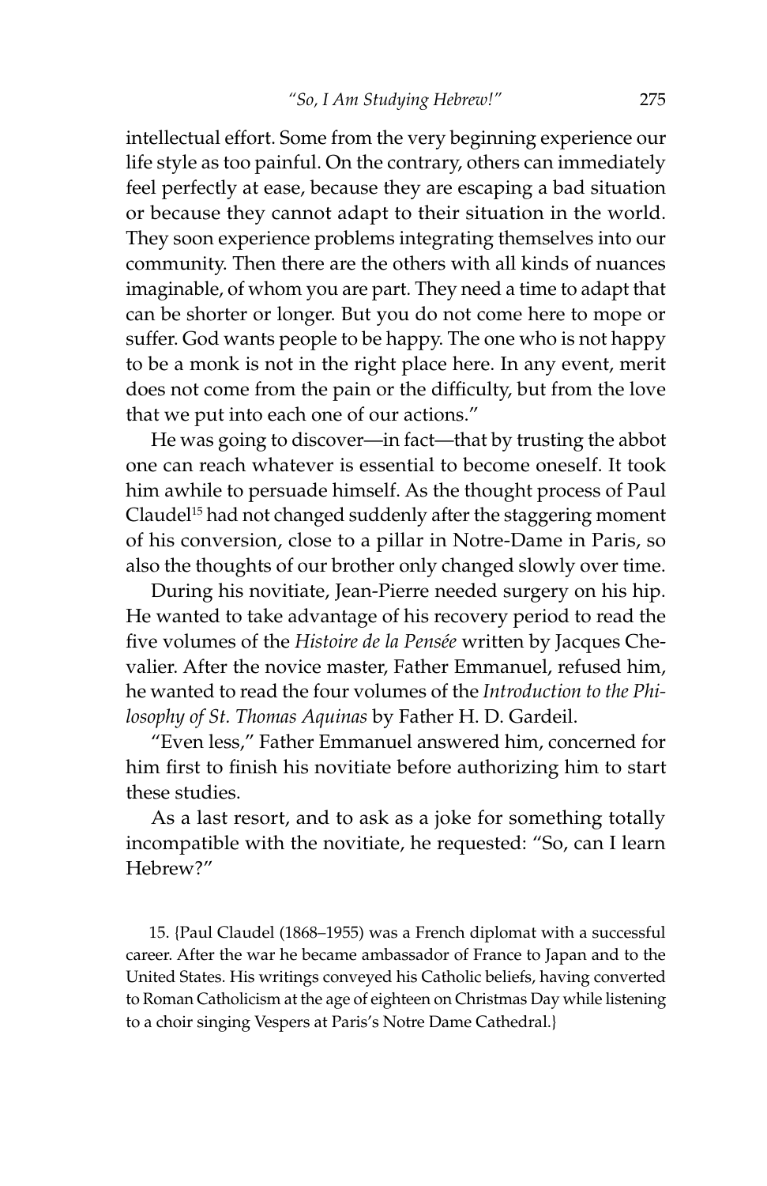intellectual effort. Some from the very beginning experience our life style as too painful. On the contrary, others can immediately feel perfectly at ease, because they are escaping a bad situation or because they cannot adapt to their situation in the world. They soon experience problems integrating themselves into our community. Then there are the others with all kinds of nuances imaginable, of whom you are part. They need a time to adapt that can be shorter or longer. But you do not come here to mope or suffer. God wants people to be happy. The one who is not happy to be a monk is not in the right place here. In any event, merit does not come from the pain or the difficulty, but from the love that we put into each one of our actions."

He was going to discover—in fact—that by trusting the abbot one can reach whatever is essential to become oneself. It took him awhile to persuade himself. As the thought process of Paul Claudel[15] had not changed suddenly after the staggering moment of his conversion, close to a pillar in Notre-Dame in Paris, so also the thoughts of our brother only changed slowly over time.

During his novitiate, Jean-Pierre needed surgery on his hip. He wanted to take advantage of his recovery period to read the five volumes of the *Histoire de la Pensée* written by Jacques Chevalier. After the novice master, Father Emmanuel, refused him, he wanted to read the four volumes of the *Introduction to the Philosophy of St. Thomas Aquinas* by Father H. D. Gardeil.

"Even less," Father Emmanuel answered him, concerned for him first to finish his novitiate before authorizing him to start these studies.

As a last resort, and to ask as a joke for something totally incompatible with the novitiate, he requested: "So, can I learn Hebrew?"

15. {Paul Claudel (1868–1955) was a French diplomat with a successful career. After the war he became ambassador of France to Japan and to the United States. His writings conveyed his Catholic beliefs, having converted to Roman Catholicism at the age of eighteen on Christmas Day while listening to a choir singing Vespers at Paris's Notre Dame Cathedral.}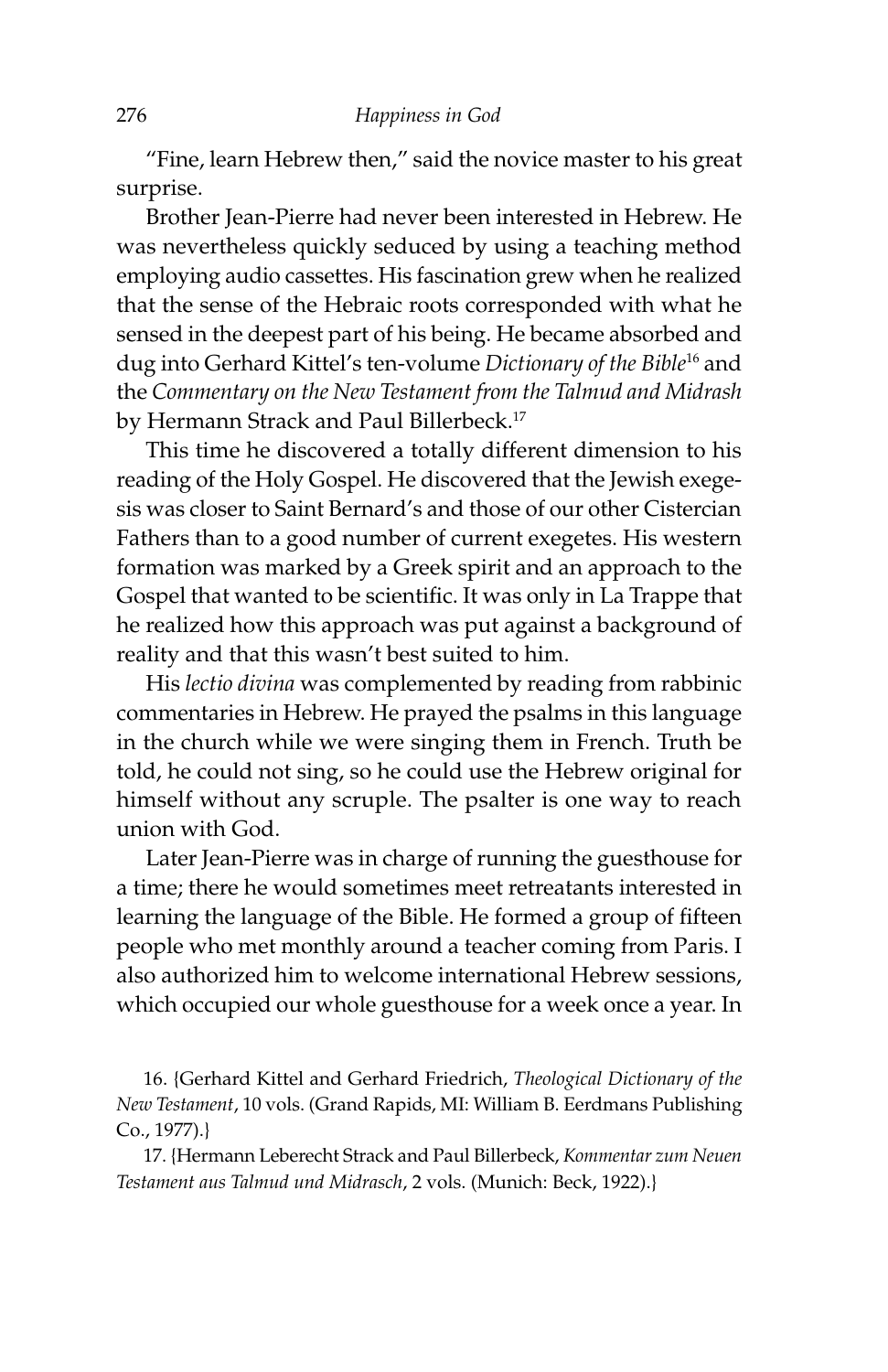"Fine, learn Hebrew then," said the novice master to his great surprise.

Brother Jean-Pierre had never been interested in Hebrew. He was nevertheless quickly seduced by using a teaching method employing audio cassettes. His fascination grew when he realized that the sense of the Hebraic roots corresponded with what he sensed in the deepest part of his being. He became absorbed and dug into Gerhard Kittel's ten-volume *Dictionary of the Bible*[16] and the *Commentary on the New Testament from the Talmud and Midrash* by Hermann Strack and Paul Billerbeck.[17]

This time he discovered a totally different dimension to his reading of the Holy Gospel. He discovered that the Jewish exegesis was closer to Saint Bernard's and those of our other Cistercian Fathers than to a good number of current exegetes. His western formation was marked by a Greek spirit and an approach to the Gospel that wanted to be scientific. It was only in La Trappe that he realized how this approach was put against a background of reality and that this wasn't best suited to him.

His *lectio divina* was complemented by reading from rabbinic commentaries in Hebrew. He prayed the psalms in this language in the church while we were singing them in French. Truth be told, he could not sing, so he could use the Hebrew original for himself without any scruple. The psalter is one way to reach union with God.

Later Jean-Pierre was in charge of running the guesthouse for a time; there he would sometimes meet retreatants interested in learning the language of the Bible. He formed a group of fifteen people who met monthly around a teacher coming from Paris. I also authorized him to welcome international Hebrew sessions, which occupied our whole guesthouse for a week once a year. In

16. {Gerhard Kittel and Gerhard Friedrich, *Theological Dictionary of the New Testament*, 10 vols. (Grand Rapids, MI: William B. Eerdmans Publishing Co., 1977).}

17. {Hermann Leberecht Strack and Paul Billerbeck, *Kommentar zum Neuen Testament aus Talmud und Midrasch*, 2 vols. (Munich: Beck, 1922).}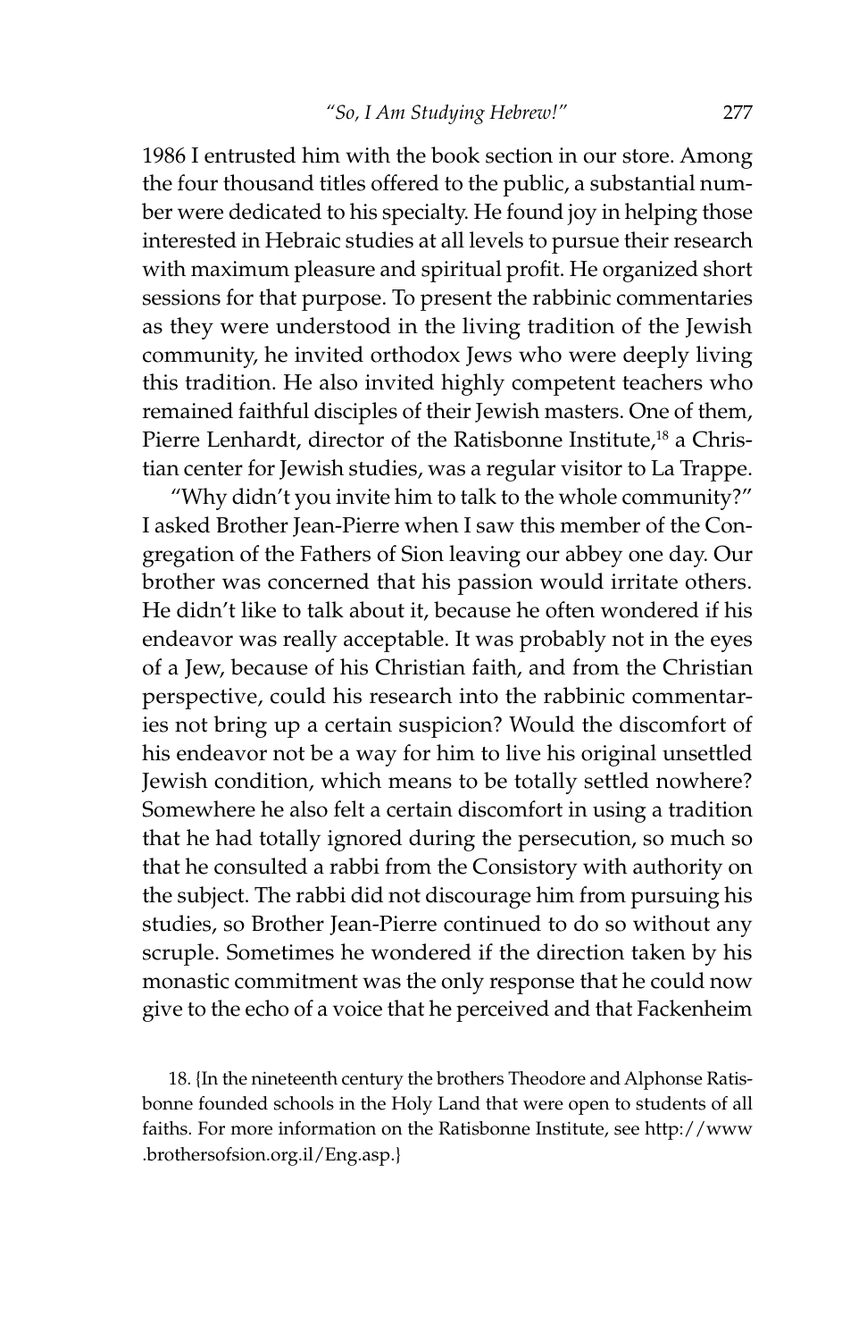1986 I entrusted him with the book section in our store. Among the four thousand titles offered to the public, a substantial number were dedicated to his specialty. He found joy in helping those interested in Hebraic studies at all levels to pursue their research with maximum pleasure and spiritual profit. He organized short sessions for that purpose. To present the rabbinic commentaries as they were understood in the living tradition of the Jewish community, he invited orthodox Jews who were deeply living this tradition. He also invited highly competent teachers who remained faithful disciples of their Jewish masters. One of them, Pierre Lenhardt, director of the Ratisbonne Institute,[18] a Christian center for Jewish studies, was a regular visitor to La Trappe.

"Why didn't you invite him to talk to the whole community?" I asked Brother Jean-Pierre when I saw this member of the Congregation of the Fathers of Sion leaving our abbey one day. Our brother was concerned that his passion would irritate others. He didn't like to talk about it, because he often wondered if his endeavor was really acceptable. It was probably not in the eyes of a Jew, because of his Christian faith, and from the Christian perspective, could his research into the rabbinic commentaries not bring up a certain suspicion? Would the discomfort of his endeavor not be a way for him to live his original unsettled Jewish condition, which means to be totally settled nowhere? Somewhere he also felt a certain discomfort in using a tradition that he had totally ignored during the persecution, so much so that he consulted a rabbi from the Consistory with authority on the subject. The rabbi did not discourage him from pursuing his studies, so Brother Jean-Pierre continued to do so without any scruple. Sometimes he wondered if the direction taken by his monastic commitment was the only response that he could now give to the echo of a voice that he perceived and that Fackenheim

18. {In the nineteenth century the brothers Theodore and Alphonse Ratisbonne founded schools in the Holy Land that were open to students of all faiths. For more information on the Ratisbonne Institute, see http://www.brothersofsion.org.il/Eng.asp.}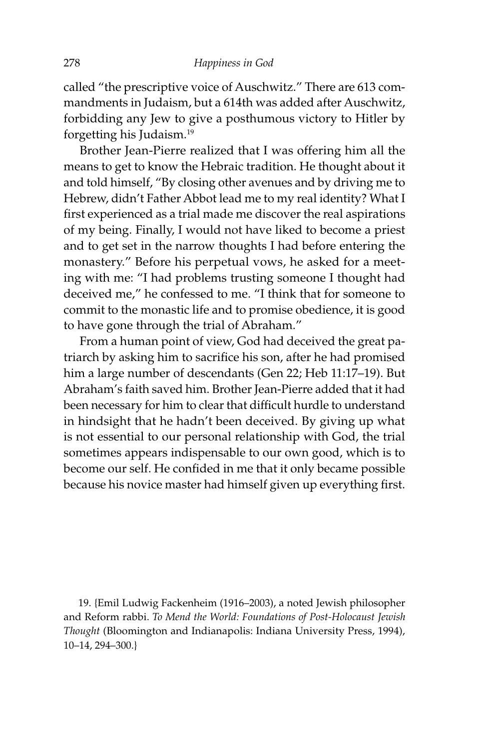called "the prescriptive voice of Auschwitz." There are 613 commandments in Judaism, but a 614th was added after Auschwitz, forbidding any Jew to give a posthumous victory to Hitler by forgetting his Judaism.[19]

Brother Jean-Pierre realized that I was offering him all the means to get to know the Hebraic tradition. He thought about it and told himself, "By closing other avenues and by driving me to Hebrew, didn't Father Abbot lead me to my real identity? What I first experienced as a trial made me discover the real aspirations of my being. Finally, I would not have liked to become a priest and to get set in the narrow thoughts I had before entering the monastery." Before his perpetual vows, he asked for a meeting with me: "I had problems trusting someone I thought had deceived me," he confessed to me. "I think that for someone to commit to the monastic life and to promise obedience, it is good to have gone through the trial of Abraham."

From a human point of view, God had deceived the great patriarch by asking him to sacrifice his son, after he had promised him a large number of descendants (Gen 22; Heb 11:17–19). But Abraham's faith saved him. Brother Jean-Pierre added that it had been necessary for him to clear that difficult hurdle to understand in hindsight that he hadn't been deceived. By giving up what is not essential to our personal relationship with God, the trial sometimes appears indispensable to our own good, which is to become our self. He confided in me that it only became possible because his novice master had himself given up everything first.

19. {Emil Ludwig Fackenheim (1916–2003), a noted Jewish philosopher and Reform rabbi. *To Mend the World: Foundations of Post-Holocaust Jewish Thought* (Bloomington and Indianapolis: Indiana University Press, 1994), 10–14, 294–300.}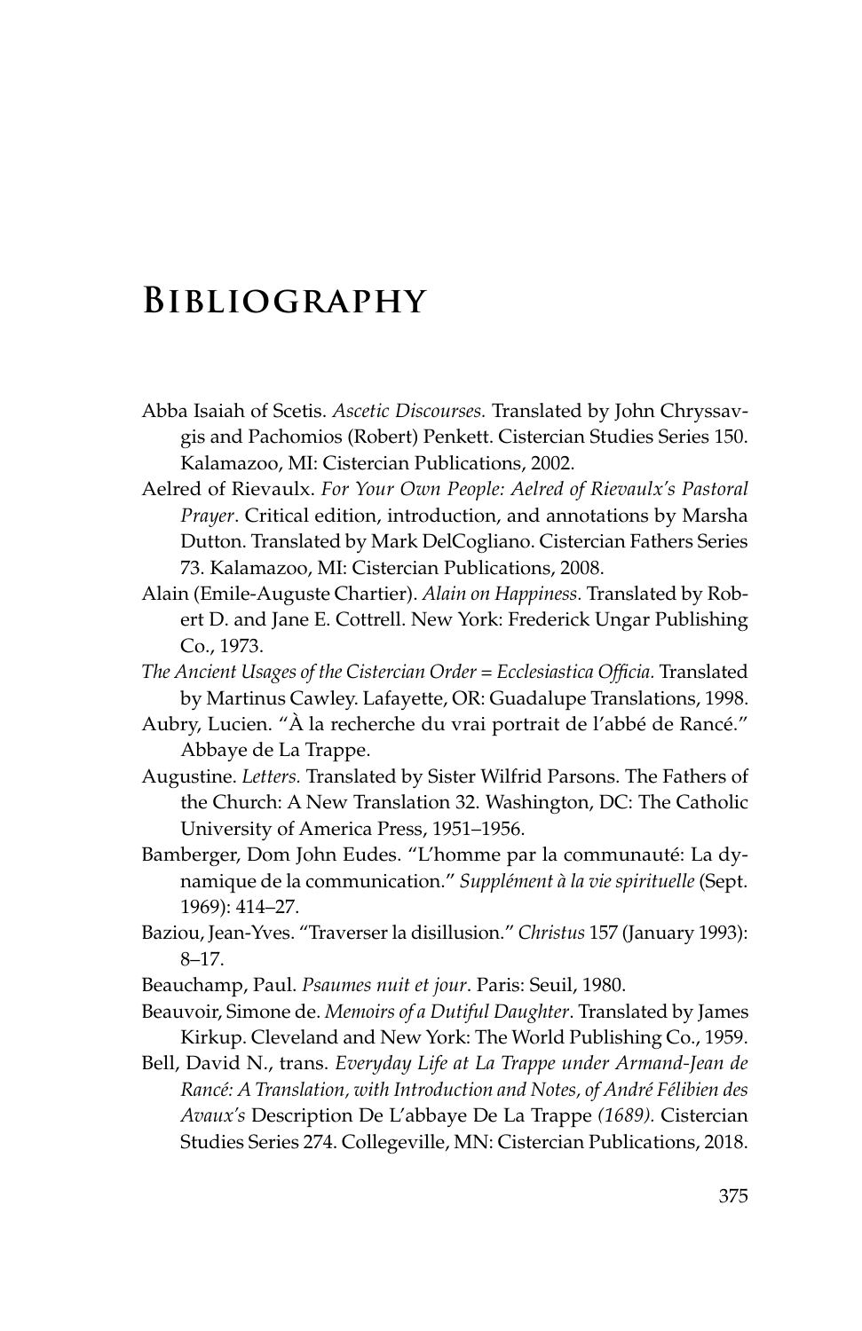# Bibliography

Abba Isaiah of Scetis. *Ascetic Discourses.* Translated by John Chryssavgis and Pachomios (Robert) Penkett. Cistercian Studies Series 150. Kalamazoo, MI: Cistercian Publications, 2002.

Aelred of Rievaulx. *For Your Own People: Aelred of Rievaulx's Pastoral Prayer*. Critical edition, introduction, and annotations by Marsha Dutton. Translated by Mark DelCogliano. Cistercian Fathers Series 73. Kalamazoo, MI: Cistercian Publications, 2008.

Alain (Emile-Auguste Chartier). *Alain on Happiness.* Translated by Robert D. and Jane E. Cottrell. New York: Frederick Ungar Publishing Co., 1973.

*The Ancient Usages of the Cistercian Order = Ecclesiastica Officia.* Translated by Martinus Cawley. Lafayette, OR: Guadalupe Translations, 1998.

Aubry, Lucien. "À la recherche du vrai portrait de l'abbé de Rancé." Abbaye de La Trappe.

Augustine. *Letters.* Translated by Sister Wilfrid Parsons. The Fathers of the Church: A New Translation 32. Washington, DC: The Catholic University of America Press, 1951–1956.

Bamberger, Dom John Eudes. "L'homme par la communauté: La dynamique de la communication." *Supplément à la vie spirituelle* (Sept. 1969): 414–27.

Baziou, Jean-Yves. "Traverser la disillusion." *Christus* 157 (January 1993): 8–17.

Beauchamp, Paul. *Psaumes nuit et jour*. Paris: Seuil, 1980.

Beauvoir, Simone de. *Memoirs of a Dutiful Daughter*. Translated by James Kirkup. Cleveland and New York: The World Publishing Co., 1959.

Bell, David N., trans. *Everyday Life at La Trappe under Armand-Jean de Rancé: A Translation, with Introduction and Notes, of André Félibien des Avaux's* Description De L'abbaye De La Trappe *(1689).* Cistercian Studies Series 274. Collegeville, MN: Cistercian Publications, 2018.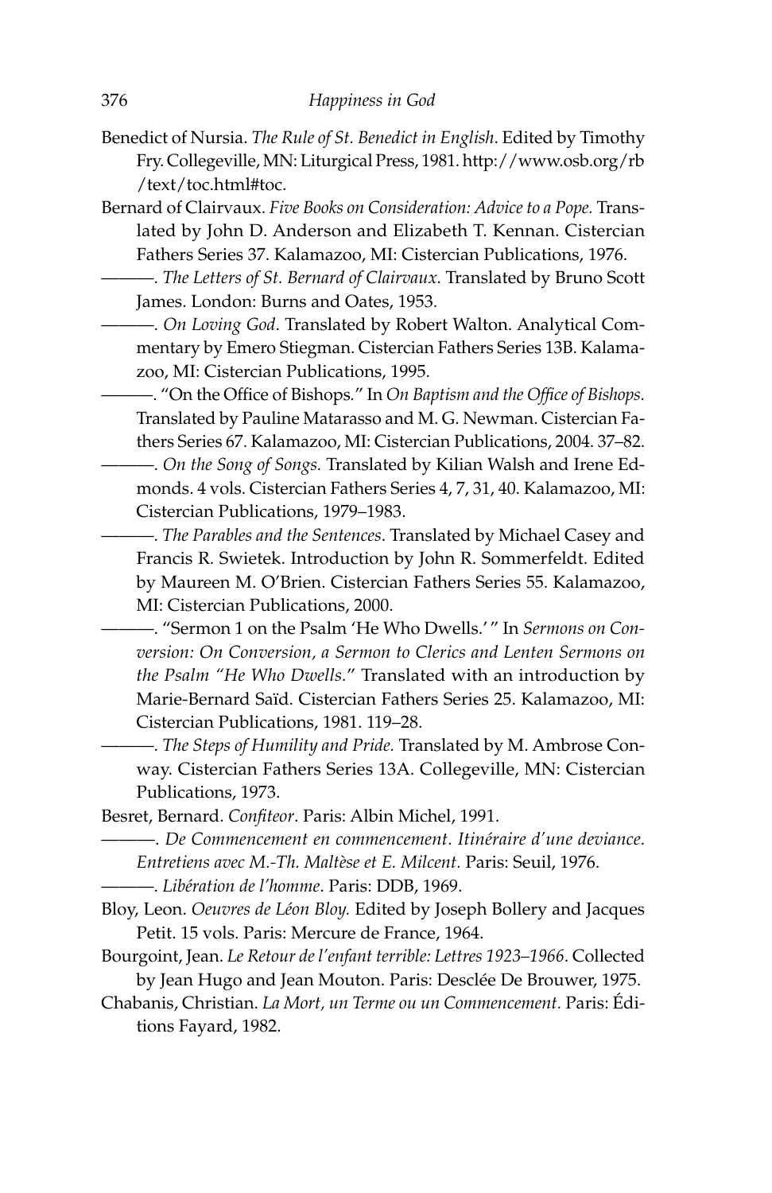Benedict of Nursia. *The Rule of St. Benedict in English*. Edited by Timothy Fry. Collegeville, MN: Liturgical Press, 1981. http://www.osb.org/rb/text/toc.html#toc.

Bernard of Clairvaux. *Five Books on Consideration: Advice to a Pope.* Translated by John D. Anderson and Elizabeth T. Kennan. Cistercian Fathers Series 37. Kalamazoo, MI: Cistercian Publications, 1976.

———. *The Letters of St. Bernard of Clairvaux.* Translated by Bruno Scott James. London: Burns and Oates, 1953.

———. *On Loving God*. Translated by Robert Walton. Analytical Commentary by Emero Stiegman. Cistercian Fathers Series 13B. Kalamazoo, MI: Cistercian Publications, 1995.

———. "On the Office of Bishops." In *On Baptism and the Office of Bishops.* Translated by Pauline Matarasso and M. G. Newman. Cistercian Fathers Series 67. Kalamazoo, MI: Cistercian Publications, 2004. 37–82.

———. *On the Song of Songs.* Translated by Kilian Walsh and Irene Edmonds. 4 vols. Cistercian Fathers Series 4, 7, 31, 40. Kalamazoo, MI: Cistercian Publications, 1979–1983.

———. *The Parables and the Sentences*. Translated by Michael Casey and Francis R. Swietek. Introduction by John R. Sommerfeldt. Edited by Maureen M. O'Brien. Cistercian Fathers Series 55. Kalamazoo, MI: Cistercian Publications, 2000.

———. "Sermon 1 on the Psalm 'He Who Dwells.'" In *Sermons on Conversion: On Conversion, a Sermon to Clerics and Lenten Sermons on the Psalm "He Who Dwells."* Translated with an introduction by Marie-Bernard Saïd. Cistercian Fathers Series 25. Kalamazoo, MI: Cistercian Publications, 1981. 119–28.

———. *The Steps of Humility and Pride.* Translated by M. Ambrose Conway. Cistercian Fathers Series 13A. Collegeville, MN: Cistercian Publications, 1973.

Besret, Bernard. *Confiteor*. Paris: Albin Michel, 1991.

———. *De Commencement en commencement. Itinéraire d'une deviance. Entretiens avec M.-Th. Maltèse et E. Milcent.* Paris: Seuil, 1976.

———. *Libération de l'homme*. Paris: DDB, 1969.

Bloy, Leon. *Oeuvres de Léon Bloy.* Edited by Joseph Bollery and Jacques Petit. 15 vols. Paris: Mercure de France, 1964.

Bourgoint, Jean. *Le Retour de l'enfant terrible: Lettres 1923–1966*. Collected by Jean Hugo and Jean Mouton. Paris: Desclée De Brouwer, 1975.

Chabanis, Christian. *La Mort, un Terme ou un Commencement.* Paris: Éditions Fayard, 1982.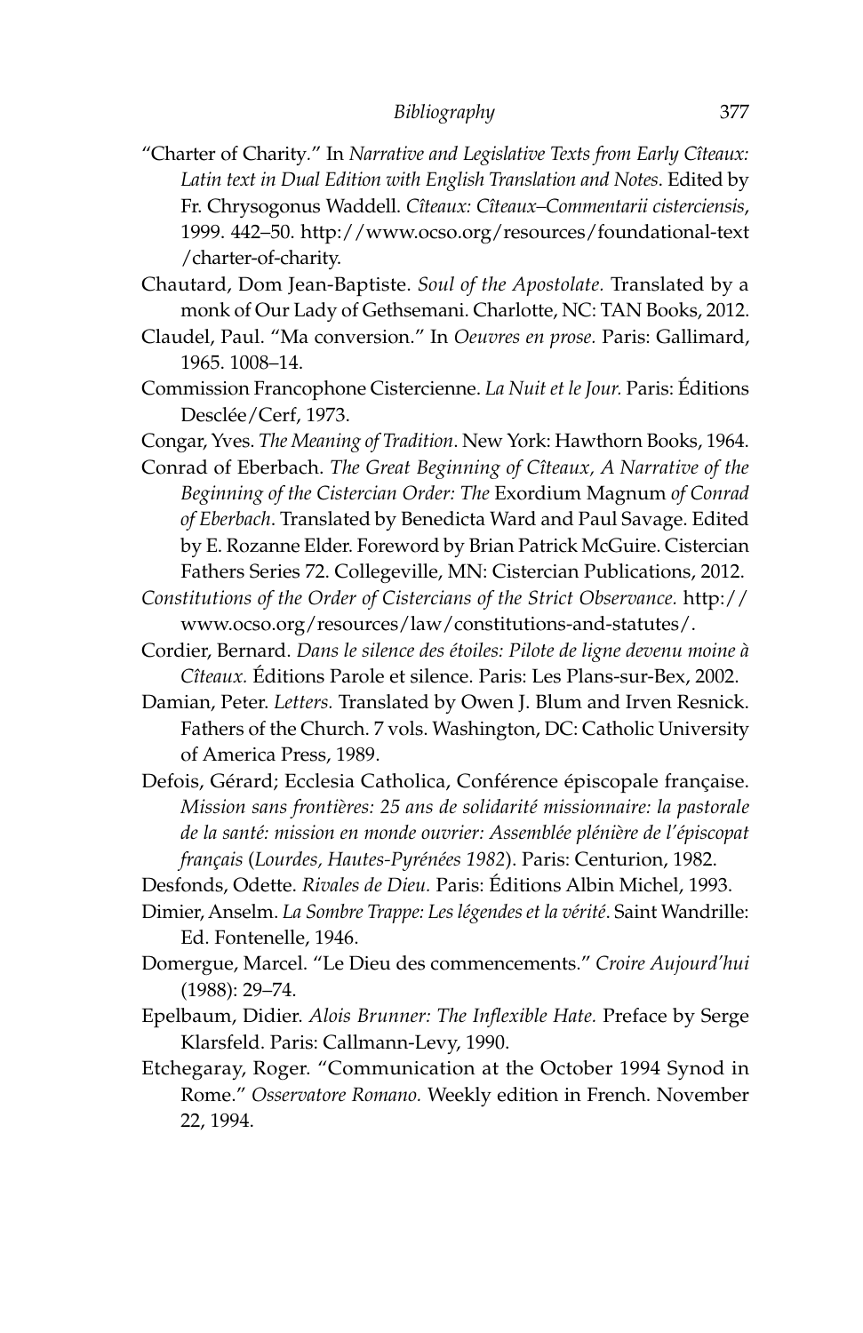"Charter of Charity." In *Narrative and Legislative Texts from Early Cîteaux: Latin text in Dual Edition with English Translation and Notes*. Edited by Fr. Chrysogonus Waddell. *Cîteaux: Cîteaux–Commentarii cisterciensis*, 1999. 442–50. http://www.ocso.org/resources/foundational-text/charter-of-charity.

Chautard, Dom Jean-Baptiste. *Soul of the Apostolate.* Translated by a monk of Our Lady of Gethsemani. Charlotte, NC: TAN Books, 2012.

Claudel, Paul. "Ma conversion." In *Oeuvres en prose.* Paris: Gallimard, 1965. 1008–14.

Commission Francophone Cistercienne. *La Nuit et le Jour.* Paris: Éditions Desclée/Cerf, 1973.

Congar, Yves. *The Meaning of Tradition*. New York: Hawthorn Books, 1964.

Conrad of Eberbach. *The Great Beginning of Cîteaux, A Narrative of the Beginning of the Cistercian Order: The* Exordium Magnum *of Conrad of Eberbach*. Translated by Benedicta Ward and Paul Savage. Edited by E. Rozanne Elder. Foreword by Brian Patrick McGuire. Cistercian Fathers Series 72. Collegeville, MN: Cistercian Publications, 2012.

*Constitutions of the Order of Cistercians of the Strict Observance.* http://www.ocso.org/resources/law/constitutions-and-statutes/.

Cordier, Bernard. *Dans le silence des étoiles: Pilote de ligne devenu moine à Cîteaux.* Éditions Parole et silence. Paris: Les Plans-sur-Bex, 2002.

Damian, Peter. *Letters.* Translated by Owen J. Blum and Irven Resnick. Fathers of the Church. 7 vols. Washington, DC: Catholic University of America Press, 1989.

Defois, Gérard; Ecclesia Catholica, Conférence épiscopale française. *Mission sans frontières: 25 ans de solidarité missionnaire: la pastorale de la santé: mission en monde ouvrier: Assemblée plénière de l'épiscopat français* (*Lourdes, Hautes-Pyrénées 1982*). Paris: Centurion, 1982.

Desfonds, Odette. *Rivales de Dieu.* Paris: Éditions Albin Michel, 1993.

Dimier, Anselm. *La Sombre Trappe: Les légendes et la vérité*. Saint Wandrille: Ed. Fontenelle, 1946.

Domergue, Marcel. "Le Dieu des commencements." *Croire Aujourd'hui* (1988): 29–74.

Epelbaum, Didier. *Alois Brunner: The Inflexible Hate.* Preface by Serge Klarsfeld. Paris: Callmann-Levy, 1990.

Etchegaray, Roger. "Communication at the October 1994 Synod in Rome." *Osservatore Romano.* Weekly edition in French. November 22, 1994.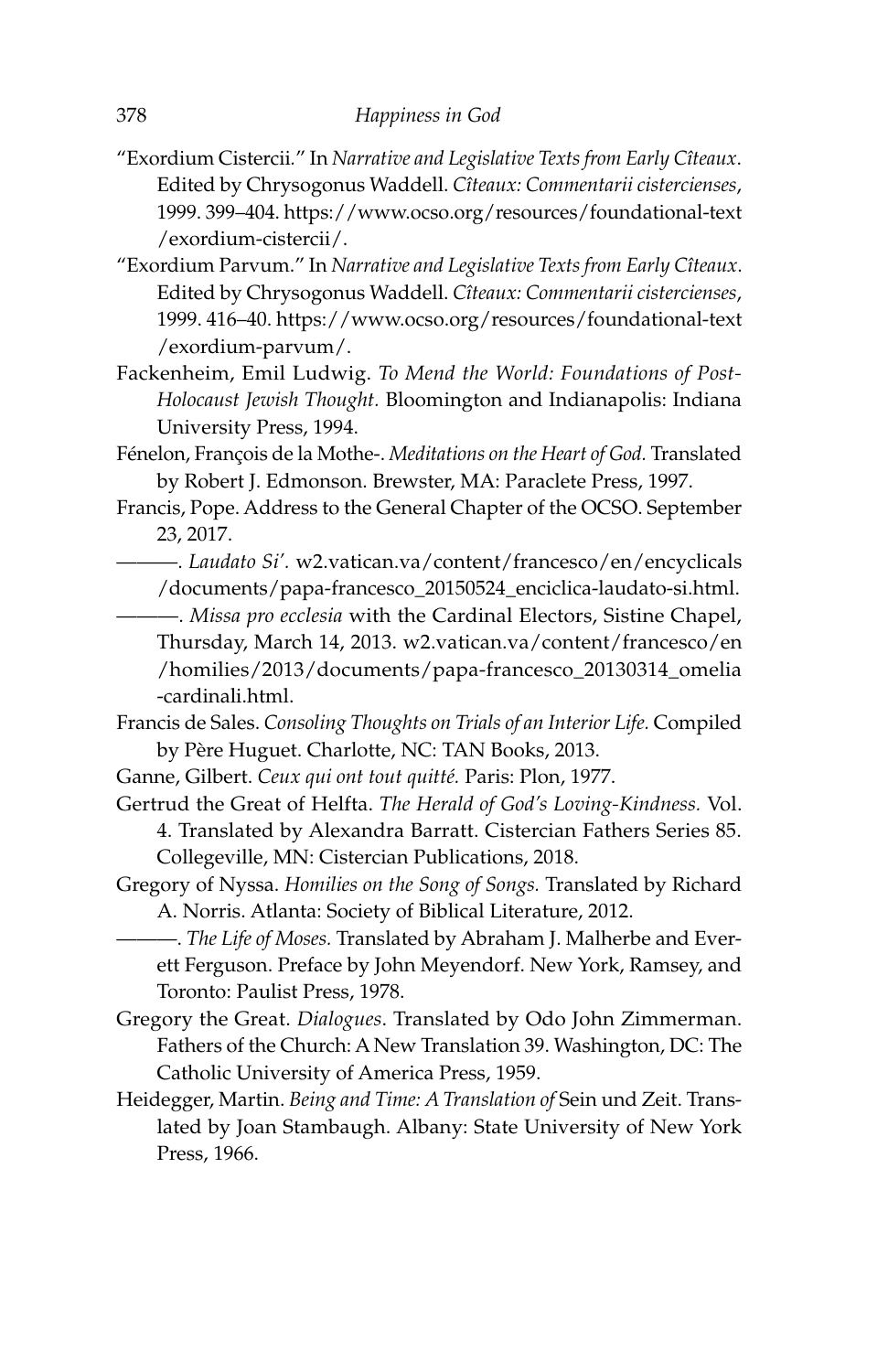"Exordium Cistercii." In *Narrative and Legislative Texts from Early Cîteaux*. Edited by Chrysogonus Waddell. *Cîteaux: Commentarii cistercienses*, 1999. 399–404. https://www.ocso.org/resources/foundational-text/exordium-cistercii/.

"Exordium Parvum." In *Narrative and Legislative Texts from Early Cîteaux*. Edited by Chrysogonus Waddell. *Cîteaux: Commentarii cistercienses*, 1999. 416–40. https://www.ocso.org/resources/foundational-text/exordium-parvum/.

Fackenheim, Emil Ludwig. *To Mend the World: Foundations of Post-Holocaust Jewish Thought.* Bloomington and Indianapolis: Indiana University Press, 1994.

Fénelon, François de la Mothe-. *Meditations on the Heart of God.* Translated by Robert J. Edmonson. Brewster, MA: Paraclete Press, 1997.

Francis, Pope. Address to the General Chapter of the OCSO. September 23, 2017.

———. *Laudato Si'.* w2.vatican.va/content/francesco/en/encyclicals/documents/papa-francesco_20150524_enciclica-laudato-si.html.

———. *Missa pro ecclesia* with the Cardinal Electors, Sistine Chapel, Thursday, March 14, 2013. w2.vatican.va/content/francesco/en/homilies/2013/documents/papa-francesco_20130314_omelia-cardinali.html.

Francis de Sales. *Consoling Thoughts on Trials of an Interior Life.* Compiled by Père Huguet. Charlotte, NC: TAN Books, 2013.

Ganne, Gilbert. *Ceux qui ont tout quitté.* Paris: Plon, 1977.

Gertrud the Great of Helfta. *The Herald of God's Loving-Kindness.* Vol. 4. Translated by Alexandra Barratt. Cistercian Fathers Series 85. Collegeville, MN: Cistercian Publications, 2018.

Gregory of Nyssa. *Homilies on the Song of Songs.* Translated by Richard A. Norris. Atlanta: Society of Biblical Literature, 2012.

———. *The Life of Moses.* Translated by Abraham J. Malherbe and Everett Ferguson. Preface by John Meyendorf. New York, Ramsey, and Toronto: Paulist Press, 1978.

Gregory the Great. *Dialogues*. Translated by Odo John Zimmerman. Fathers of the Church: A New Translation 39. Washington, DC: The Catholic University of America Press, 1959.

Heidegger, Martin. *Being and Time: A Translation of* Sein und Zeit. Translated by Joan Stambaugh. Albany: State University of New York Press, 1966.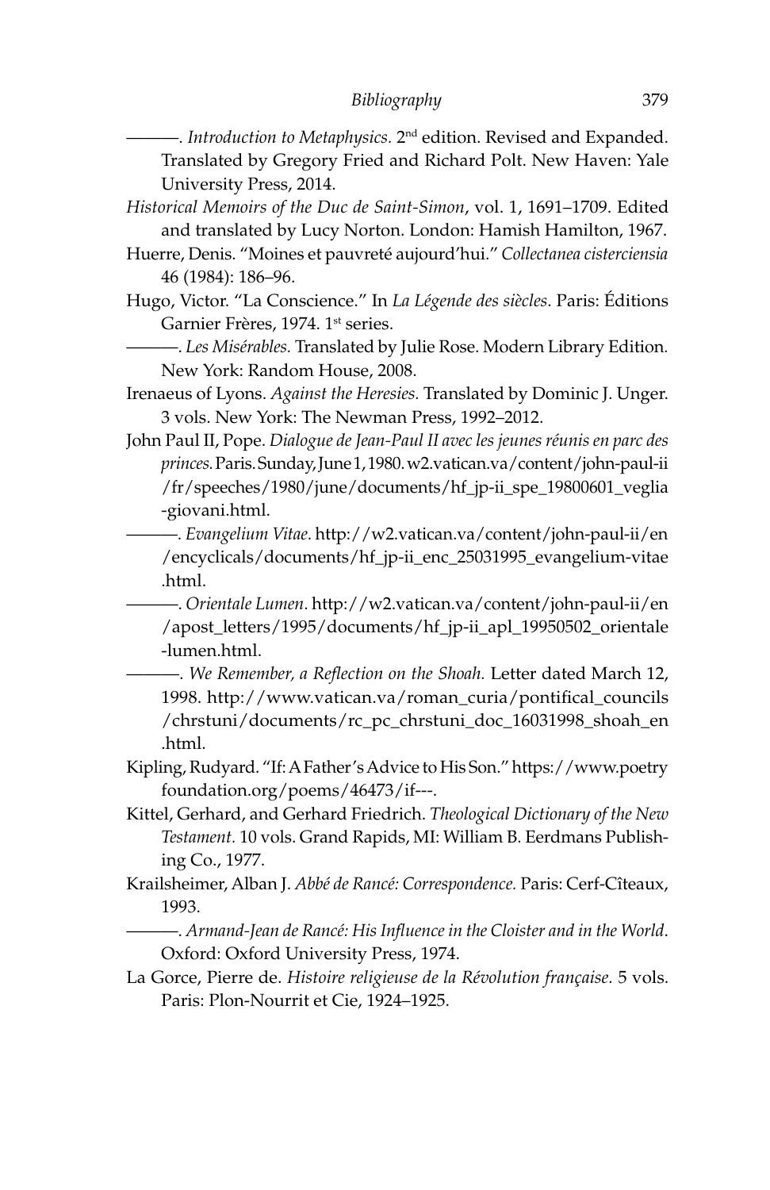———. *Introduction to Metaphysics.* 2nd edition. Revised and Expanded. Translated by Gregory Fried and Richard Polt. New Haven: Yale University Press, 2014.

*Historical Memoirs of the Duc de Saint-Simon*, vol. 1, 1691–1709. Edited and translated by Lucy Norton. London: Hamish Hamilton, 1967.

Huerre, Denis. "Moines et pauvreté aujourd'hui." *Collectanea cisterciensia* 46 (1984): 186–96.

Hugo, Victor. "La Conscience." In *La Légende des siècles*. Paris: Éditions Garnier Frères, 1974. 1st series.

———. *Les Misérables.* Translated by Julie Rose. Modern Library Edition. New York: Random House, 2008.

Irenaeus of Lyons. *Against the Heresies.* Translated by Dominic J. Unger. 3 vols. New York: The Newman Press, 1992–2012.

John Paul II, Pope. *Dialogue de Jean-Paul II avec les jeunes réunis en parc des princes.* Paris. Sunday, June 1, 1980. w2.vatican.va/content/john-paul-ii/fr/speeches/1980/june/documents/hf_jp-ii_spe_19800601_veglia-giovani.html.

———. *Evangelium Vitae*. http://w2.vatican.va/content/john-paul-ii/en/encyclicals/documents/hf_jp-ii_enc_25031995_evangelium-vitae.html.

———. *Orientale Lumen*. http://w2.vatican.va/content/john-paul-ii/en/apost_letters/1995/documents/hf_jp-ii_apl_19950502_orientale-lumen.html.

———. *We Remember, a Reflection on the Shoah.* Letter dated March 12, 1998. http://www.vatican.va/roman_curia/pontifical_councils/chrstuni/documents/rc_pc_chrstuni_doc_16031998_shoah_en.html.

Kipling, Rudyard. "If: A Father's Advice to His Son." https://www.poetryfoundation.org/poems/46473/if---.

Kittel, Gerhard, and Gerhard Friedrich. *Theological Dictionary of the New Testament.* 10 vols. Grand Rapids, MI: William B. Eerdmans Publishing Co., 1977.

Krailsheimer, Alban J. *Abbé de Rancé: Correspondence.* Paris: Cerf-Cîteaux, 1993.

———. *Armand-Jean de Rancé: His Influence in the Cloister and in the World*. Oxford: Oxford University Press, 1974.

La Gorce, Pierre de. *Histoire religieuse de la Révolution française.* 5 vols. Paris: Plon-Nourrit et Cie, 1924–1925.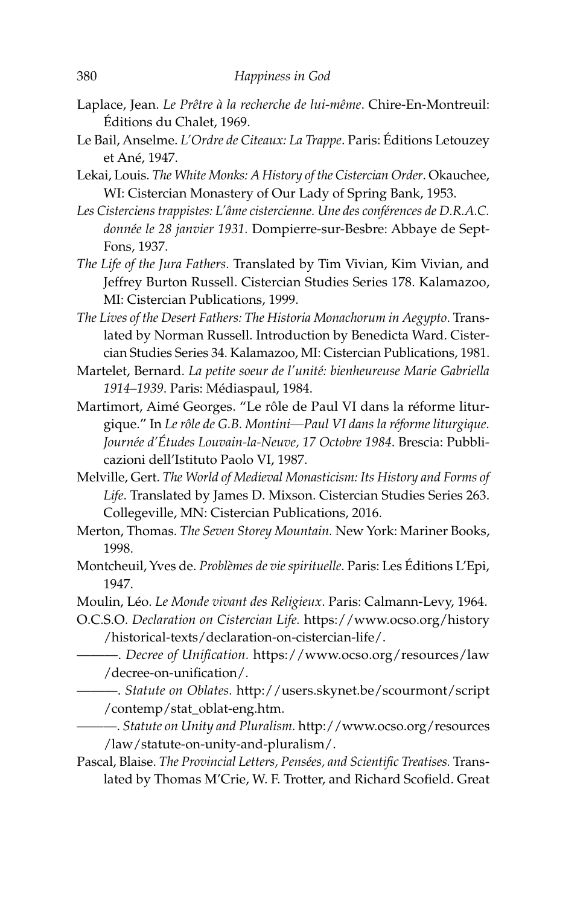Laplace, Jean. *Le Prêtre à la recherche de lui-même*. Chire-En-Montreuil: Éditions du Chalet, 1969.

Le Bail, Anselme. *L'Ordre de Citeaux: La Trappe*. Paris: Éditions Letouzey et Ané, 1947.

Lekai, Louis. *The White Monks: A History of the Cistercian Order*. Okauchee, WI: Cistercian Monastery of Our Lady of Spring Bank, 1953.

*Les Cisterciens trappistes: L'âme cistercienne. Une des conférences de D.R.A.C. donnée le 28 janvier 1931.* Dompierre-sur-Besbre: Abbaye de Sept-Fons, 1937.

*The Life of the Jura Fathers.* Translated by Tim Vivian, Kim Vivian, and Jeffrey Burton Russell. Cistercian Studies Series 178. Kalamazoo, MI: Cistercian Publications, 1999.

*The Lives of the Desert Fathers: The Historia Monachorum in Aegypto*. Translated by Norman Russell. Introduction by Benedicta Ward. Cistercian Studies Series 34. Kalamazoo, MI: Cistercian Publications, 1981.

Martelet, Bernard. *La petite soeur de l'unité: bienheureuse Marie Gabriella 1914–1939*. Paris: Médiaspaul, 1984.

Martimort, Aimé Georges. "Le rôle de Paul VI dans la réforme liturgique." In *Le rôle de G.B. Montini—Paul VI dans la réforme liturgique. Journée d'Études Louvain-la-Neuve, 17 Octobre 1984*. Brescia: Pubblicazioni dell'Istituto Paolo VI, 1987.

Melville, Gert. *The World of Medieval Monasticism: Its History and Forms of Life*. Translated by James D. Mixson. Cistercian Studies Series 263. Collegeville, MN: Cistercian Publications, 2016.

Merton, Thomas. *The Seven Storey Mountain.* New York: Mariner Books, 1998.

Montcheuil, Yves de. *Problèmes de vie spirituelle*. Paris: Les Éditions L'Epi, 1947.

Moulin, Léo. *Le Monde vivant des Religieux*. Paris: Calmann-Levy, 1964.

O.C.S.O. *Declaration on Cistercian Life.* https://www.ocso.org/history/historical-texts/declaration-on-cistercian-life/.

———. *Decree of Unification.* https://www.ocso.org/resources/law/decree-on-unification/.

———. *Statute on Oblates.* http://users.skynet.be/scourmont/script/contemp/stat_oblat-eng.htm.

———. *Statute on Unity and Pluralism.* http://www.ocso.org/resources/law/statute-on-unity-and-pluralism/.

Pascal, Blaise. *The Provincial Letters, Pensées, and Scientific Treatises.* Translated by Thomas M'Crie, W. F. Trotter, and Richard Scofield. Great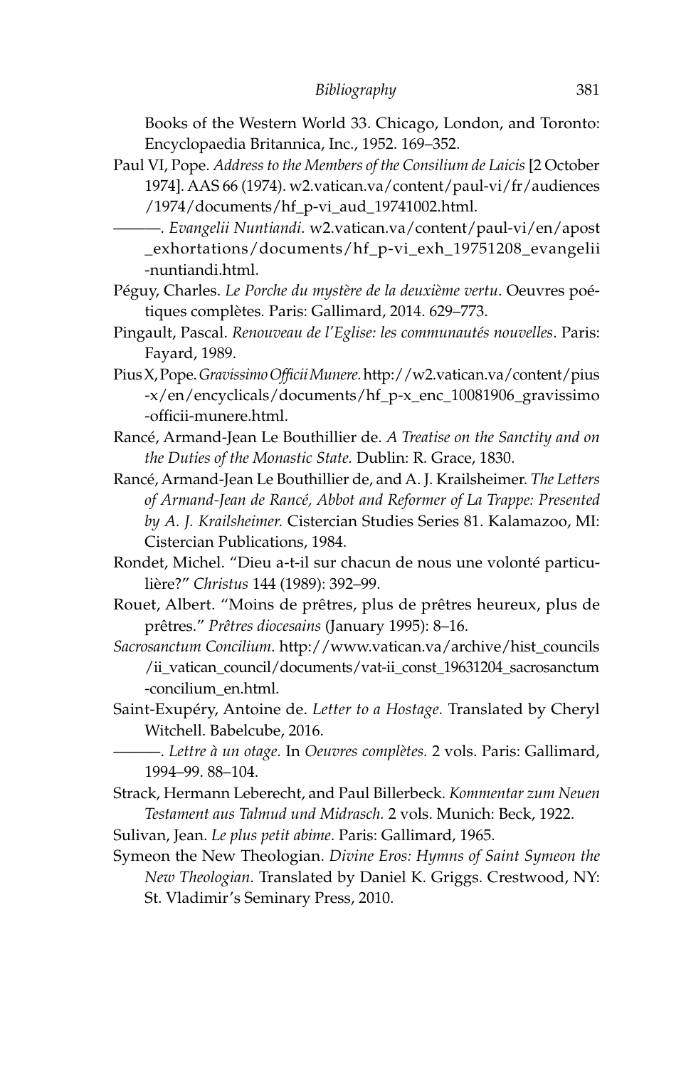Books of the Western World 33. Chicago, London, and Toronto: Encyclopaedia Britannica, Inc., 1952. 169–352.

Paul VI, Pope. *Address to the Members of the Consilium de Laicis* [2 October 1974]. AAS 66 (1974). w2.vatican.va/content/paul-vi/fr/audiences/1974/documents/hf_p-vi_aud_19741002.html.

———. *Evangelii Nuntiandi*. w2.vatican.va/content/paul-vi/en/apost_exhortations/documents/hf_p-vi_exh_19751208_evangelii-nuntiandi.html.

Péguy, Charles. *Le Porche du mystère de la deuxième vertu*. Oeuvres poétiques complètes. Paris: Gallimard, 2014. 629–773.

Pingault, Pascal. *Renouveau de l'Eglise: les communautés nouvelles*. Paris: Fayard, 1989.

Pius X, Pope. *Gravissimo Officii Munere.* http://w2.vatican.va/content/pius-x/en/encyclicals/documents/hf_p-x_enc_10081906_gravissimo-officii-munere.html.

Rancé, Armand-Jean Le Bouthillier de. *A Treatise on the Sanctity and on the Duties of the Monastic State.* Dublin: R. Grace, 1830.

Rancé, Armand-Jean Le Bouthillier de, and A. J. Krailsheimer. *The Letters of Armand-Jean de Rancé, Abbot and Reformer of La Trappe: Presented by A. J. Krailsheimer.* Cistercian Studies Series 81. Kalamazoo, MI: Cistercian Publications, 1984.

Rondet, Michel. "Dieu a-t-il sur chacun de nous une volonté particulière?" *Christus* 144 (1989): 392–99.

Rouet, Albert. "Moins de prêtres, plus de prêtres heureux, plus de prêtres." *Prêtres diocesains* (January 1995): 8–16.

*Sacrosanctum Concilium*. http://www.vatican.va/archive/hist_councils/ii_vatican_council/documents/vat-ii_const_19631204_sacrosanctum-concilium_en.html.

Saint-Exupéry, Antoine de. *Letter to a Hostage.* Translated by Cheryl Witchell. Babelcube, 2016.

———. *Lettre à un otage.* In *Oeuvres complètes.* 2 vols. Paris: Gallimard, 1994–99. 88–104.

Strack, Hermann Leberecht, and Paul Billerbeck. *Kommentar zum Neuen Testament aus Talmud und Midrasch.* 2 vols. Munich: Beck, 1922.

Sulivan, Jean. *Le plus petit abime*. Paris: Gallimard, 1965.

Symeon the New Theologian. *Divine Eros: Hymns of Saint Symeon the New Theologian.* Translated by Daniel K. Griggs. Crestwood, NY: St. Vladimir's Seminary Press, 2010.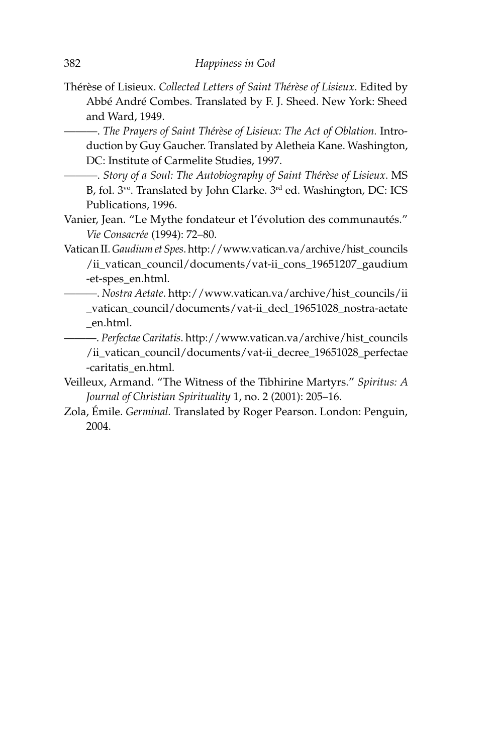Thérèse of Lisieux. *Collected Letters of Saint Thérèse of Lisieux*. Edited by Abbé André Combes. Translated by F. J. Sheed. New York: Sheed and Ward, 1949.

———. *The Prayers of Saint Thérèse of Lisieux: The Act of Oblation.* Introduction by Guy Gaucher. Translated by Aletheia Kane. Washington, DC: Institute of Carmelite Studies, 1997.

———. *Story of a Soul: The Autobiography of Saint Thérèse of Lisieux*. MS B, fol. 3vo. Translated by John Clarke. 3rd ed. Washington, DC: ICS Publications, 1996.

Vanier, Jean. "Le Mythe fondateur et l'évolution des communautés." *Vie Consacrée* (1994): 72–80.

Vatican II. *Gaudium et Spes*. http://www.vatican.va/archive/hist_councils/ii_vatican_council/documents/vat-ii_cons_19651207_gaudium-et-spes_en.html.

———. *Nostra Aetate*. http://www.vatican.va/archive/hist_councils/ii_vatican_council/documents/vat-ii_decl_19651028_nostra-aetate_en.html.

———. *Perfectae Caritatis*. http://www.vatican.va/archive/hist_councils/ii_vatican_council/documents/vat-ii_decree_19651028_perfectae-caritatis_en.html.

Veilleux, Armand. "The Witness of the Tibhirine Martyrs." *Spiritus: A Journal of Christian Spirituality* 1, no. 2 (2001): 205–16.

Zola, Émile. *Germinal.* Translated by Roger Pearson. London: Penguin, 2004.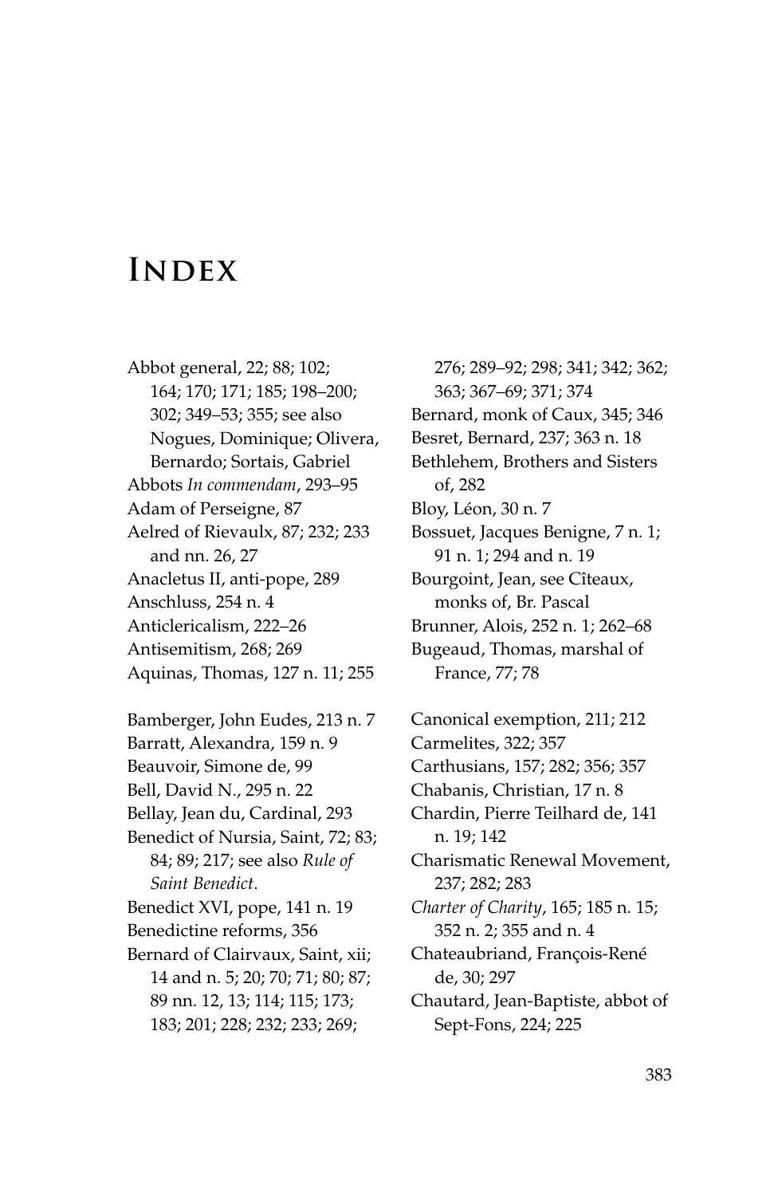# Index

Abbot general, 22; 88; 102; 164; 170; 171; 185; 198–200; 302; 349–53; 355; see also Nogues, Dominique; Olivera, Bernardo; Sortais, Gabriel

Abbots *In commendam*, 293–95

Adam of Perseigne, 87

Aelred of Rievaulx, 87; 232; 233 and nn. 26, 27

Anacletus II, anti-pope, 289

Anschluss, 254 n. 4

Anticlericalism, 222–26

Antisemitism, 268; 269

Aquinas, Thomas, 127 n. 11; 255

Bamberger, John Eudes, 213 n. 7

Barratt, Alexandra, 159 n. 9

Beauvoir, Simone de, 99

Bell, David N., 295 n. 22

Bellay, Jean du, Cardinal, 293

Benedict of Nursia, Saint, 72; 83; 84; 89; 217; see also *Rule of Saint Benedict*.

Benedict XVI, pope, 141 n. 19

Benedictine reforms, 356

Bernard of Clairvaux, Saint, xii; 14 and n. 5; 20; 70; 71; 80; 87; 89 nn. 12, 13; 114; 115; 173; 183; 201; 228; 232; 233; 269; 276; 289–92; 298; 341; 342; 362; 363; 367–69; 371; 374

Bernard, monk of Caux, 345; 346

Besret, Bernard, 237; 363 n. 18

Bethlehem, Brothers and Sisters of, 282

Bloy, Léon, 30 n. 7

Bossuet, Jacques Benigne, 7 n. 1; 91 n. 1; 294 and n. 19

Bourgoint, Jean, see Cîteaux, monks of, Br. Pascal

Brunner, Alois, 252 n. 1; 262–68

Bugeaud, Thomas, marshal of France, 77; 78

Canonical exemption, 211; 212

Carmelites, 322; 357

Carthusians, 157; 282; 356; 357

Chabanis, Christian, 17 n. 8

Chardin, Pierre Teilhard de, 141 n. 19; 142

Charismatic Renewal Movement, 237; 282; 283

*Charter of Charity*, 165; 185 n. 15; 352 n. 2; 355 and n. 4

Chateaubriand, François-René de, 30; 297

Chautard, Jean-Baptiste, abbot of Sept-Fons, 224; 225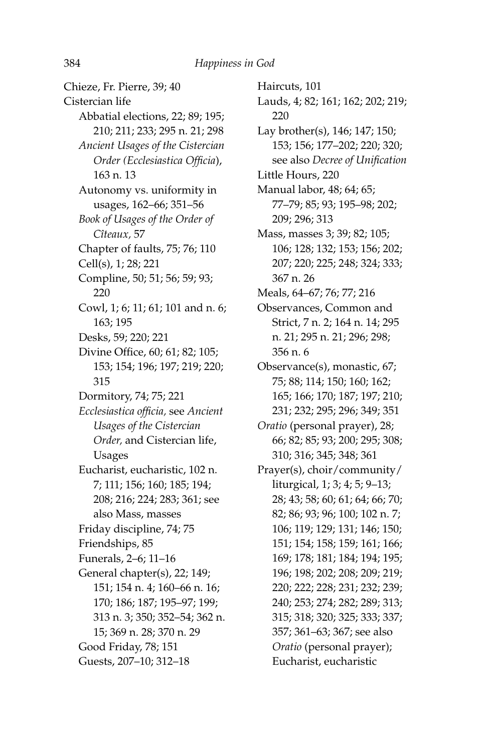Chieze, Fr. Pierre, 39; 40

Cistercian life

- Abbatial elections, 22; 89; 195; 210; 211; 233; 295 n. 21; 298
- *Ancient Usages of the Cistercian Order (Ecclesiastica Officia*), 163 n. 13
- Autonomy vs. uniformity in usages, 162–66; 351–56
- *Book of Usages of the Order of Cîteaux,* 57
- Chapter of faults, 75; 76; 110
- Cell(s), 1; 28; 221
- Compline, 50; 51; 56; 59; 93; 220
- Cowl, 1; 6; 11; 61; 101 and n. 6; 163; 195
- Desks, 59; 220; 221
- Divine Office, 60; 61; 82; 105; 153; 154; 196; 197; 219; 220; 315
- Dormitory, 74; 75; 221
- *Ecclesiastica officia,* see *Ancient Usages of the Cistercian Order,* and Cistercian life, Usages
- Eucharist, eucharistic, 102 n. 7; 111; 156; 160; 185; 194; 208; 216; 224; 283; 361; see also Mass, masses
- Friday discipline, 74; 75
- Friendships, 85
- Funerals, 2–6; 11–16
- General chapter(s), 22; 149; 151; 154 n. 4; 160–66 n. 16; 170; 186; 187; 195–97; 199; 313 n. 3; 350; 352–54; 362 n. 15; 369 n. 28; 370 n. 29
- Good Friday, 78; 151
- Guests, 207–10; 312–18
- Haircuts, 101
- Lauds, 4; 82; 161; 162; 202; 219; 220
- Lay brother(s), 146; 147; 150; 153; 156; 177–202; 220; 320; see also *Decree of Unification*
- Little Hours, 220
- Manual labor, 48; 64; 65; 77–79; 85; 93; 195–98; 202; 209; 296; 313
- Mass, masses 3; 39; 82; 105; 106; 128; 132; 153; 156; 202; 207; 220; 225; 248; 324; 333; 367 n. 26
- Meals, 64–67; 76; 77; 216
- Observances, Common and Strict, 7 n. 2; 164 n. 14; 295 n. 21; 295 n. 21; 296; 298; 356 n. 6
- Observance(s), monastic, 67; 75; 88; 114; 150; 160; 162; 165; 166; 170; 187; 197; 210; 231; 232; 295; 296; 349; 351
- *Oratio* (personal prayer), 28; 66; 82; 85; 93; 200; 295; 308; 310; 316; 345; 348; 361
- Prayer(s), choir/community/liturgical, 1; 3; 4; 5; 9–13; 28; 43; 58; 60; 61; 64; 66; 70; 82; 86; 93; 96; 100; 102 n. 7; 106; 119; 129; 131; 146; 150; 151; 154; 158; 159; 161; 166; 169; 178; 181; 184; 194; 195; 196; 198; 202; 208; 209; 219; 220; 222; 228; 231; 232; 239; 240; 253; 274; 282; 289; 313; 315; 318; 320; 325; 333; 337; 357; 361–63; 367; see also *Oratio* (personal prayer); Eucharist, eucharistic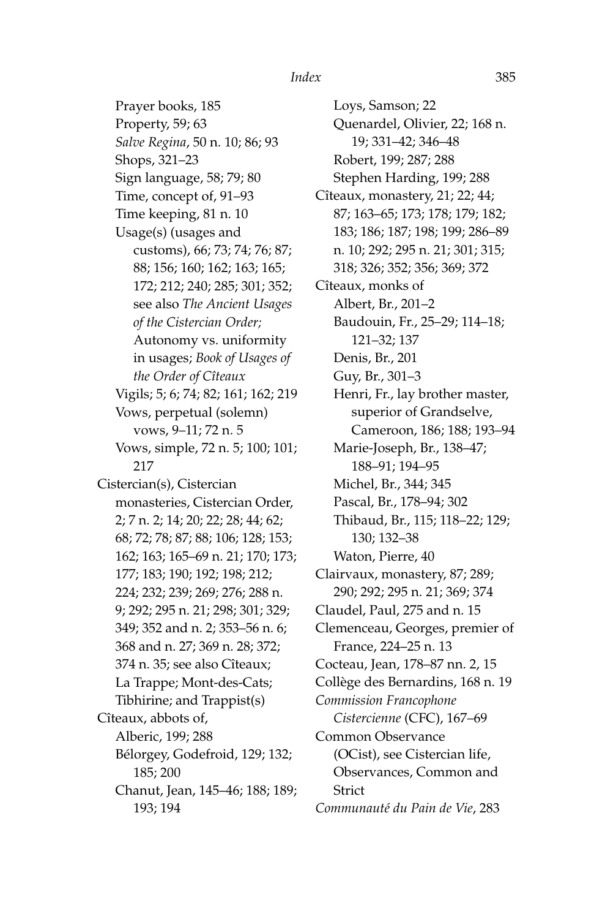Prayer books, 185
Property, 59; 63
*Salve Regina*, 50 n. 10; 86; 93
Shops, 321–23
Sign language, 58; 79; 80
Time, concept of, 91–93
Time keeping, 81 n. 10
Usage(s) (usages and customs), 66; 73; 74; 76; 87; 88; 156; 160; 162; 163; 165; 172; 212; 240; 285; 301; 352; see also *The Ancient Usages of the Cistercian Order;* Autonomy vs. uniformity in usages; *Book of Usages of the Order of Cîteaux*
Vigils; 5; 6; 74; 82; 161; 162; 219
Vows, perpetual (solemn) vows, 9–11; 72 n. 5
Vows, simple, 72 n. 5; 100; 101; 217

Cistercian(s), Cistercian monasteries, Cistercian Order, 2; 7 n. 2; 14; 20; 22; 28; 44; 62; 68; 72; 78; 87; 88; 106; 128; 153; 162; 163; 165–69 n. 21; 170; 173; 177; 183; 190; 192; 198; 212; 224; 232; 239; 269; 276; 288 n. 9; 292; 295 n. 21; 298; 301; 329; 349; 352 and n. 2; 353–56 n. 6; 368 and n. 27; 369 n. 28; 372; 374 n. 35; see also Cîteaux; La Trappe; Mont-des-Cats; Tibhirine; and Trappist(s)

Cîteaux, abbots of,
Alberic, 199; 288
Bélorgey, Godefroid, 129; 132; 185; 200
Chanut, Jean, 145–46; 188; 189; 193; 194
Loys, Samson; 22
Quenardel, Olivier, 22; 168 n. 19; 331–42; 346–48
Robert, 199; 287; 288
Stephen Harding, 199; 288

Cîteaux, monastery, 21; 22; 44; 87; 163–65; 173; 178; 179; 182; 183; 186; 187; 198; 199; 286–89 n. 10; 292; 295 n. 21; 301; 315; 318; 326; 352; 356; 369; 372

Cîteaux, monks of
Albert, Br., 201–2
Baudouin, Fr., 25–29; 114–18; 121–32; 137
Denis, Br., 201
Guy, Br., 301–3
Henri, Fr., lay brother master, superior of Grandselve, Cameroon, 186; 188; 193–94
Marie-Joseph, Br., 138–47; 188–91; 194–95
Michel, Br., 344; 345
Pascal, Br., 178–94; 302
Thibaud, Br., 115; 118–22; 129; 130; 132–38
Waton, Pierre, 40

Clairvaux, monastery, 87; 289; 290; 292; 295 n. 21; 369; 374

Claudel, Paul, 275 and n. 15

Clemenceau, Georges, premier of France, 224–25 n. 13

Cocteau, Jean, 178–87 nn. 2, 15

Collège des Bernardins, 168 n. 19

*Commission Francophone Cistercienne* (CFC), 167–69

Common Observance (OCist), see Cistercian life, Observances, Common and Strict

*Communauté du Pain de Vie*, 283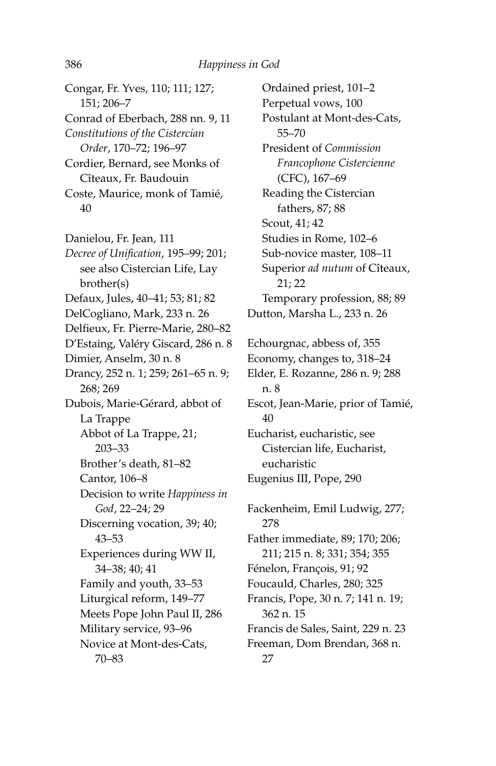Congar, Fr. Yves, 110; 111; 127; 151; 206–7
Conrad of Eberbach, 288 nn. 9, 11
*Constitutions of the Cistercian Order*, 170–72; 196–97
Cordier, Bernard, see Monks of Cîteaux, Fr. Baudouin
Coste, Maurice, monk of Tamié, 40

Danielou, Fr. Jean, 111
*Decree of Unification*, 195–99; 201; see also Cistercian Life, Lay brother(s)
Defaux, Jules, 40–41; 53; 81; 82
DelCogliano, Mark, 233 n. 26
Delfieux, Fr. Pierre-Marie, 280–82
D'Estaing, Valéry Giscard, 286 n. 8
Dimier, Anselm, 30 n. 8
Drancy, 252 n. 1; 259; 261–65 n. 9; 268; 269
Dubois, Marie-Gérard, abbot of La Trappe
  Abbot of La Trappe, 21; 203–33
  Brother's death, 81–82
  Cantor, 106–8
  Decision to write *Happiness in God*, 22–24; 29
  Discerning vocation, 39; 40; 43–53
  Experiences during WW II, 34–38; 40; 41
  Family and youth, 33–53
  Liturgical reform, 149–77
  Meets Pope John Paul II, 286
  Military service, 93–96
  Novice at Mont-des-Cats, 70–83
  Ordained priest, 101–2
  Perpetual vows, 100
  Postulant at Mont-des-Cats, 55–70
  President of *Commission Francophone Cistercienne* (CFC), 167–69
  Reading the Cistercian fathers, 87; 88
  Scout, 41; 42
  Studies in Rome, 102–6
  Sub-novice master, 108–11
  Superior *ad nutum* of Cîteaux, 21; 22
  Temporary profession, 88; 89
Dutton, Marsha L., 233 n. 26

Echourgnac, abbess of, 355
Economy, changes to, 318–24
Elder, E. Rozanne, 286 n. 9; 288 n. 8
Escot, Jean-Marie, prior of Tamié, 40
Eucharist, eucharistic, see Cistercian life, Eucharist, eucharistic
Eugenius III, Pope, 290

Fackenheim, Emil Ludwig, 277; 278
Father immediate, 89; 170; 206; 211; 215 n. 8; 331; 354; 355
Fénelon, François, 91; 92
Foucauld, Charles, 280; 325
Francis, Pope, 30 n. 7; 141 n. 19; 362 n. 15
Francis de Sales, Saint, 229 n. 23
Freeman, Dom Brendan, 368 n. 27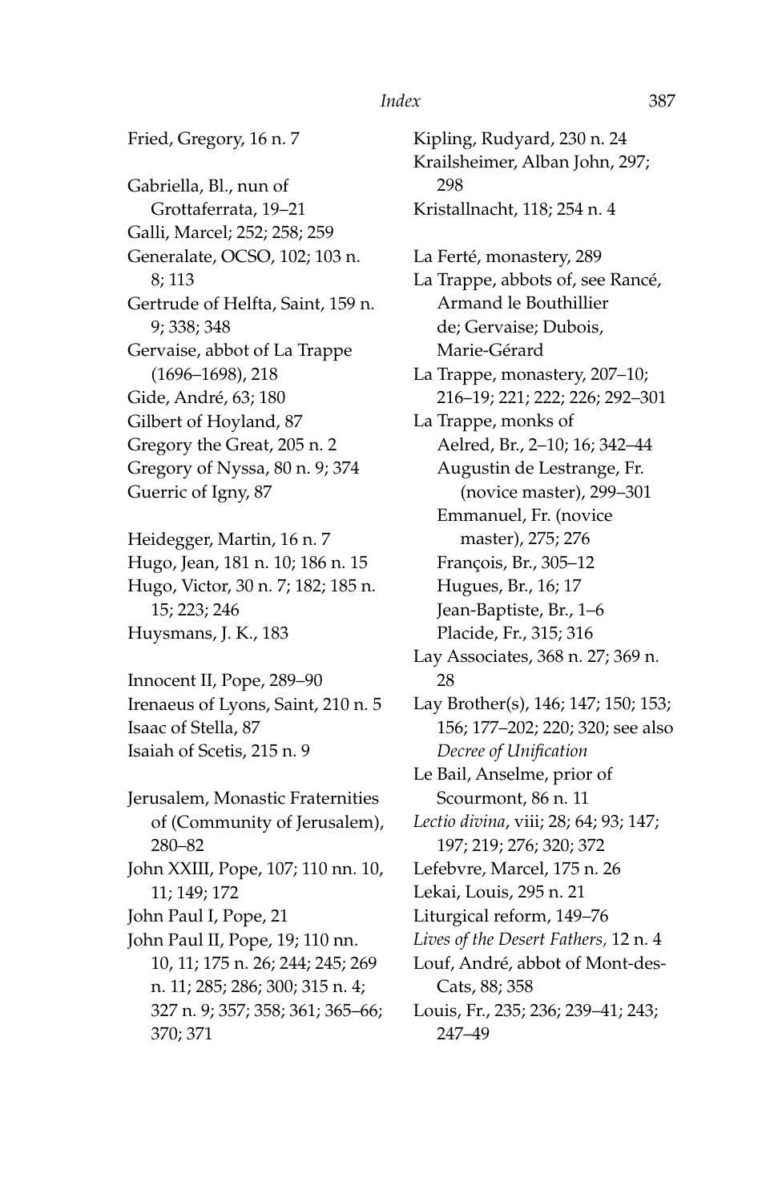Fried, Gregory, 16 n. 7

Gabriella, Bl., nun of Grottaferrata, 19–21
Galli, Marcel; 252; 258; 259
Generalate, OCSO, 102; 103 n. 8; 113
Gertrude of Helfta, Saint, 159 n. 9; 338; 348
Gervaise, abbot of La Trappe (1696–1698), 218
Gide, André, 63; 180
Gilbert of Hoyland, 87
Gregory the Great, 205 n. 2
Gregory of Nyssa, 80 n. 9; 374
Guerric of Igny, 87

Heidegger, Martin, 16 n. 7
Hugo, Jean, 181 n. 10; 186 n. 15
Hugo, Victor, 30 n. 7; 182; 185 n. 15; 223; 246
Huysmans, J. K., 183

Innocent II, Pope, 289–90
Irenaeus of Lyons, Saint, 210 n. 5
Isaac of Stella, 87
Isaiah of Scetis, 215 n. 9

Jerusalem, Monastic Fraternities of (Community of Jerusalem), 280–82
John XXIII, Pope, 107; 110 nn. 10, 11; 149; 172
John Paul I, Pope, 21
John Paul II, Pope, 19; 110 nn. 10, 11; 175 n. 26; 244; 245; 269 n. 11; 285; 286; 300; 315 n. 4; 327 n. 9; 357; 358; 361; 365–66; 370; 371

Kipling, Rudyard, 230 n. 24
Krailsheimer, Alban John, 297; 298
Kristallnacht, 118; 254 n. 4

La Ferté, monastery, 289
La Trappe, abbots of, see Rancé, Armand le Bouthillier de; Gervaise; Dubois, Marie-Gérard
La Trappe, monastery, 207–10; 216–19; 221; 222; 226; 292–301
La Trappe, monks of
  Aelred, Br., 2–10; 16; 342–44
  Augustin de Lestrange, Fr. (novice master), 299–301
  Emmanuel, Fr. (novice master), 275; 276
  François, Br., 305–12
  Hugues, Br., 16; 17
  Jean-Baptiste, Br., 1–6
  Placide, Fr., 315; 316
Lay Associates, 368 n. 27; 369 n. 28
Lay Brother(s), 146; 147; 150; 153; 156; 177–202; 220; 320; see also *Decree of Unification*
Le Bail, Anselme, prior of Scourmont, 86 n. 11
*Lectio divina*, viii; 28; 64; 93; 147; 197; 219; 276; 320; 372
Lefebvre, Marcel, 175 n. 26
Lekai, Louis, 295 n. 21
Liturgical reform, 149–76
*Lives of the Desert Fathers*, 12 n. 4
Louf, André, abbot of Mont-des-Cats, 88; 358
Louis, Fr., 235; 236; 239–41; 243; 247–49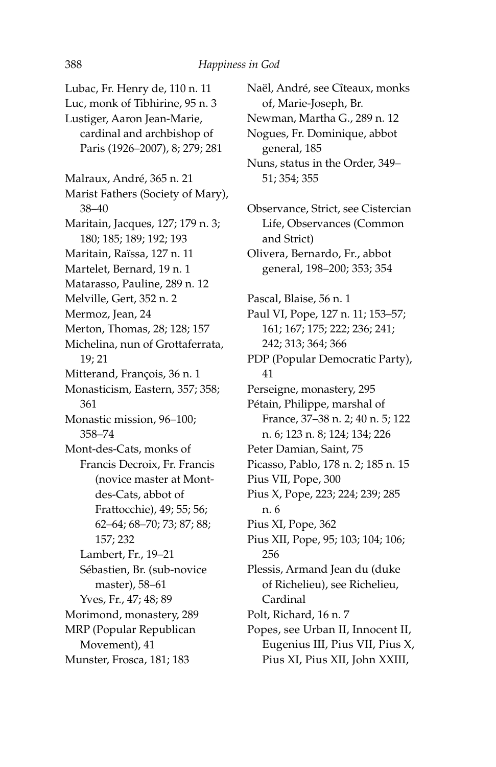Lubac, Fr. Henry de, 110 n. 11
Luc, monk of Tibhirine, 95 n. 3
Lustiger, Aaron Jean-Marie, cardinal and archbishop of Paris (1926–2007), 8; 279; 281

Malraux, André, 365 n. 21
Marist Fathers (Society of Mary), 38–40
Maritain, Jacques, 127; 179 n. 3; 180; 185; 189; 192; 193
Maritain, Raïssa, 127 n. 11
Martelet, Bernard, 19 n. 1
Matarasso, Pauline, 289 n. 12
Melville, Gert, 352 n. 2
Mermoz, Jean, 24
Merton, Thomas, 28; 128; 157
Michelina, nun of Grottaferrata, 19; 21
Mitterand, François, 36 n. 1
Monasticism, Eastern, 357; 358; 361
Monastic mission, 96–100; 358–74
Mont-des-Cats, monks of
- Francis Decroix, Fr. Francis (novice master at Mont-des-Cats, abbot of Frattocchie), 49; 55; 56; 62–64; 68–70; 73; 87; 88; 157; 232
- Lambert, Fr., 19–21
- Sébastien, Br. (sub-novice master), 58–61
- Yves, Fr., 47; 48; 89

Morimond, monastery, 289
MRP (Popular Republican Movement), 41
Munster, Frosca, 181; 183

Naël, André, see Cîteaux, monks of, Marie-Joseph, Br.
Newman, Martha G., 289 n. 12
Nogues, Fr. Dominique, abbot general, 185
Nuns, status in the Order, 349–51; 354; 355

Observance, Strict, see Cistercian Life, Observances (Common and Strict)
Olivera, Bernardo, Fr., abbot general, 198–200; 353; 354

Pascal, Blaise, 56 n. 1
Paul VI, Pope, 127 n. 11; 153–57; 161; 167; 175; 222; 236; 241; 242; 313; 364; 366
PDP (Popular Democratic Party), 41
Perseigne, monastery, 295
Pétain, Philippe, marshal of France, 37–38 n. 2; 40 n. 5; 122 n. 6; 123 n. 8; 124; 134; 226
Peter Damian, Saint, 75
Picasso, Pablo, 178 n. 2; 185 n. 15
Pius VII, Pope, 300
Pius X, Pope, 223; 224; 239; 285 n. 6
Pius XI, Pope, 362
Pius XII, Pope, 95; 103; 104; 106; 256
Plessis, Armand Jean du (duke of Richelieu), see Richelieu, Cardinal
Polt, Richard, 16 n. 7
Popes, see Urban II, Innocent II, Eugenius III, Pius VII, Pius X, Pius XI, Pius XII, John XXIII,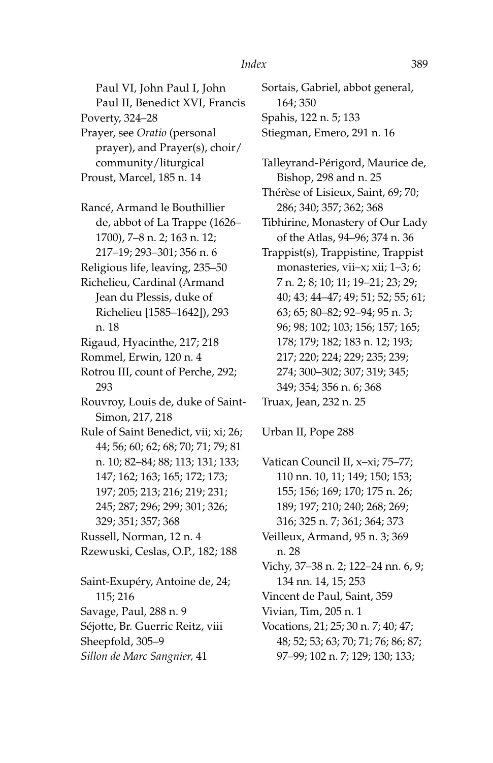Paul VI, John Paul I, John Paul II, Benedict XVI, Francis
Poverty, 324–28
Prayer, see *Oratio* (personal prayer), and Prayer(s), choir/community/liturgical
Proust, Marcel, 185 n. 14

Rancé, Armand le Bouthillier de, abbot of La Trappe (1626–1700), 7–8 n. 2; 163 n. 12; 217–19; 293–301; 356 n. 6
Religious life, leaving, 235–50
Richelieu, Cardinal (Armand Jean du Plessis, duke of Richelieu [1585–1642]), 293 n. 18
Rigaud, Hyacinthe, 217; 218
Rommel, Erwin, 120 n. 4
Rotrou III, count of Perche, 292; 293
Rouvroy, Louis de, duke of Saint-Simon, 217, 218
Rule of Saint Benedict, vii; xi; 26; 44; 56; 60; 62; 68; 70; 71; 79; 81 n. 10; 82–84; 88; 113; 131; 133; 147; 162; 163; 165; 172; 173; 197; 205; 213; 216; 219; 231; 245; 287; 296; 299; 301; 326; 329; 351; 357; 368
Russell, Norman, 12 n. 4
Rzewuski, Ceslas, O.P., 182; 188

Saint-Exupéry, Antoine de, 24; 115; 216
Savage, Paul, 288 n. 9
Séjotte, Br. Guerric Reitz, viii
Sheepfold, 305–9
*Sillon de Marc Sangnier,* 41
Sortais, Gabriel, abbot general, 164; 350
Spahis, 122 n. 5; 133
Stiegman, Emero, 291 n. 16

Talleyrand-Périgord, Maurice de, Bishop, 298 and n. 25
Thérèse of Lisieux, Saint, 69; 70; 286; 340; 357; 362; 368
Tibhirine, Monastery of Our Lady of the Atlas, 94–96; 374 n. 36
Trappist(s), Trappistine, Trappist monasteries, vii–x; xii; 1–3; 6; 7 n. 2; 8; 10; 11; 19–21; 23; 29; 40; 43; 44–47; 49; 51; 52; 55; 61; 63; 65; 80–82; 92–94; 95 n. 3; 96; 98; 102; 103; 156; 157; 165; 178; 179; 182; 183 n. 12; 193; 217; 220; 224; 229; 235; 239; 274; 300–302; 307; 319; 345; 349; 354; 356 n. 6; 368
Truax, Jean, 232 n. 25

Urban II, Pope 288

Vatican Council II, x–xi; 75–77; 110 nn. 10, 11; 149; 150; 153; 155; 156; 169; 170; 175 n. 26; 189; 197; 210; 240; 268; 269; 316; 325 n. 7; 361; 364; 373
Veilleux, Armand, 95 n. 3; 369 n. 28
Vichy, 37–38 n. 2; 122–24 nn. 6, 9; 134 nn. 14, 15; 253
Vincent de Paul, Saint, 359
Vivian, Tim, 205 n. 1
Vocations, 21; 25; 30 n. 7; 40; 47; 48; 52; 53; 63; 70; 71; 76; 86; 87; 97–99; 102 n. 7; 129; 130; 133;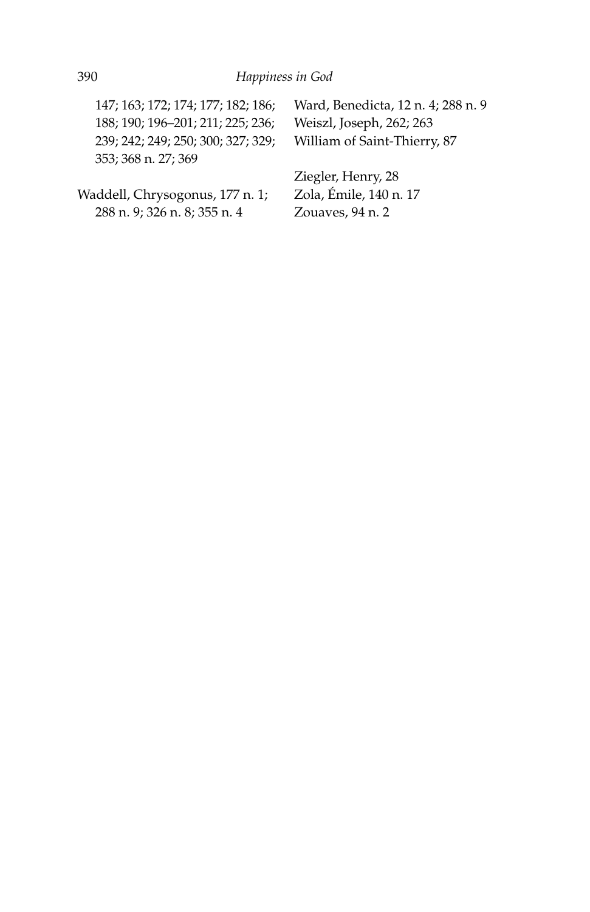147; 163; 172; 174; 177; 182; 186; 188; 190; 196–201; 211; 225; 236; 239; 242; 249; 250; 300; 327; 329; 353; 368 n. 27; 369

Waddell, Chrysogonus, 177 n. 1; 288 n. 9; 326 n. 8; 355 n. 4

Ward, Benedicta, 12 n. 4; 288 n. 9

Weiszl, Joseph, 262; 263

William of Saint-Thierry, 87

Ziegler, Henry, 28

Zola, Émile, 140 n. 17

Zouaves, 94 n. 2